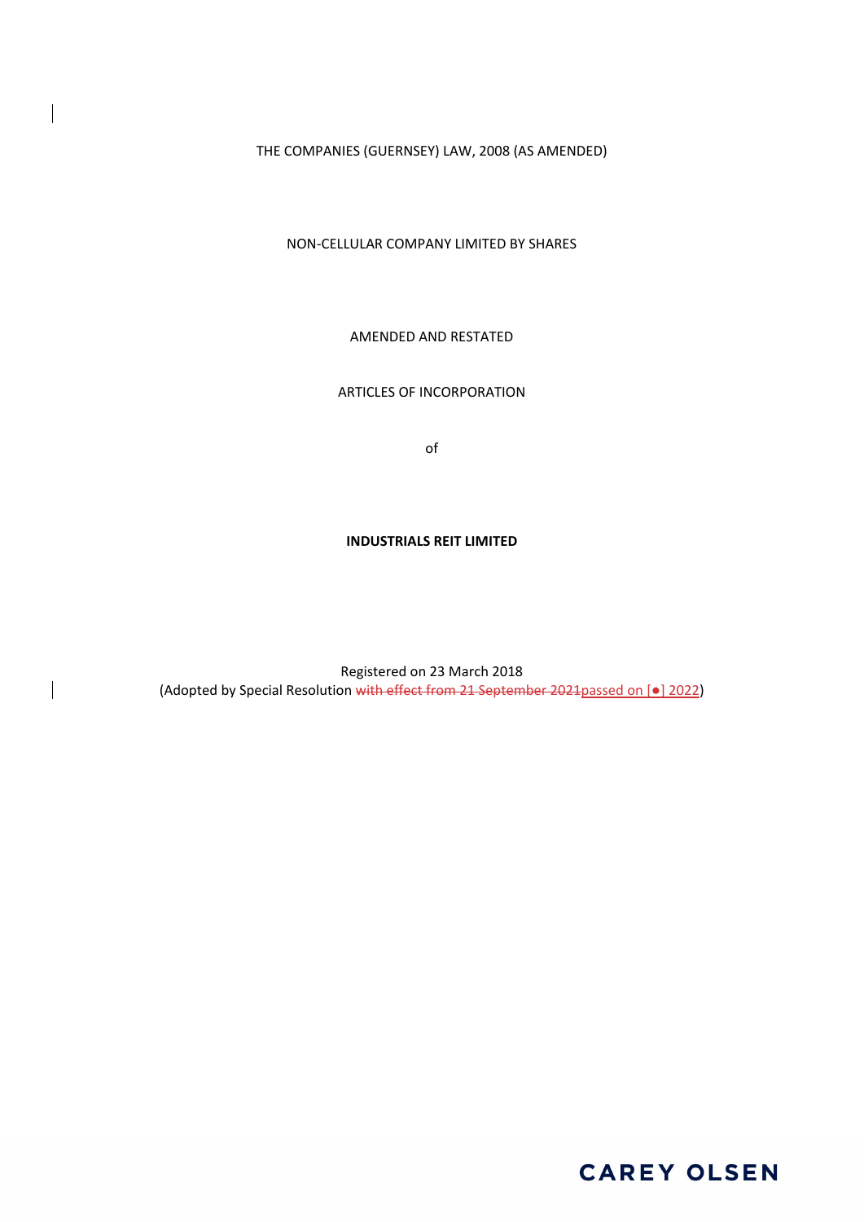THE COMPANIES (GUERNSEY) LAW, 2008 (AS AMENDED)

NON-CELLULAR COMPANY LIMITED BY SHARES

AMENDED AND RESTATED

ARTICLES OF INCORPORATION

of

**INDUSTRIALS REIT LIMITED**

Registered on 23 March 2018

(Adopted by Special Resolution ~~with effect from 21 September 2021~~passed on [●] 2022)

CAREY OLSEN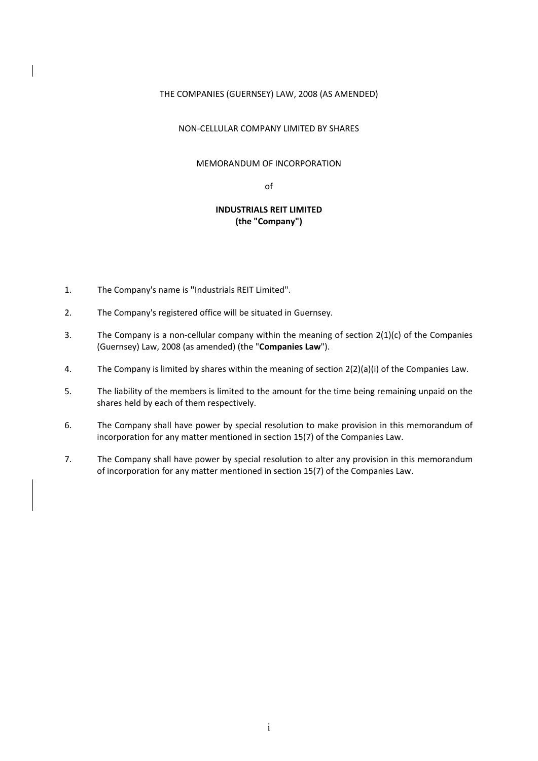THE COMPANIES (GUERNSEY) LAW, 2008 (AS AMENDED)

NON-CELLULAR COMPANY LIMITED BY SHARES

MEMORANDUM OF INCORPORATION

of

**INDUSTRIALS REIT LIMITED**
**(the "Company")**

1. The Company's name is "Industrials REIT Limited".

2. The Company's registered office will be situated in Guernsey.

3. The Company is a non-cellular company within the meaning of section 2(1)(c) of the Companies (Guernsey) Law, 2008 (as amended) (the "**Companies Law**").

4. The Company is limited by shares within the meaning of section 2(2)(a)(i) of the Companies Law.

5. The liability of the members is limited to the amount for the time being remaining unpaid on the shares held by each of them respectively.

6. The Company shall have power by special resolution to make provision in this memorandum of incorporation for any matter mentioned in section 15(7) of the Companies Law.

7. The Company shall have power by special resolution to alter any provision in this memorandum of incorporation for any matter mentioned in section 15(7) of the Companies Law.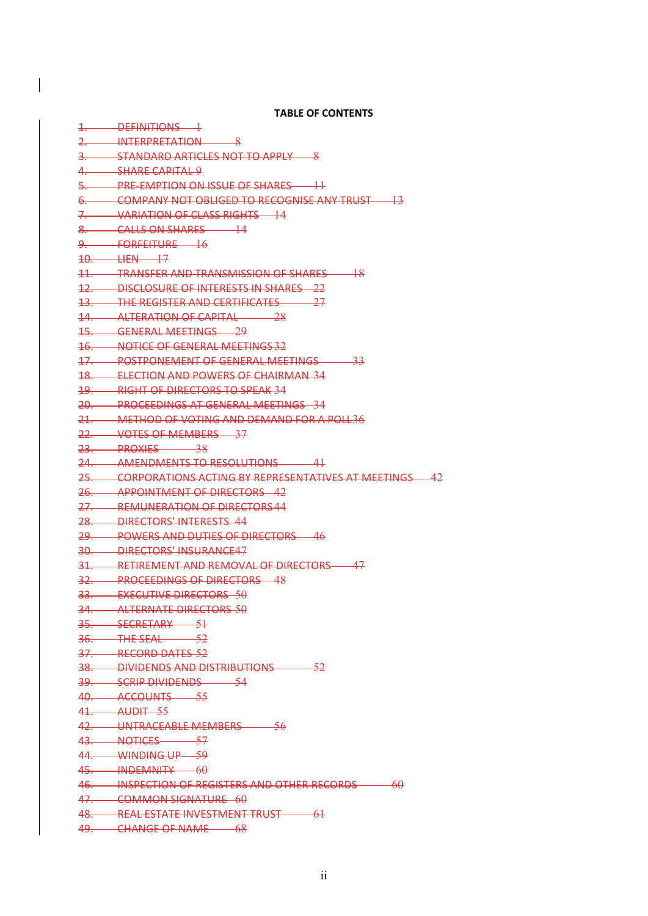**TABLE OF CONTENTS**

~~1. DEFINITIONS 1~~
~~2. INTERPRETATION 8~~
~~3. STANDARD ARTICLES NOT TO APPLY 8~~
~~4. SHARE CAPITAL 9~~
~~5. PRE-EMPTION ON ISSUE OF SHARES 11~~
~~6. COMPANY NOT OBLIGED TO RECOGNISE ANY TRUST 13~~
~~7. VARIATION OF CLASS RIGHTS 14~~
~~8. CALLS ON SHARES 14~~
~~9. FORFEITURE 16~~
~~10. LIEN 17~~
~~11. TRANSFER AND TRANSMISSION OF SHARES 18~~
~~12. DISCLOSURE OF INTERESTS IN SHARES 22~~
~~13. THE REGISTER AND CERTIFICATES 27~~
~~14. ALTERATION OF CAPITAL 28~~
~~15. GENERAL MEETINGS 29~~
~~16. NOTICE OF GENERAL MEETINGS 32~~
~~17. POSTPONEMENT OF GENERAL MEETINGS 33~~
~~18. ELECTION AND POWERS OF CHAIRMAN 34~~
~~19. RIGHT OF DIRECTORS TO SPEAK 34~~
~~20. PROCEEDINGS AT GENERAL MEETINGS 34~~
~~21. METHOD OF VOTING AND DEMAND FOR A POLL 36~~
~~22. VOTES OF MEMBERS 37~~
~~23. PROXIES 38~~
~~24. AMENDMENTS TO RESOLUTIONS 41~~
~~25. CORPORATIONS ACTING BY REPRESENTATIVES AT MEETINGS 42~~
~~26. APPOINTMENT OF DIRECTORS 42~~
~~27. REMUNERATION OF DIRECTORS 44~~
~~28. DIRECTORS' INTERESTS 44~~
~~29. POWERS AND DUTIES OF DIRECTORS 46~~
~~30. DIRECTORS' INSURANCE 47~~
~~31. RETIREMENT AND REMOVAL OF DIRECTORS 47~~
~~32. PROCEEDINGS OF DIRECTORS 48~~
~~33. EXECUTIVE DIRECTORS 50~~
~~34. ALTERNATE DIRECTORS 50~~
~~35. SECRETARY 51~~
~~36. THE SEAL 52~~
~~37. RECORD DATES 52~~
~~38. DIVIDENDS AND DISTRIBUTIONS 52~~
~~39. SCRIP DIVIDENDS 54~~
~~40. ACCOUNTS 55~~
~~41. AUDIT 55~~
~~42. UNTRACEABLE MEMBERS 56~~
~~43. NOTICES 57~~
~~44. WINDING UP 59~~
~~45. INDEMNITY 60~~
~~46. INSPECTION OF REGISTERS AND OTHER RECORDS 60~~
~~47. COMMON SIGNATURE 60~~
~~48. REAL ESTATE INVESTMENT TRUST 61~~
~~49. CHANGE OF NAME 68~~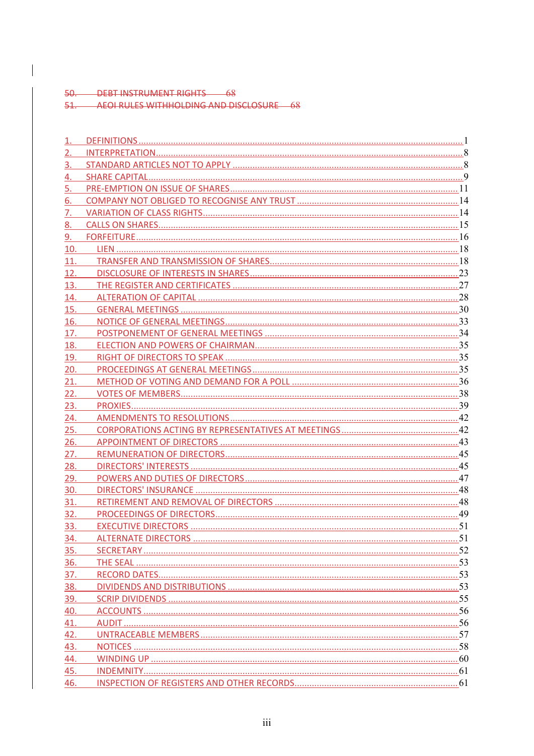~~50. DEBT INSTRUMENT RIGHTS 68~~

~~51. AEOI RULES WITHHOLDING AND DISCLOSURE 68~~

1. DEFINITIONS ..... 1
2. INTERPRETATION ..... 8
3. STANDARD ARTICLES NOT TO APPLY ..... 8
4. SHARE CAPITAL ..... 9
5. PRE-EMPTION ON ISSUE OF SHARES ..... 11
6. COMPANY NOT OBLIGED TO RECOGNISE ANY TRUST ..... 14
7. VARIATION OF CLASS RIGHTS ..... 14
8. CALLS ON SHARES ..... 15
9. FORFEITURE ..... 16
10. LIEN ..... 18
11. TRANSFER AND TRANSMISSION OF SHARES ..... 18
12. DISCLOSURE OF INTERESTS IN SHARES ..... 23
13. THE REGISTER AND CERTIFICATES ..... 27
14. ALTERATION OF CAPITAL ..... 28
15. GENERAL MEETINGS ..... 30
16. NOTICE OF GENERAL MEETINGS ..... 33
17. POSTPONEMENT OF GENERAL MEETINGS ..... 34
18. ELECTION AND POWERS OF CHAIRMAN ..... 35
19. RIGHT OF DIRECTORS TO SPEAK ..... 35
20. PROCEEDINGS AT GENERAL MEETINGS ..... 35
21. METHOD OF VOTING AND DEMAND FOR A POLL ..... 36
22. VOTES OF MEMBERS ..... 38
23. PROXIES ..... 39
24. AMENDMENTS TO RESOLUTIONS ..... 42
25. CORPORATIONS ACTING BY REPRESENTATIVES AT MEETINGS ..... 42
26. APPOINTMENT OF DIRECTORS ..... 43
27. REMUNERATION OF DIRECTORS ..... 45
28. DIRECTORS' INTERESTS ..... 45
29. POWERS AND DUTIES OF DIRECTORS ..... 47
30. DIRECTORS' INSURANCE ..... 48
31. RETIREMENT AND REMOVAL OF DIRECTORS ..... 48
32. PROCEEDINGS OF DIRECTORS ..... 49
33. EXECUTIVE DIRECTORS ..... 51
34. ALTERNATE DIRECTORS ..... 51
35. SECRETARY ..... 52
36. THE SEAL ..... 53
37. RECORD DATES ..... 53
38. DIVIDENDS AND DISTRIBUTIONS ..... 53
39. SCRIP DIVIDENDS ..... 55
40. ACCOUNTS ..... 56
41. AUDIT ..... 56
42. UNTRACEABLE MEMBERS ..... 57
43. NOTICES ..... 58
44. WINDING UP ..... 60
45. INDEMNITY ..... 61
46. INSPECTION OF REGISTERS AND OTHER RECORDS ..... 61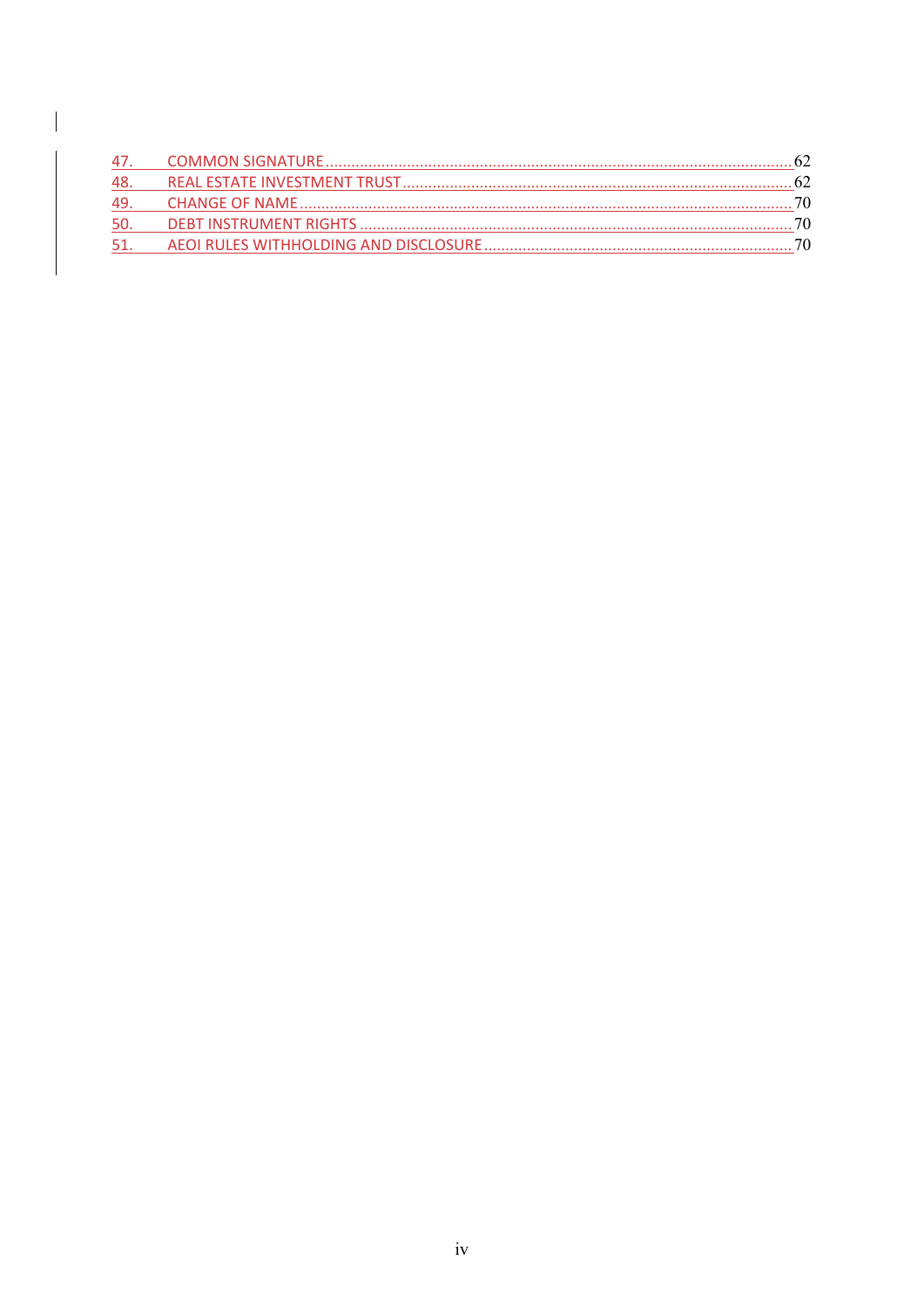47. COMMON SIGNATURE ........................................................................................................... 62
48. REAL ESTATE INVESTMENT TRUST ........................................................................................... 62
49. CHANGE OF NAME .................................................................................................................. 70
50. DEBT INSTRUMENT RIGHTS ..................................................................................................... 70
51. AEOI RULES WITHHOLDING AND DISCLOSURE ........................................................................ 70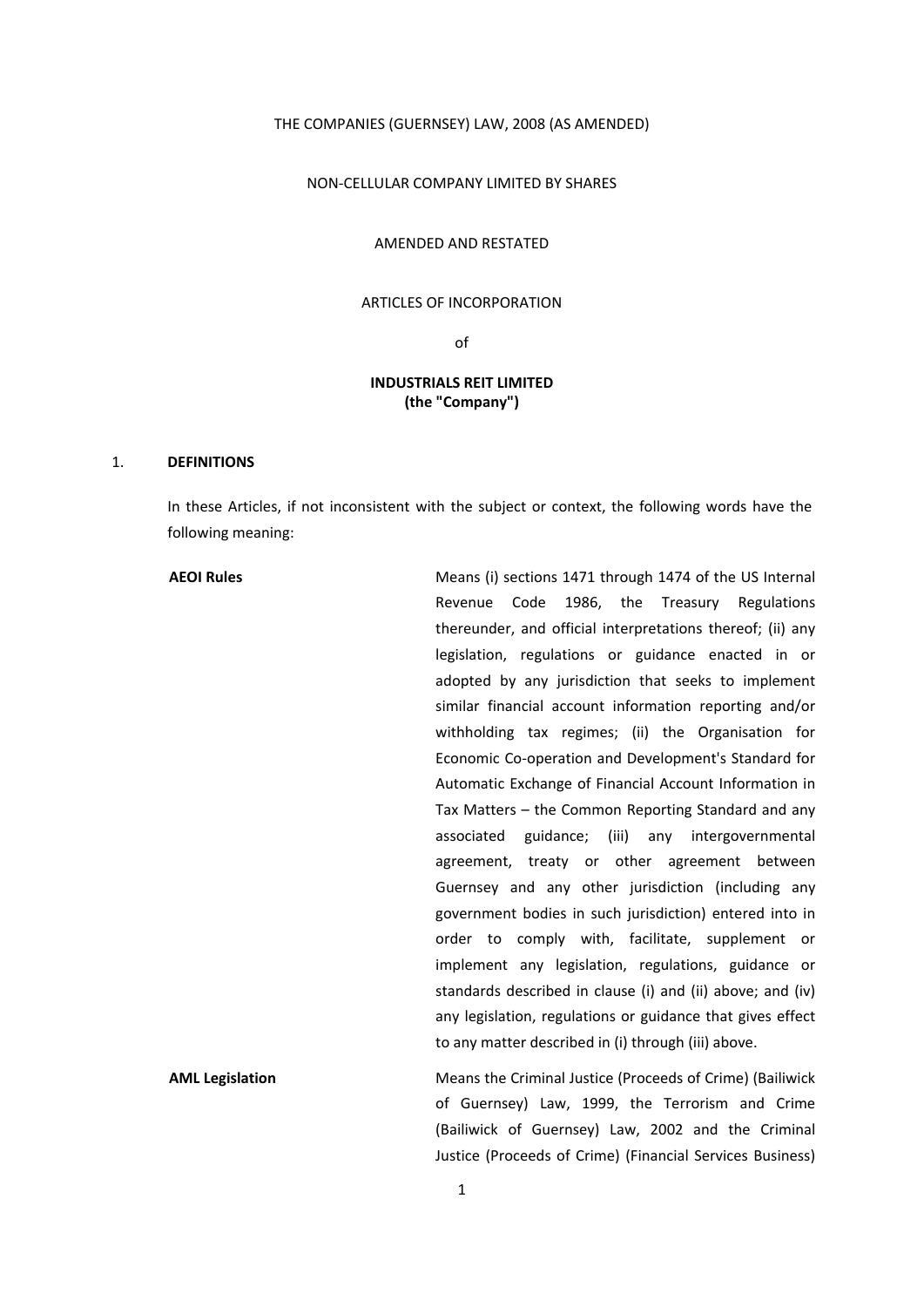THE COMPANIES (GUERNSEY) LAW, 2008 (AS AMENDED)

NON-CELLULAR COMPANY LIMITED BY SHARES

AMENDED AND RESTATED

ARTICLES OF INCORPORATION

of

**INDUSTRIALS REIT LIMITED**
**(the "Company")**

## 1. DEFINITIONS

In these Articles, if not inconsistent with the subject or context, the following words have the following meaning:

| | |
|---|---|
| **AEOI Rules** | Means (i) sections 1471 through 1474 of the US Internal Revenue Code 1986, the Treasury Regulations thereunder, and official interpretations thereof; (ii) any legislation, regulations or guidance enacted in or adopted by any jurisdiction that seeks to implement similar financial account information reporting and/or withholding tax regimes; (ii) the Organisation for Economic Co-operation and Development's Standard for Automatic Exchange of Financial Account Information in Tax Matters – the Common Reporting Standard and any associated guidance; (iii) any intergovernmental agreement, treaty or other agreement between Guernsey and any other jurisdiction (including any government bodies in such jurisdiction) entered into in order to comply with, facilitate, supplement or implement any legislation, regulations, guidance or standards described in clause (i) and (ii) above; and (iv) any legislation, regulations or guidance that gives effect to any matter described in (i) through (iii) above. |
| **AML Legislation** | Means the Criminal Justice (Proceeds of Crime) (Bailiwick of Guernsey) Law, 1999, the Terrorism and Crime (Bailiwick of Guernsey) Law, 2002 and the Criminal Justice (Proceeds of Crime) (Financial Services Business) |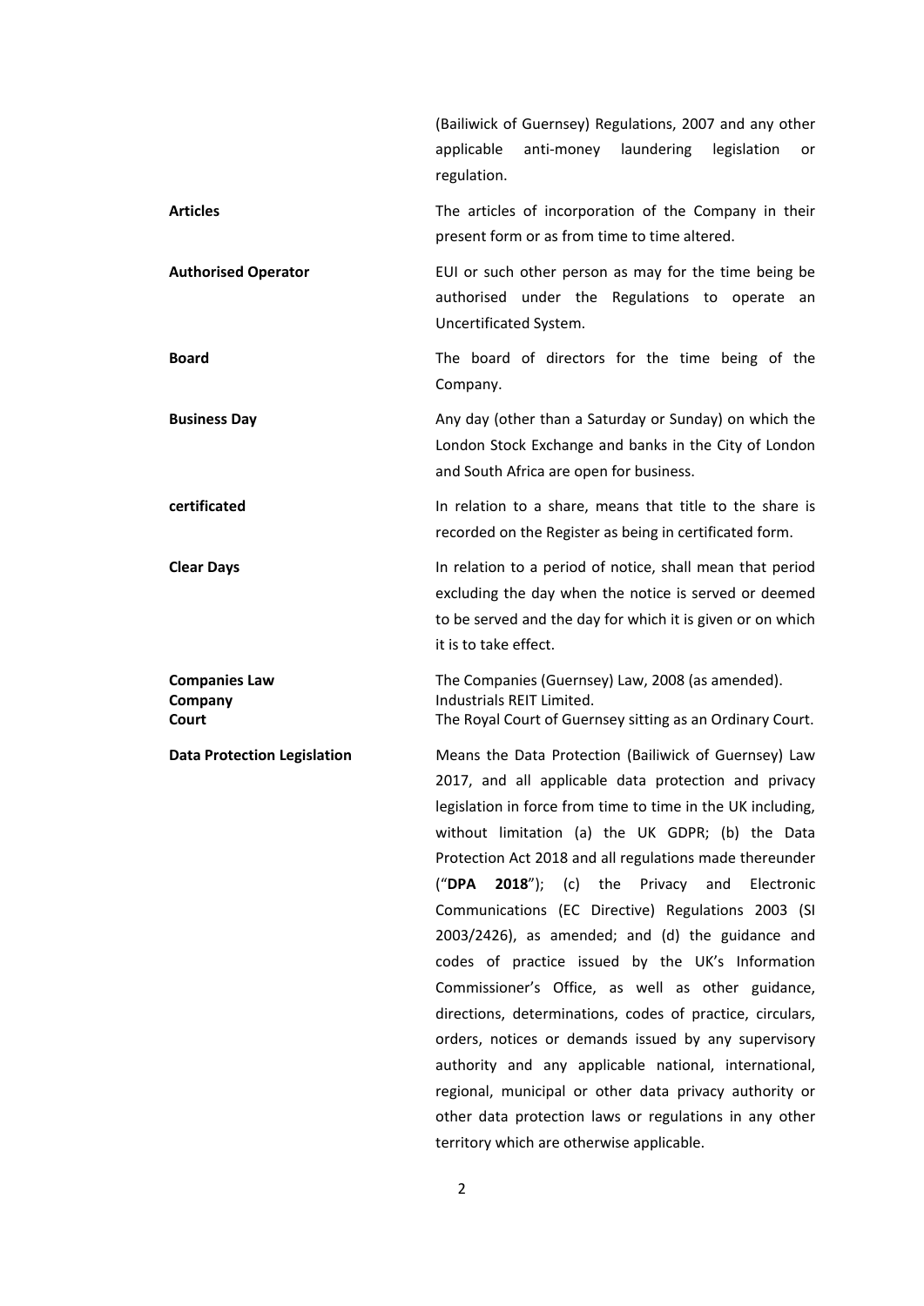(Bailiwick of Guernsey) Regulations, 2007 and any other applicable anti-money laundering legislation or regulation.

| | |
|---|---|
| **Articles** | The articles of incorporation of the Company in their present form or as from time to time altered. |
| **Authorised Operator** | EUI or such other person as may for the time being be authorised under the Regulations to operate an Uncertificated System. |
| **Board** | The board of directors for the time being of the Company. |
| **Business Day** | Any day (other than a Saturday or Sunday) on which the London Stock Exchange and banks in the City of London and South Africa are open for business. |
| **certificated** | In relation to a share, means that title to the share is recorded on the Register as being in certificated form. |
| **Clear Days** | In relation to a period of notice, shall mean that period excluding the day when the notice is served or deemed to be served and the day for which it is given or on which it is to take effect. |
| **Companies Law** | The Companies (Guernsey) Law, 2008 (as amended). |
| **Company** | Industrials REIT Limited. |
| **Court** | The Royal Court of Guernsey sitting as an Ordinary Court. |
| **Data Protection Legislation** | Means the Data Protection (Bailiwick of Guernsey) Law 2017, and all applicable data protection and privacy legislation in force from time to time in the UK including, without limitation (a) the UK GDPR; (b) the Data Protection Act 2018 and all regulations made thereunder ("**DPA 2018**"); (c) the Privacy and Electronic Communications (EC Directive) Regulations 2003 (SI 2003/2426), as amended; and (d) the guidance and codes of practice issued by the UK's Information Commissioner's Office, as well as other guidance, directions, determinations, codes of practice, circulars, orders, notices or demands issued by any supervisory authority and any applicable national, international, regional, municipal or other data privacy authority or other data protection laws or regulations in any other territory which are otherwise applicable. |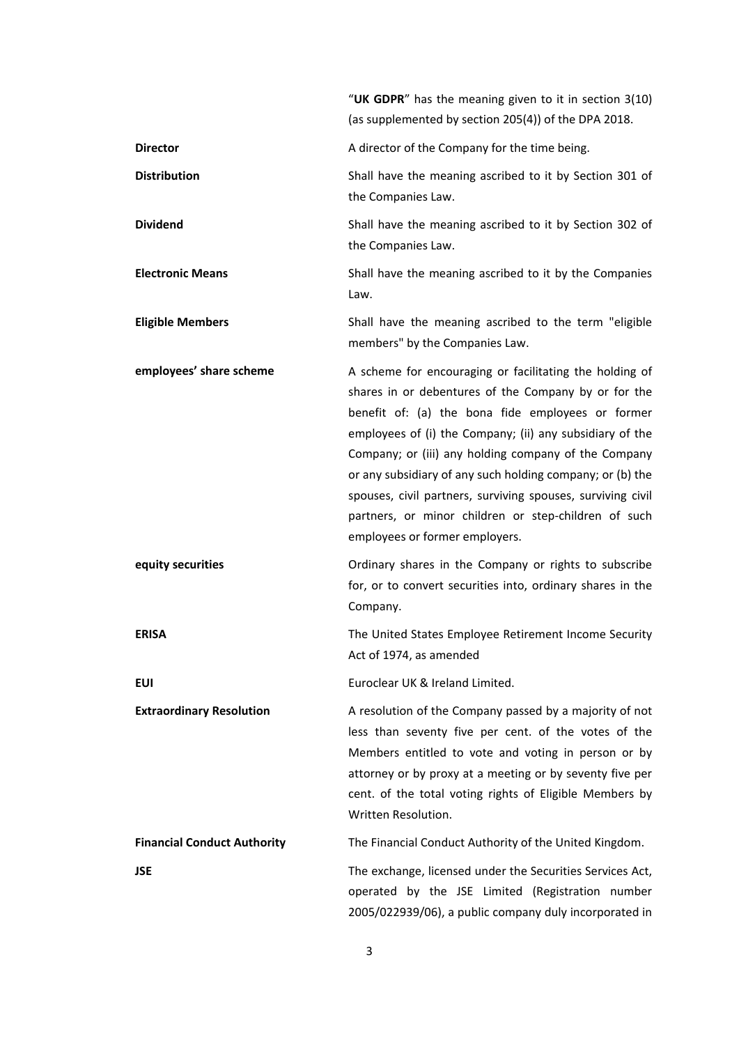| | |
|---|---|
| | "**UK GDPR**" has the meaning given to it in section 3(10) (as supplemented by section 205(4)) of the DPA 2018. |
| **Director** | A director of the Company for the time being. |
| **Distribution** | Shall have the meaning ascribed to it by Section 301 of the Companies Law. |
| **Dividend** | Shall have the meaning ascribed to it by Section 302 of the Companies Law. |
| **Electronic Means** | Shall have the meaning ascribed to it by the Companies Law. |
| **Eligible Members** | Shall have the meaning ascribed to the term "eligible members" by the Companies Law. |
| **employees' share scheme** | A scheme for encouraging or facilitating the holding of shares in or debentures of the Company by or for the benefit of: (a) the bona fide employees or former employees of (i) the Company; (ii) any subsidiary of the Company; or (iii) any holding company of the Company or any subsidiary of any such holding company; or (b) the spouses, civil partners, surviving spouses, surviving civil partners, or minor children or step-children of such employees or former employers. |
| **equity securities** | Ordinary shares in the Company or rights to subscribe for, or to convert securities into, ordinary shares in the Company. |
| **ERISA** | The United States Employee Retirement Income Security Act of 1974, as amended |
| **EUI** | Euroclear UK & Ireland Limited. |
| **Extraordinary Resolution** | A resolution of the Company passed by a majority of not less than seventy five per cent. of the votes of the Members entitled to vote and voting in person or by attorney or by proxy at a meeting or by seventy five per cent. of the total voting rights of Eligible Members by Written Resolution. |
| **Financial Conduct Authority** | The Financial Conduct Authority of the United Kingdom. |
| **JSE** | The exchange, licensed under the Securities Services Act, operated by the JSE Limited (Registration number 2005/022939/06), a public company duly incorporated in |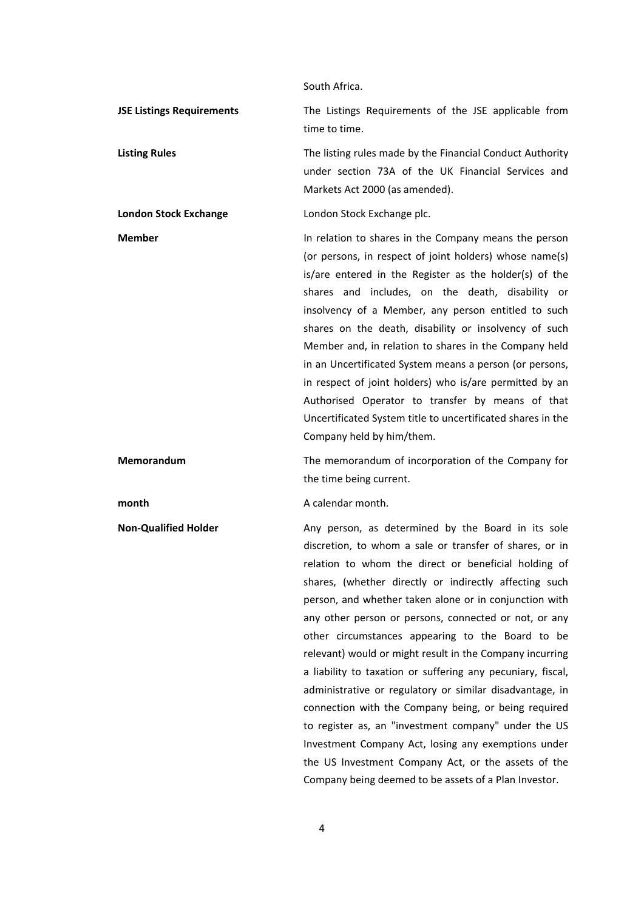South Africa.

**JSE Listings Requirements** The Listings Requirements of the JSE applicable from time to time.

**Listing Rules** The listing rules made by the Financial Conduct Authority under section 73A of the UK Financial Services and Markets Act 2000 (as amended).

**London Stock Exchange** London Stock Exchange plc.

**Member** In relation to shares in the Company means the person (or persons, in respect of joint holders) whose name(s) is/are entered in the Register as the holder(s) of the shares and includes, on the death, disability or insolvency of a Member, any person entitled to such shares on the death, disability or insolvency of such Member and, in relation to shares in the Company held in an Uncertificated System means a person (or persons, in respect of joint holders) who is/are permitted by an Authorised Operator to transfer by means of that Uncertificated System title to uncertificated shares in the Company held by him/them.

**Memorandum** The memorandum of incorporation of the Company for the time being current.

**month** A calendar month.

**Non-Qualified Holder** Any person, as determined by the Board in its sole discretion, to whom a sale or transfer of shares, or in relation to whom the direct or beneficial holding of shares, (whether directly or indirectly affecting such person, and whether taken alone or in conjunction with any other person or persons, connected or not, or any other circumstances appearing to the Board to be relevant) would or might result in the Company incurring a liability to taxation or suffering any pecuniary, fiscal, administrative or regulatory or similar disadvantage, in connection with the Company being, or being required to register as, an "investment company" under the US Investment Company Act, losing any exemptions under the US Investment Company Act, or the assets of the Company being deemed to be assets of a Plan Investor.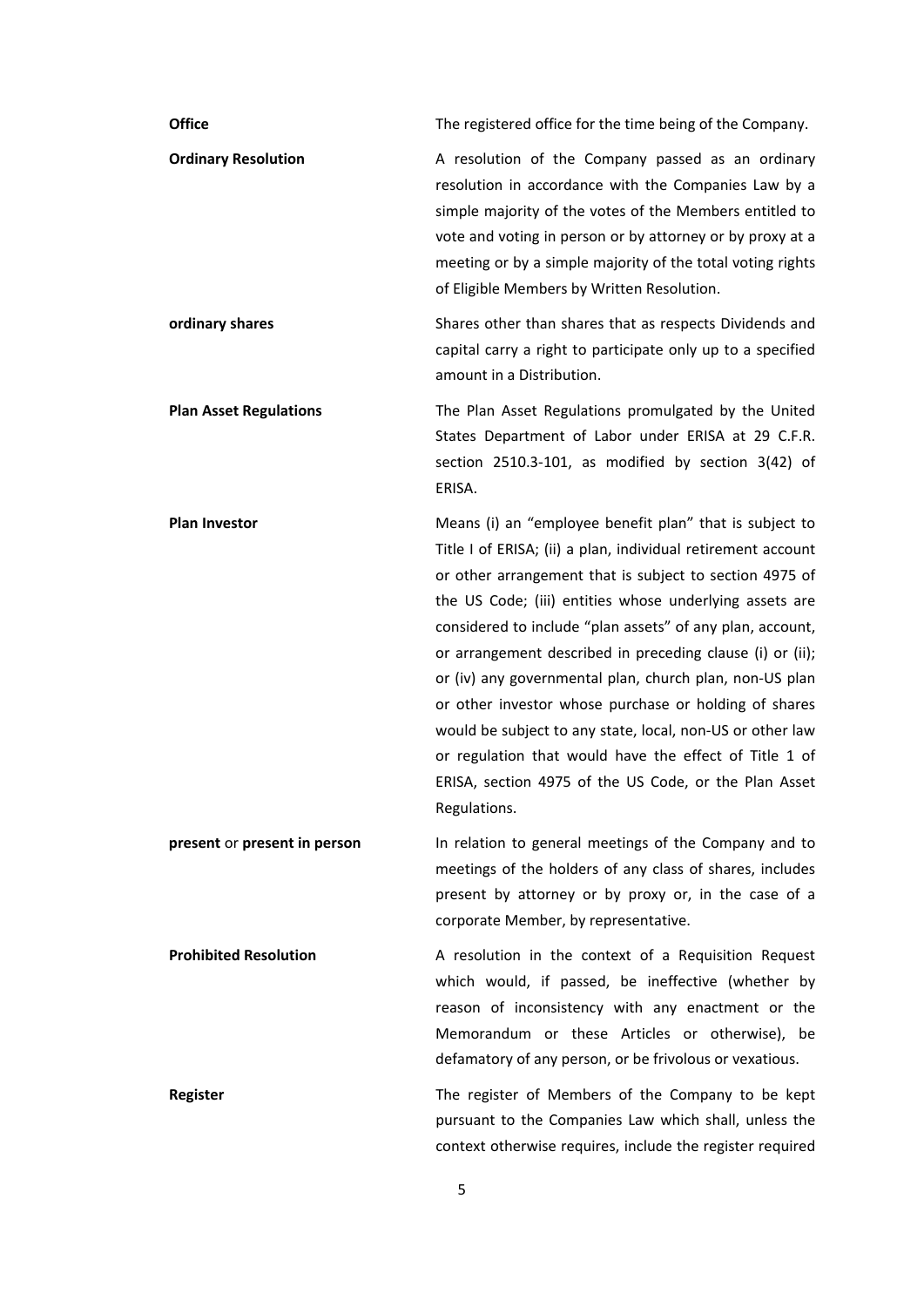| | |
|---|---|
| **Office** | The registered office for the time being of the Company. |
| **Ordinary Resolution** | A resolution of the Company passed as an ordinary resolution in accordance with the Companies Law by a simple majority of the votes of the Members entitled to vote and voting in person or by attorney or by proxy at a meeting or by a simple majority of the total voting rights of Eligible Members by Written Resolution. |
| **ordinary shares** | Shares other than shares that as respects Dividends and capital carry a right to participate only up to a specified amount in a Distribution. |
| **Plan Asset Regulations** | The Plan Asset Regulations promulgated by the United States Department of Labor under ERISA at 29 C.F.R. section 2510.3-101, as modified by section 3(42) of ERISA. |
| **Plan Investor** | Means (i) an "employee benefit plan" that is subject to Title I of ERISA; (ii) a plan, individual retirement account or other arrangement that is subject to section 4975 of the US Code; (iii) entities whose underlying assets are considered to include "plan assets" of any plan, account, or arrangement described in preceding clause (i) or (ii); or (iv) any governmental plan, church plan, non-US plan or other investor whose purchase or holding of shares would be subject to any state, local, non-US or other law or regulation that would have the effect of Title 1 of ERISA, section 4975 of the US Code, or the Plan Asset Regulations. |
| **present** or **present in person** | In relation to general meetings of the Company and to meetings of the holders of any class of shares, includes present by attorney or by proxy or, in the case of a corporate Member, by representative. |
| **Prohibited Resolution** | A resolution in the context of a Requisition Request which would, if passed, be ineffective (whether by reason of inconsistency with any enactment or the Memorandum or these Articles or otherwise), be defamatory of any person, or be frivolous or vexatious. |
| **Register** | The register of Members of the Company to be kept pursuant to the Companies Law which shall, unless the context otherwise requires, include the register required |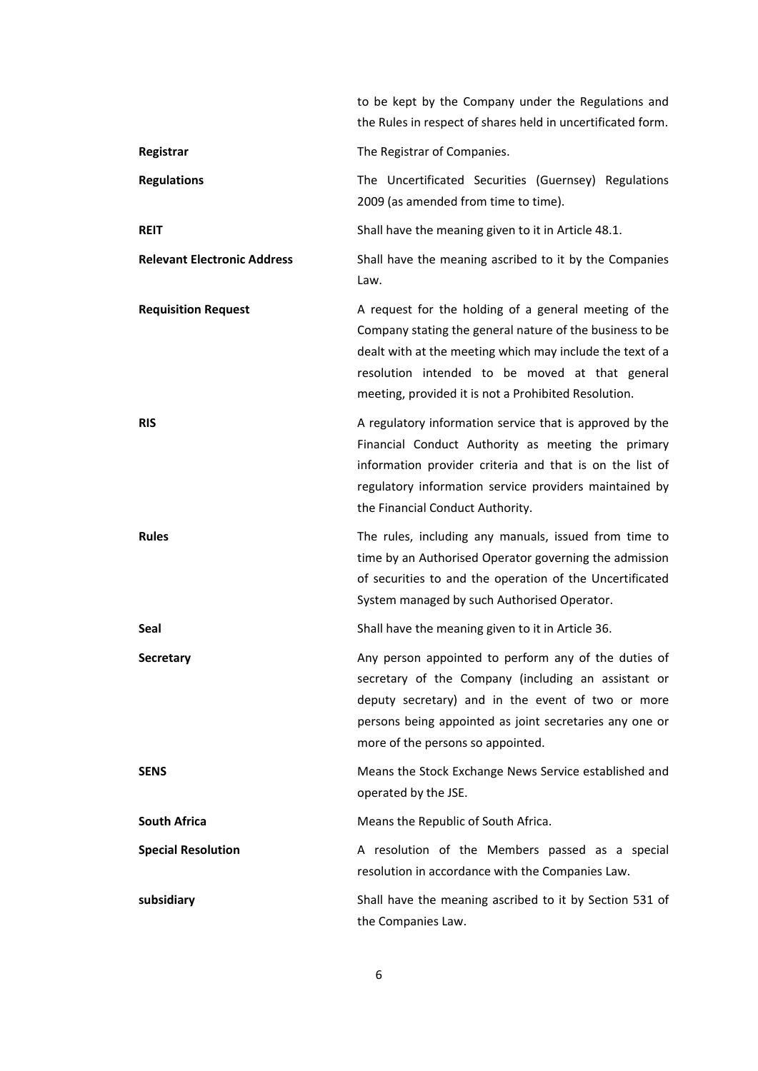| | |
|---|---|
| | to be kept by the Company under the Regulations and the Rules in respect of shares held in uncertificated form. |
| **Registrar** | The Registrar of Companies. |
| **Regulations** | The Uncertificated Securities (Guernsey) Regulations 2009 (as amended from time to time). |
| **REIT** | Shall have the meaning given to it in Article 48.1. |
| **Relevant Electronic Address** | Shall have the meaning ascribed to it by the Companies Law. |
| **Requisition Request** | A request for the holding of a general meeting of the Company stating the general nature of the business to be dealt with at the meeting which may include the text of a resolution intended to be moved at that general meeting, provided it is not a Prohibited Resolution. |
| **RIS** | A regulatory information service that is approved by the Financial Conduct Authority as meeting the primary information provider criteria and that is on the list of regulatory information service providers maintained by the Financial Conduct Authority. |
| **Rules** | The rules, including any manuals, issued from time to time by an Authorised Operator governing the admission of securities to and the operation of the Uncertificated System managed by such Authorised Operator. |
| **Seal** | Shall have the meaning given to it in Article 36. |
| **Secretary** | Any person appointed to perform any of the duties of secretary of the Company (including an assistant or deputy secretary) and in the event of two or more persons being appointed as joint secretaries any one or more of the persons so appointed. |
| **SENS** | Means the Stock Exchange News Service established and operated by the JSE. |
| **South Africa** | Means the Republic of South Africa. |
| **Special Resolution** | A resolution of the Members passed as a special resolution in accordance with the Companies Law. |
| **subsidiary** | Shall have the meaning ascribed to it by Section 531 of the Companies Law. |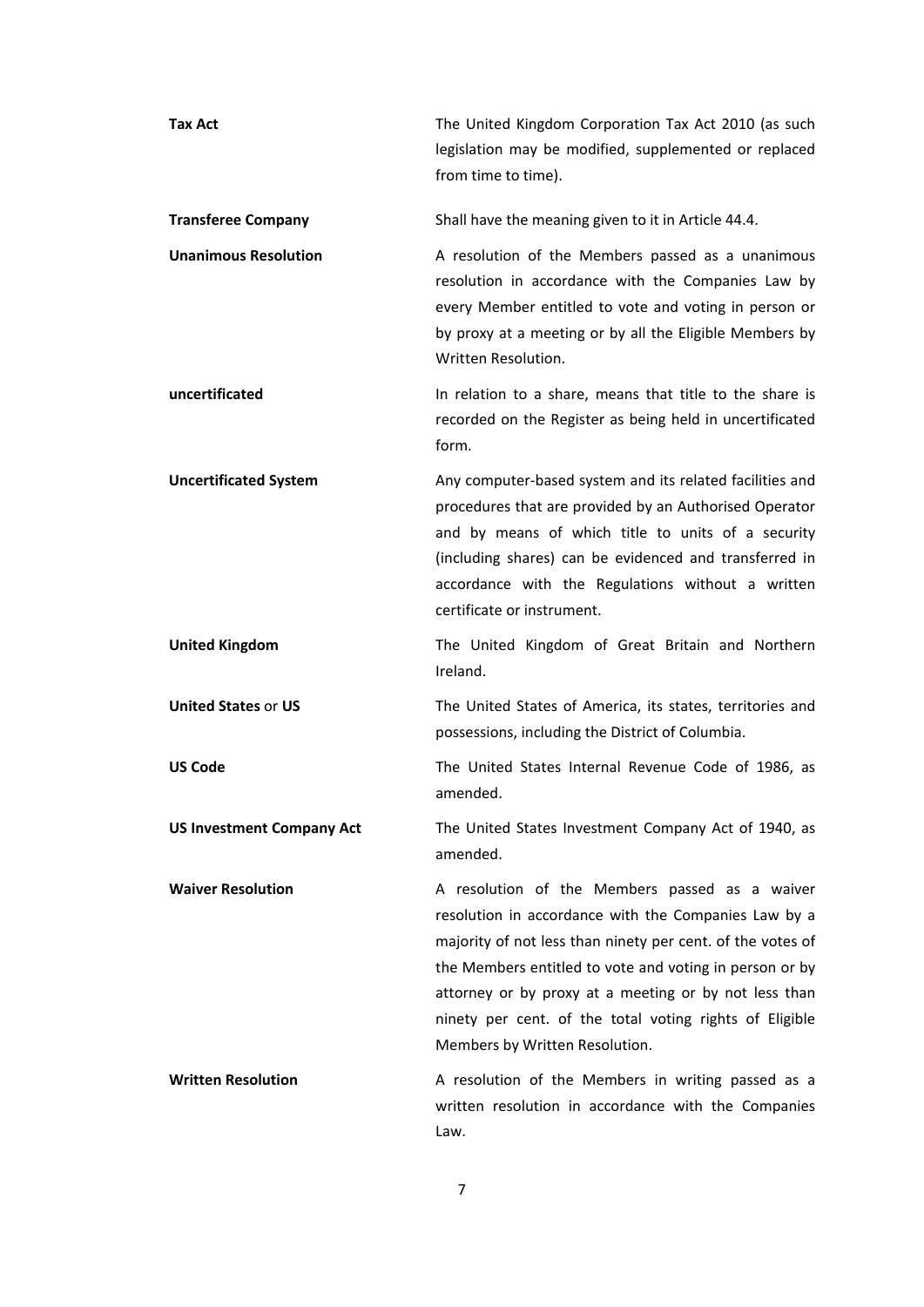| | |
|---|---|
| **Tax Act** | The United Kingdom Corporation Tax Act 2010 (as such legislation may be modified, supplemented or replaced from time to time). |
| **Transferee Company** | Shall have the meaning given to it in Article 44.4. |
| **Unanimous Resolution** | A resolution of the Members passed as a unanimous resolution in accordance with the Companies Law by every Member entitled to vote and voting in person or by proxy at a meeting or by all the Eligible Members by Written Resolution. |
| **uncertificated** | In relation to a share, means that title to the share is recorded on the Register as being held in uncertificated form. |
| **Uncertificated System** | Any computer-based system and its related facilities and procedures that are provided by an Authorised Operator and by means of which title to units of a security (including shares) can be evidenced and transferred in accordance with the Regulations without a written certificate or instrument. |
| **United Kingdom** | The United Kingdom of Great Britain and Northern Ireland. |
| **United States** or **US** | The United States of America, its states, territories and possessions, including the District of Columbia. |
| **US Code** | The United States Internal Revenue Code of 1986, as amended. |
| **US Investment Company Act** | The United States Investment Company Act of 1940, as amended. |
| **Waiver Resolution** | A resolution of the Members passed as a waiver resolution in accordance with the Companies Law by a majority of not less than ninety per cent. of the votes of the Members entitled to vote and voting in person or by attorney or by proxy at a meeting or by not less than ninety per cent. of the total voting rights of Eligible Members by Written Resolution. |
| **Written Resolution** | A resolution of the Members in writing passed as a written resolution in accordance with the Companies Law. |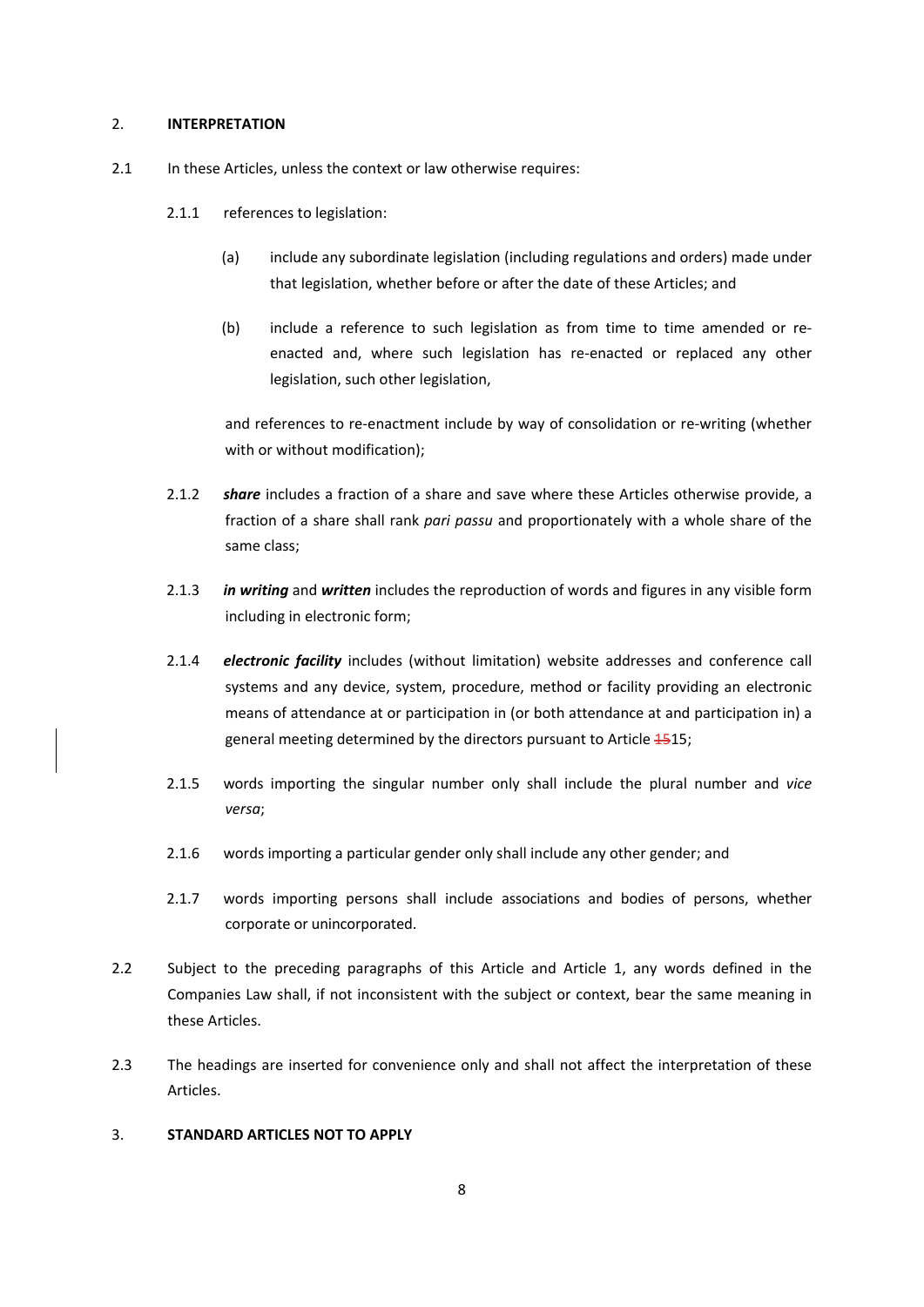## 2. INTERPRETATION

2.1 In these Articles, unless the context or law otherwise requires:

2.1.1 references to legislation:

(a) include any subordinate legislation (including regulations and orders) made under that legislation, whether before or after the date of these Articles; and

(b) include a reference to such legislation as from time to time amended or re-enacted and, where such legislation has re-enacted or replaced any other legislation, such other legislation,

and references to re-enactment include by way of consolidation or re-writing (whether with or without modification);

2.1.2 ***share*** includes a fraction of a share and save where these Articles otherwise provide, a fraction of a share shall rank *pari passu* and proportionately with a whole share of the same class;

2.1.3 ***in writing*** and ***written*** includes the reproduction of words and figures in any visible form including in electronic form;

2.1.4 ***electronic facility*** includes (without limitation) website addresses and conference call systems and any device, system, procedure, method or facility providing an electronic means of attendance at or participation in (or both attendance at and participation in) a general meeting determined by the directors pursuant to Article ~~15~~15;

2.1.5 words importing the singular number only shall include the plural number and *vice versa*;

2.1.6 words importing a particular gender only shall include any other gender; and

2.1.7 words importing persons shall include associations and bodies of persons, whether corporate or unincorporated.

2.2 Subject to the preceding paragraphs of this Article and Article 1, any words defined in the Companies Law shall, if not inconsistent with the subject or context, bear the same meaning in these Articles.

2.3 The headings are inserted for convenience only and shall not affect the interpretation of these Articles.

## 3. STANDARD ARTICLES NOT TO APPLY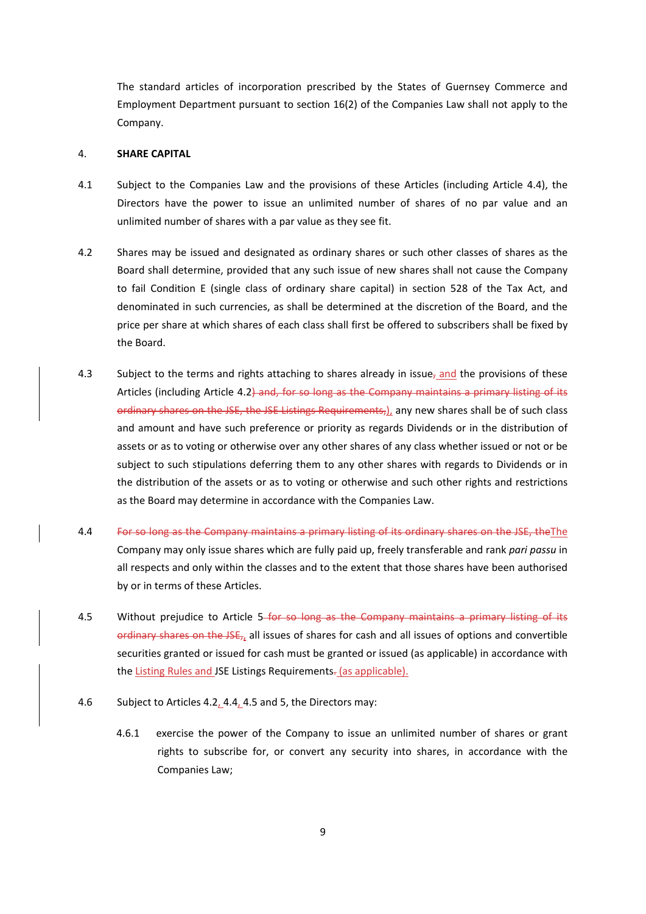The standard articles of incorporation prescribed by the States of Guernsey Commerce and Employment Department pursuant to section 16(2) of the Companies Law shall not apply to the Company.

4. **SHARE CAPITAL**

4.1 Subject to the Companies Law and the provisions of these Articles (including Article 4.4), the Directors have the power to issue an unlimited number of shares of no par value and an unlimited number of shares with a par value as they see fit.

4.2 Shares may be issued and designated as ordinary shares or such other classes of shares as the Board shall determine, provided that any such issue of new shares shall not cause the Company to fail Condition E (single class of ordinary share capital) in section 528 of the Tax Act, and denominated in such currencies, as shall be determined at the discretion of the Board, and the price per share at which shares of each class shall first be offered to subscribers shall be fixed by the Board.

4.3 Subject to the terms and rights attaching to shares already in issue~~,~~<u> and</u> the provisions of these Articles (including Article 4.2~~) and, for so long as the Company maintains a primary listing of its ordinary shares on the JSE, the JSE Listings Requirements,~~<u>),</u> any new shares shall be of such class and amount and have such preference or priority as regards Dividends or in the distribution of assets or as to voting or otherwise over any other shares of any class whether issued or not or be subject to such stipulations deferring them to any other shares with regards to Dividends or in the distribution of the assets or as to voting or otherwise and such other rights and restrictions as the Board may determine in accordance with the Companies Law.

4.4 ~~For so long as the Company maintains a primary listing of its ordinary shares on the JSE, the~~<u>The</u> Company may only issue shares which are fully paid up, freely transferable and rank *pari passu* in all respects and only within the classes and to the extent that those shares have been authorised by or in terms of these Articles.

4.5 Without prejudice to Article 5~~ for so long as the Company maintains a primary listing of its ordinary shares on the JSE,~~<u>,</u> all issues of shares for cash and all issues of options and convertible securities granted or issued for cash must be granted or issued (as applicable) in accordance with the <u>Listing Rules and </u>JSE Listings Requirements~~.~~<u> (as applicable).</u>

4.6 Subject to Articles 4.2<u>,</u> 4.4<u>,</u> 4.5 and 5, the Directors may:

4.6.1 exercise the power of the Company to issue an unlimited number of shares or grant rights to subscribe for, or convert any security into shares, in accordance with the Companies Law;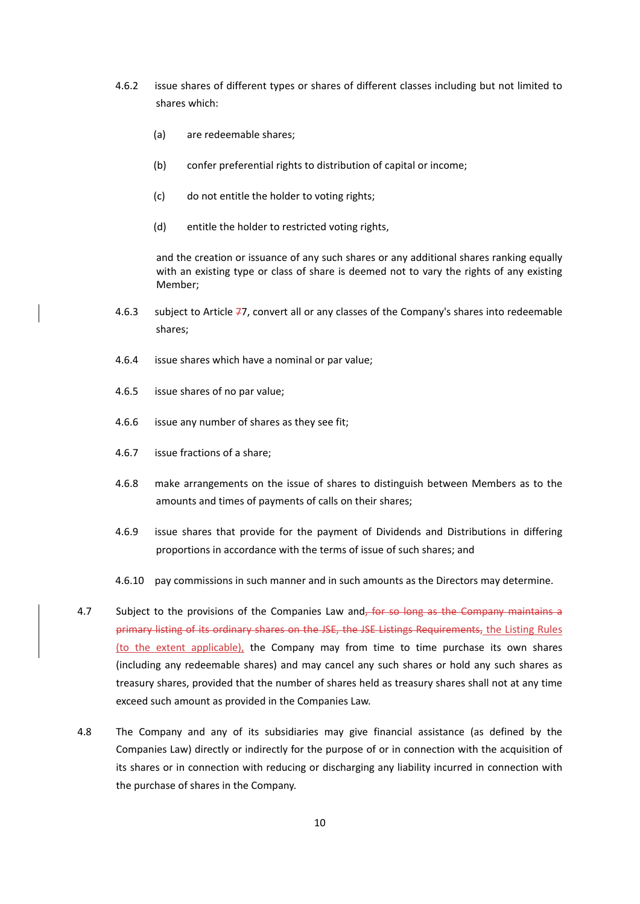4.6.2 issue shares of different types or shares of different classes including but not limited to shares which:

(a) are redeemable shares;

(b) confer preferential rights to distribution of capital or income;

(c) do not entitle the holder to voting rights;

(d) entitle the holder to restricted voting rights,

and the creation or issuance of any such shares or any additional shares ranking equally with an existing type or class of share is deemed not to vary the rights of any existing Member;

4.6.3 subject to Article ~~7~~7, convert all or any classes of the Company's shares into redeemable shares;

4.6.4 issue shares which have a nominal or par value;

4.6.5 issue shares of no par value;

4.6.6 issue any number of shares as they see fit;

4.6.7 issue fractions of a share;

4.6.8 make arrangements on the issue of shares to distinguish between Members as to the amounts and times of payments of calls on their shares;

4.6.9 issue shares that provide for the payment of Dividends and Distributions in differing proportions in accordance with the terms of issue of such shares; and

4.6.10 pay commissions in such manner and in such amounts as the Directors may determine.

4.7 Subject to the provisions of the Companies Law and~~, for so long as the Company maintains a primary listing of its ordinary shares on the JSE, the JSE Listings Requirements,~~ the Listing Rules (to the extent applicable), the Company may from time to time purchase its own shares (including any redeemable shares) and may cancel any such shares or hold any such shares as treasury shares, provided that the number of shares held as treasury shares shall not at any time exceed such amount as provided in the Companies Law.

4.8 The Company and any of its subsidiaries may give financial assistance (as defined by the Companies Law) directly or indirectly for the purpose of or in connection with the acquisition of its shares or in connection with reducing or discharging any liability incurred in connection with the purchase of shares in the Company.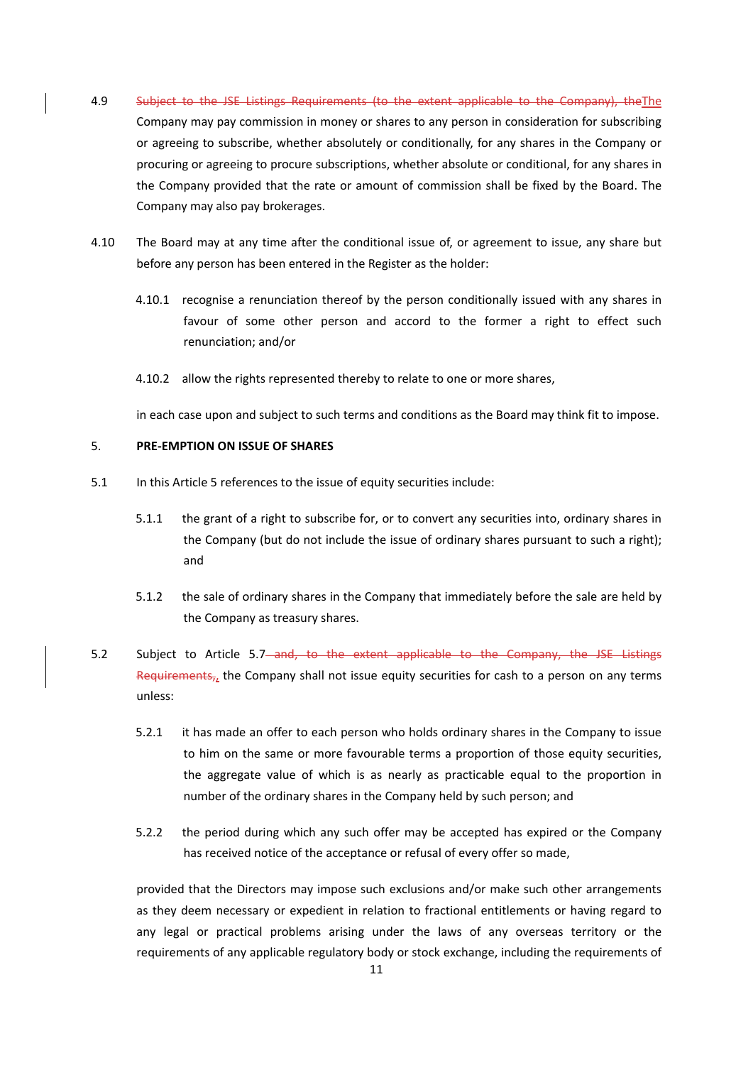4.9 ~~Subject to the JSE Listings Requirements (to the extent applicable to the Company), the~~The Company may pay commission in money or shares to any person in consideration for subscribing or agreeing to subscribe, whether absolutely or conditionally, for any shares in the Company or procuring or agreeing to procure subscriptions, whether absolute or conditional, for any shares in the Company provided that the rate or amount of commission shall be fixed by the Board. The Company may also pay brokerages.

4.10 The Board may at any time after the conditional issue of, or agreement to issue, any share but before any person has been entered in the Register as the holder:

4.10.1 recognise a renunciation thereof by the person conditionally issued with any shares in favour of some other person and accord to the former a right to effect such renunciation; and/or

4.10.2 allow the rights represented thereby to relate to one or more shares,

in each case upon and subject to such terms and conditions as the Board may think fit to impose.

5. **PRE-EMPTION ON ISSUE OF SHARES**

5.1 In this Article 5 references to the issue of equity securities include:

5.1.1 the grant of a right to subscribe for, or to convert any securities into, ordinary shares in the Company (but do not include the issue of ordinary shares pursuant to such a right); and

5.1.2 the sale of ordinary shares in the Company that immediately before the sale are held by the Company as treasury shares.

5.2 Subject to Article 5.7~~ and, to the extent applicable to the Company, the JSE Listings Requirements,~~, the Company shall not issue equity securities for cash to a person on any terms unless:

5.2.1 it has made an offer to each person who holds ordinary shares in the Company to issue to him on the same or more favourable terms a proportion of those equity securities, the aggregate value of which is as nearly as practicable equal to the proportion in number of the ordinary shares in the Company held by such person; and

5.2.2 the period during which any such offer may be accepted has expired or the Company has received notice of the acceptance or refusal of every offer so made,

provided that the Directors may impose such exclusions and/or make such other arrangements as they deem necessary or expedient in relation to fractional entitlements or having regard to any legal or practical problems arising under the laws of any overseas territory or the requirements of any applicable regulatory body or stock exchange, including the requirements of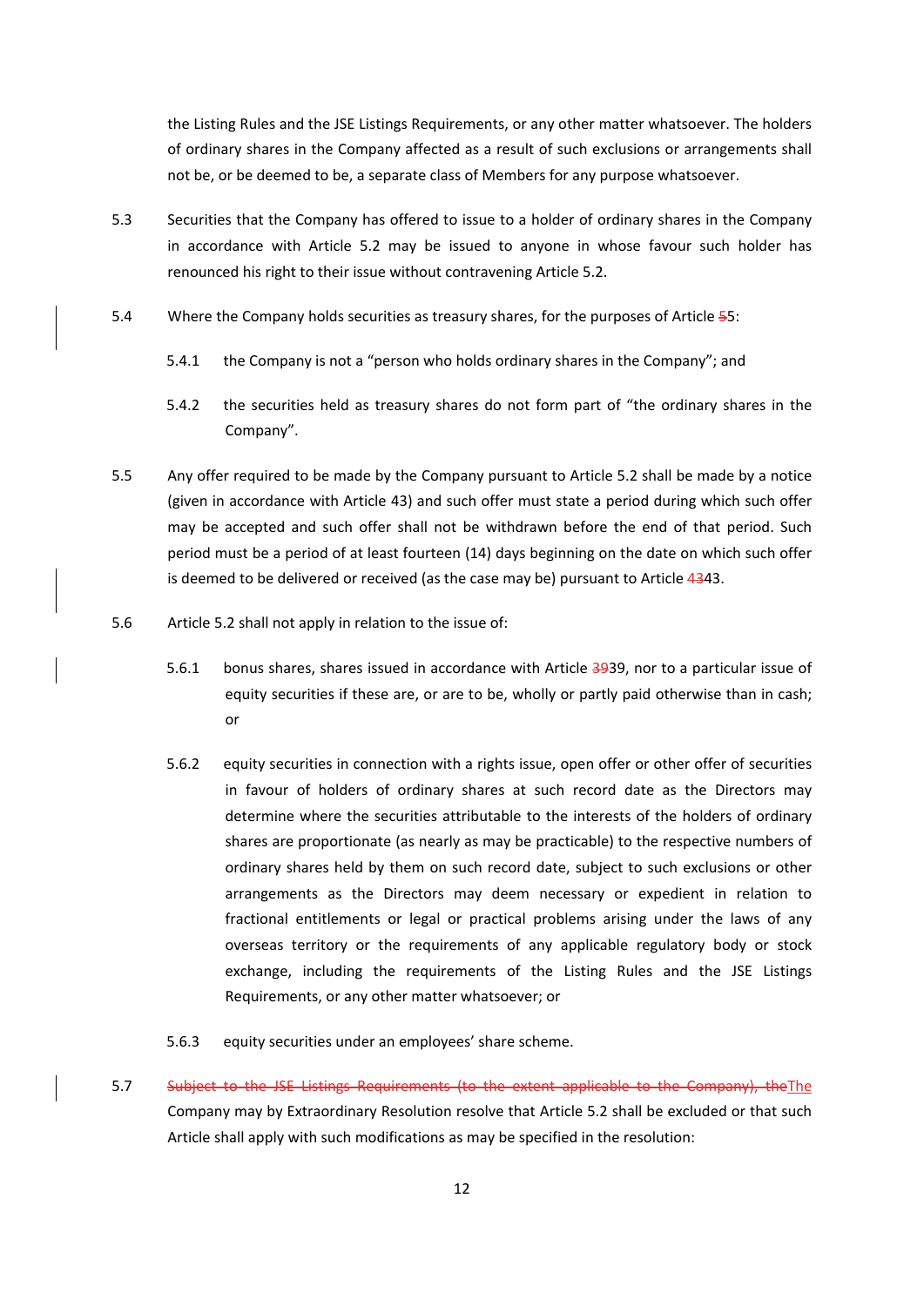the Listing Rules and the JSE Listings Requirements, or any other matter whatsoever. The holders of ordinary shares in the Company affected as a result of such exclusions or arrangements shall not be, or be deemed to be, a separate class of Members for any purpose whatsoever.

5.3 Securities that the Company has offered to issue to a holder of ordinary shares in the Company in accordance with Article 5.2 may be issued to anyone in whose favour such holder has renounced his right to their issue without contravening Article 5.2.

5.4 Where the Company holds securities as treasury shares, for the purposes of Article ~~5~~5:

5.4.1 the Company is not a "person who holds ordinary shares in the Company"; and

5.4.2 the securities held as treasury shares do not form part of "the ordinary shares in the Company".

5.5 Any offer required to be made by the Company pursuant to Article 5.2 shall be made by a notice (given in accordance with Article 43) and such offer must state a period during which such offer may be accepted and such offer shall not be withdrawn before the end of that period. Such period must be a period of at least fourteen (14) days beginning on the date on which such offer is deemed to be delivered or received (as the case may be) pursuant to Article ~~43~~43.

5.6 Article 5.2 shall not apply in relation to the issue of:

5.6.1 bonus shares, shares issued in accordance with Article ~~39~~39, nor to a particular issue of equity securities if these are, or are to be, wholly or partly paid otherwise than in cash; or

5.6.2 equity securities in connection with a rights issue, open offer or other offer of securities in favour of holders of ordinary shares at such record date as the Directors may determine where the securities attributable to the interests of the holders of ordinary shares are proportionate (as nearly as may be practicable) to the respective numbers of ordinary shares held by them on such record date, subject to such exclusions or other arrangements as the Directors may deem necessary or expedient in relation to fractional entitlements or legal or practical problems arising under the laws of any overseas territory or the requirements of any applicable regulatory body or stock exchange, including the requirements of the Listing Rules and the JSE Listings Requirements, or any other matter whatsoever; or

5.6.3 equity securities under an employees' share scheme.

5.7 ~~Subject to the JSE Listings Requirements (to the extent applicable to the Company), the~~The Company may by Extraordinary Resolution resolve that Article 5.2 shall be excluded or that such Article shall apply with such modifications as may be specified in the resolution: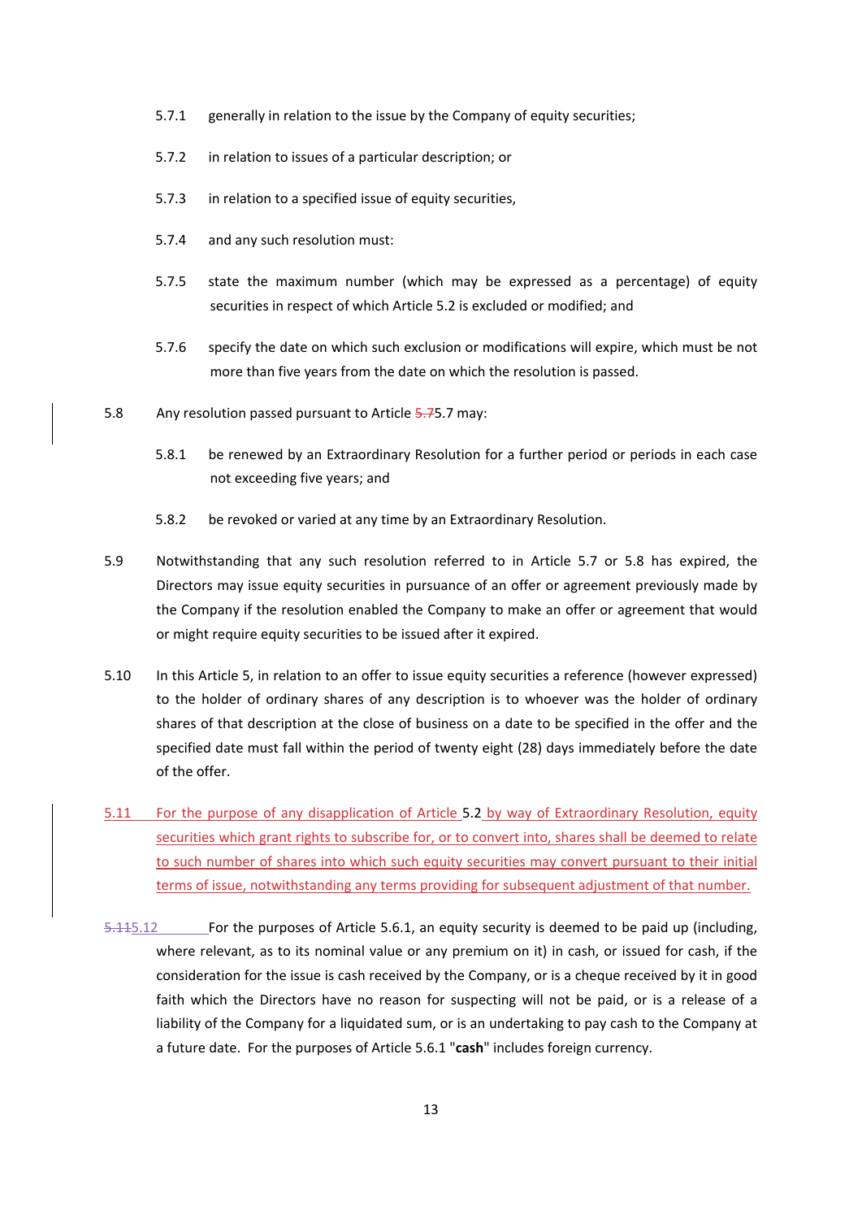5.7.1 generally in relation to the issue by the Company of equity securities;

5.7.2 in relation to issues of a particular description; or

5.7.3 in relation to a specified issue of equity securities,

5.7.4 and any such resolution must:

5.7.5 state the maximum number (which may be expressed as a percentage) of equity securities in respect of which Article 5.2 is excluded or modified; and

5.7.6 specify the date on which such exclusion or modifications will expire, which must be not more than five years from the date on which the resolution is passed.

5.8 Any resolution passed pursuant to Article ~~5.7~~5.7 may:

5.8.1 be renewed by an Extraordinary Resolution for a further period or periods in each case not exceeding five years; and

5.8.2 be revoked or varied at any time by an Extraordinary Resolution.

5.9 Notwithstanding that any such resolution referred to in Article 5.7 or 5.8 has expired, the Directors may issue equity securities in pursuance of an offer or agreement previously made by the Company if the resolution enabled the Company to make an offer or agreement that would or might require equity securities to be issued after it expired.

5.10 In this Article 5, in relation to an offer to issue equity securities a reference (however expressed) to the holder of ordinary shares of any description is to whoever was the holder of ordinary shares of that description at the close of business on a date to be specified in the offer and the specified date must fall within the period of twenty eight (28) days immediately before the date of the offer.

5.11 For the purpose of any disapplication of Article 5.2 by way of Extraordinary Resolution, equity securities which grant rights to subscribe for, or to convert into, shares shall be deemed to relate to such number of shares into which such equity securities may convert pursuant to their initial terms of issue, notwithstanding any terms providing for subsequent adjustment of that number.

~~5.11~~5.12 For the purposes of Article 5.6.1, an equity security is deemed to be paid up (including, where relevant, as to its nominal value or any premium on it) in cash, or issued for cash, if the consideration for the issue is cash received by the Company, or is a cheque received by it in good faith which the Directors have no reason for suspecting will not be paid, or is a release of a liability of the Company for a liquidated sum, or is an undertaking to pay cash to the Company at a future date. For the purposes of Article 5.6.1 "**cash**" includes foreign currency.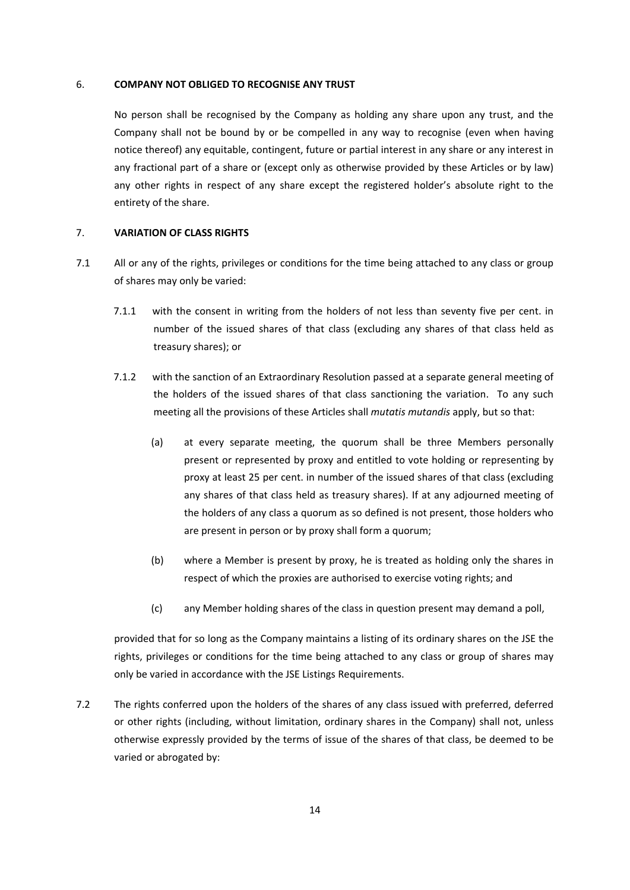## 6. COMPANY NOT OBLIGED TO RECOGNISE ANY TRUST

No person shall be recognised by the Company as holding any share upon any trust, and the Company shall not be bound by or be compelled in any way to recognise (even when having notice thereof) any equitable, contingent, future or partial interest in any share or any interest in any fractional part of a share or (except only as otherwise provided by these Articles or by law) any other rights in respect of any share except the registered holder's absolute right to the entirety of the share.

## 7. VARIATION OF CLASS RIGHTS

7.1 All or any of the rights, privileges or conditions for the time being attached to any class or group of shares may only be varied:

7.1.1 with the consent in writing from the holders of not less than seventy five per cent. in number of the issued shares of that class (excluding any shares of that class held as treasury shares); or

7.1.2 with the sanction of an Extraordinary Resolution passed at a separate general meeting of the holders of the issued shares of that class sanctioning the variation. To any such meeting all the provisions of these Articles shall *mutatis mutandis* apply, but so that:

(a) at every separate meeting, the quorum shall be three Members personally present or represented by proxy and entitled to vote holding or representing by proxy at least 25 per cent. in number of the issued shares of that class (excluding any shares of that class held as treasury shares). If at any adjourned meeting of the holders of any class a quorum as so defined is not present, those holders who are present in person or by proxy shall form a quorum;

(b) where a Member is present by proxy, he is treated as holding only the shares in respect of which the proxies are authorised to exercise voting rights; and

(c) any Member holding shares of the class in question present may demand a poll,

provided that for so long as the Company maintains a listing of its ordinary shares on the JSE the rights, privileges or conditions for the time being attached to any class or group of shares may only be varied in accordance with the JSE Listings Requirements.

7.2 The rights conferred upon the holders of the shares of any class issued with preferred, deferred or other rights (including, without limitation, ordinary shares in the Company) shall not, unless otherwise expressly provided by the terms of issue of the shares of that class, be deemed to be varied or abrogated by: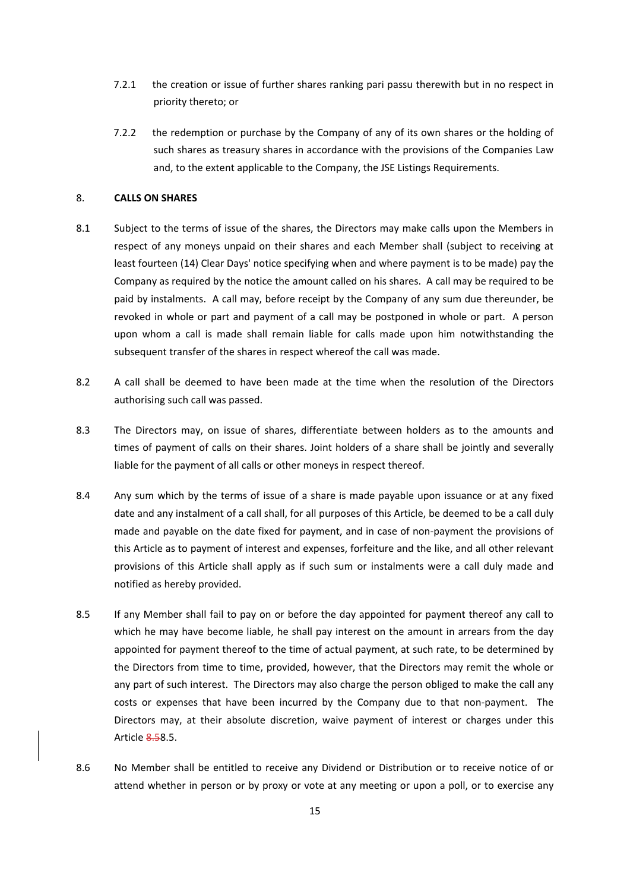7.2.1 the creation or issue of further shares ranking pari passu therewith but in no respect in priority thereto; or

7.2.2 the redemption or purchase by the Company of any of its own shares or the holding of such shares as treasury shares in accordance with the provisions of the Companies Law and, to the extent applicable to the Company, the JSE Listings Requirements.

8. **CALLS ON SHARES**

8.1 Subject to the terms of issue of the shares, the Directors may make calls upon the Members in respect of any moneys unpaid on their shares and each Member shall (subject to receiving at least fourteen (14) Clear Days' notice specifying when and where payment is to be made) pay the Company as required by the notice the amount called on his shares. A call may be required to be paid by instalments. A call may, before receipt by the Company of any sum due thereunder, be revoked in whole or part and payment of a call may be postponed in whole or part. A person upon whom a call is made shall remain liable for calls made upon him notwithstanding the subsequent transfer of the shares in respect whereof the call was made.

8.2 A call shall be deemed to have been made at the time when the resolution of the Directors authorising such call was passed.

8.3 The Directors may, on issue of shares, differentiate between holders as to the amounts and times of payment of calls on their shares. Joint holders of a share shall be jointly and severally liable for the payment of all calls or other moneys in respect thereof.

8.4 Any sum which by the terms of issue of a share is made payable upon issuance or at any fixed date and any instalment of a call shall, for all purposes of this Article, be deemed to be a call duly made and payable on the date fixed for payment, and in case of non-payment the provisions of this Article as to payment of interest and expenses, forfeiture and the like, and all other relevant provisions of this Article shall apply as if such sum or instalments were a call duly made and notified as hereby provided.

8.5 If any Member shall fail to pay on or before the day appointed for payment thereof any call to which he may have become liable, he shall pay interest on the amount in arrears from the day appointed for payment thereof to the time of actual payment, at such rate, to be determined by the Directors from time to time, provided, however, that the Directors may remit the whole or any part of such interest. The Directors may also charge the person obliged to make the call any costs or expenses that have been incurred by the Company due to that non-payment. The Directors may, at their absolute discretion, waive payment of interest or charges under this Article ~~8.5~~8.5.

8.6 No Member shall be entitled to receive any Dividend or Distribution or to receive notice of or attend whether in person or by proxy or vote at any meeting or upon a poll, or to exercise any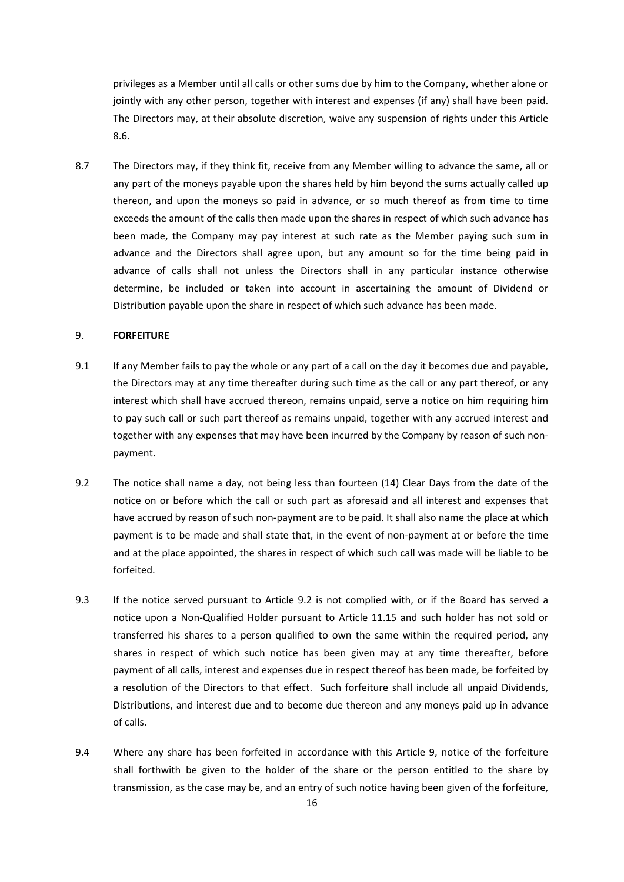privileges as a Member until all calls or other sums due by him to the Company, whether alone or jointly with any other person, together with interest and expenses (if any) shall have been paid. The Directors may, at their absolute discretion, waive any suspension of rights under this Article 8.6.

8.7 The Directors may, if they think fit, receive from any Member willing to advance the same, all or any part of the moneys payable upon the shares held by him beyond the sums actually called up thereon, and upon the moneys so paid in advance, or so much thereof as from time to time exceeds the amount of the calls then made upon the shares in respect of which such advance has been made, the Company may pay interest at such rate as the Member paying such sum in advance and the Directors shall agree upon, but any amount so for the time being paid in advance of calls shall not unless the Directors shall in any particular instance otherwise determine, be included or taken into account in ascertaining the amount of Dividend or Distribution payable upon the share in respect of which such advance has been made.

## 9. FORFEITURE

9.1 If any Member fails to pay the whole or any part of a call on the day it becomes due and payable, the Directors may at any time thereafter during such time as the call or any part thereof, or any interest which shall have accrued thereon, remains unpaid, serve a notice on him requiring him to pay such call or such part thereof as remains unpaid, together with any accrued interest and together with any expenses that may have been incurred by the Company by reason of such non-payment.

9.2 The notice shall name a day, not being less than fourteen (14) Clear Days from the date of the notice on or before which the call or such part as aforesaid and all interest and expenses that have accrued by reason of such non-payment are to be paid. It shall also name the place at which payment is to be made and shall state that, in the event of non-payment at or before the time and at the place appointed, the shares in respect of which such call was made will be liable to be forfeited.

9.3 If the notice served pursuant to Article 9.2 is not complied with, or if the Board has served a notice upon a Non-Qualified Holder pursuant to Article 11.15 and such holder has not sold or transferred his shares to a person qualified to own the same within the required period, any shares in respect of which such notice has been given may at any time thereafter, before payment of all calls, interest and expenses due in respect thereof has been made, be forfeited by a resolution of the Directors to that effect. Such forfeiture shall include all unpaid Dividends, Distributions, and interest due and to become due thereon and any moneys paid up in advance of calls.

9.4 Where any share has been forfeited in accordance with this Article 9, notice of the forfeiture shall forthwith be given to the holder of the share or the person entitled to the share by transmission, as the case may be, and an entry of such notice having been given of the forfeiture,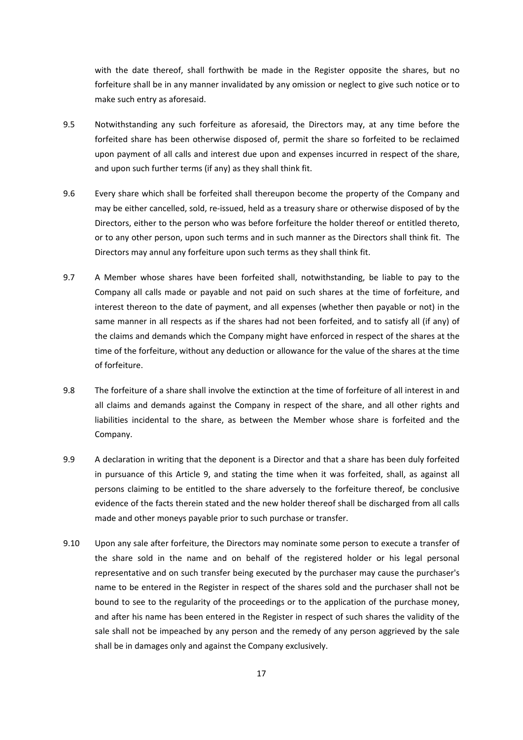with the date thereof, shall forthwith be made in the Register opposite the shares, but no forfeiture shall be in any manner invalidated by any omission or neglect to give such notice or to make such entry as aforesaid.

9.5 Notwithstanding any such forfeiture as aforesaid, the Directors may, at any time before the forfeited share has been otherwise disposed of, permit the share so forfeited to be reclaimed upon payment of all calls and interest due upon and expenses incurred in respect of the share, and upon such further terms (if any) as they shall think fit.

9.6 Every share which shall be forfeited shall thereupon become the property of the Company and may be either cancelled, sold, re-issued, held as a treasury share or otherwise disposed of by the Directors, either to the person who was before forfeiture the holder thereof or entitled thereto, or to any other person, upon such terms and in such manner as the Directors shall think fit. The Directors may annul any forfeiture upon such terms as they shall think fit.

9.7 A Member whose shares have been forfeited shall, notwithstanding, be liable to pay to the Company all calls made or payable and not paid on such shares at the time of forfeiture, and interest thereon to the date of payment, and all expenses (whether then payable or not) in the same manner in all respects as if the shares had not been forfeited, and to satisfy all (if any) of the claims and demands which the Company might have enforced in respect of the shares at the time of the forfeiture, without any deduction or allowance for the value of the shares at the time of forfeiture.

9.8 The forfeiture of a share shall involve the extinction at the time of forfeiture of all interest in and all claims and demands against the Company in respect of the share, and all other rights and liabilities incidental to the share, as between the Member whose share is forfeited and the Company.

9.9 A declaration in writing that the deponent is a Director and that a share has been duly forfeited in pursuance of this Article 9, and stating the time when it was forfeited, shall, as against all persons claiming to be entitled to the share adversely to the forfeiture thereof, be conclusive evidence of the facts therein stated and the new holder thereof shall be discharged from all calls made and other moneys payable prior to such purchase or transfer.

9.10 Upon any sale after forfeiture, the Directors may nominate some person to execute a transfer of the share sold in the name and on behalf of the registered holder or his legal personal representative and on such transfer being executed by the purchaser may cause the purchaser's name to be entered in the Register in respect of the shares sold and the purchaser shall not be bound to see to the regularity of the proceedings or to the application of the purchase money, and after his name has been entered in the Register in respect of such shares the validity of the sale shall not be impeached by any person and the remedy of any person aggrieved by the sale shall be in damages only and against the Company exclusively.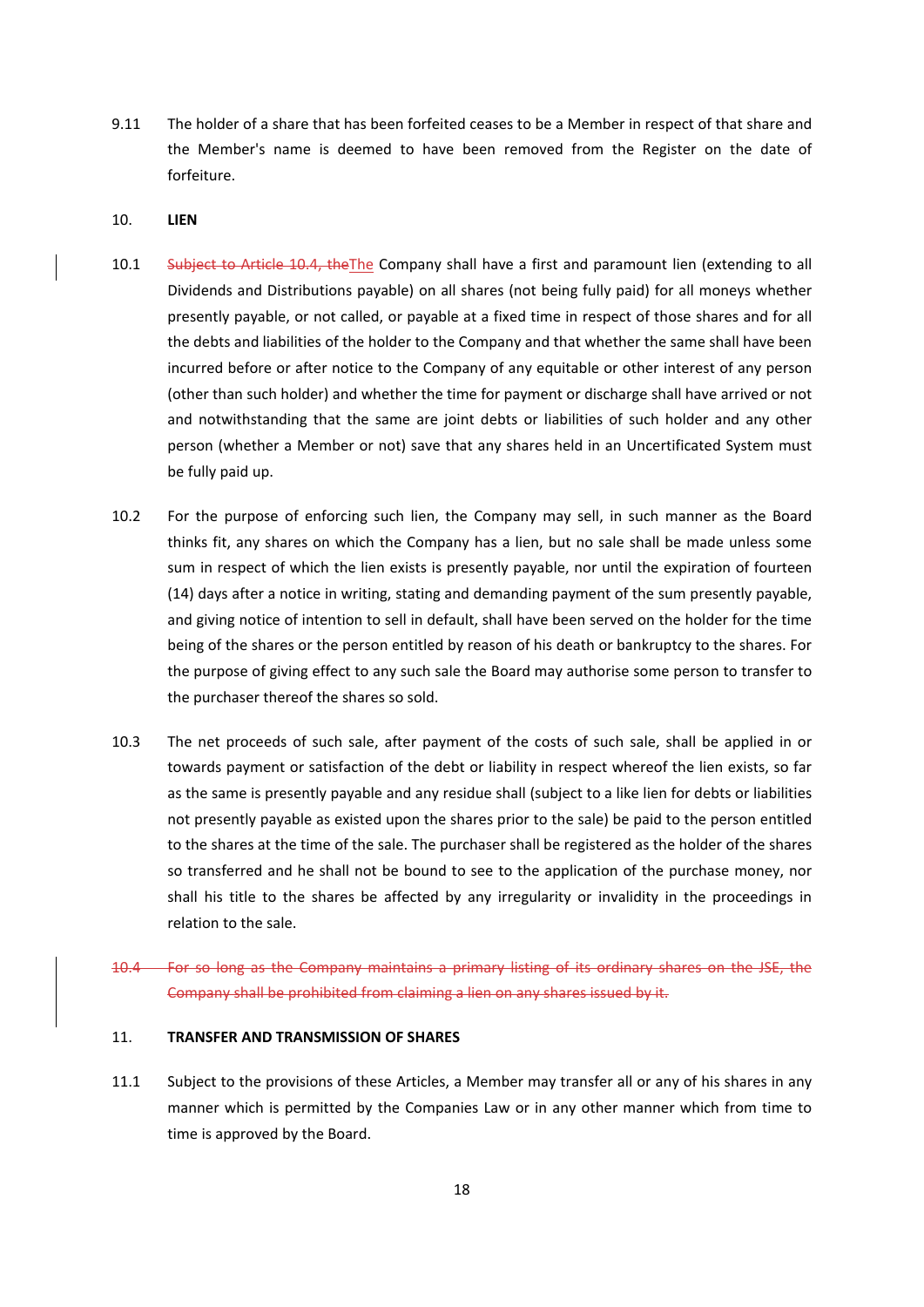9.11 The holder of a share that has been forfeited ceases to be a Member in respect of that share and the Member's name is deemed to have been removed from the Register on the date of forfeiture.

10. **LIEN**

10.1 ~~Subject to Article 10.4, the~~The Company shall have a first and paramount lien (extending to all Dividends and Distributions payable) on all shares (not being fully paid) for all moneys whether presently payable, or not called, or payable at a fixed time in respect of those shares and for all the debts and liabilities of the holder to the Company and that whether the same shall have been incurred before or after notice to the Company of any equitable or other interest of any person (other than such holder) and whether the time for payment or discharge shall have arrived or not and notwithstanding that the same are joint debts or liabilities of such holder and any other person (whether a Member or not) save that any shares held in an Uncertificated System must be fully paid up.

10.2 For the purpose of enforcing such lien, the Company may sell, in such manner as the Board thinks fit, any shares on which the Company has a lien, but no sale shall be made unless some sum in respect of which the lien exists is presently payable, nor until the expiration of fourteen (14) days after a notice in writing, stating and demanding payment of the sum presently payable, and giving notice of intention to sell in default, shall have been served on the holder for the time being of the shares or the person entitled by reason of his death or bankruptcy to the shares. For the purpose of giving effect to any such sale the Board may authorise some person to transfer to the purchaser thereof the shares so sold.

10.3 The net proceeds of such sale, after payment of the costs of such sale, shall be applied in or towards payment or satisfaction of the debt or liability in respect whereof the lien exists, so far as the same is presently payable and any residue shall (subject to a like lien for debts or liabilities not presently payable as existed upon the shares prior to the sale) be paid to the person entitled to the shares at the time of the sale. The purchaser shall be registered as the holder of the shares so transferred and he shall not be bound to see to the application of the purchase money, nor shall his title to the shares be affected by any irregularity or invalidity in the proceedings in relation to the sale.

~~10.4 For so long as the Company maintains a primary listing of its ordinary shares on the JSE, the Company shall be prohibited from claiming a lien on any shares issued by it.~~

11. **TRANSFER AND TRANSMISSION OF SHARES**

11.1 Subject to the provisions of these Articles, a Member may transfer all or any of his shares in any manner which is permitted by the Companies Law or in any other manner which from time to time is approved by the Board.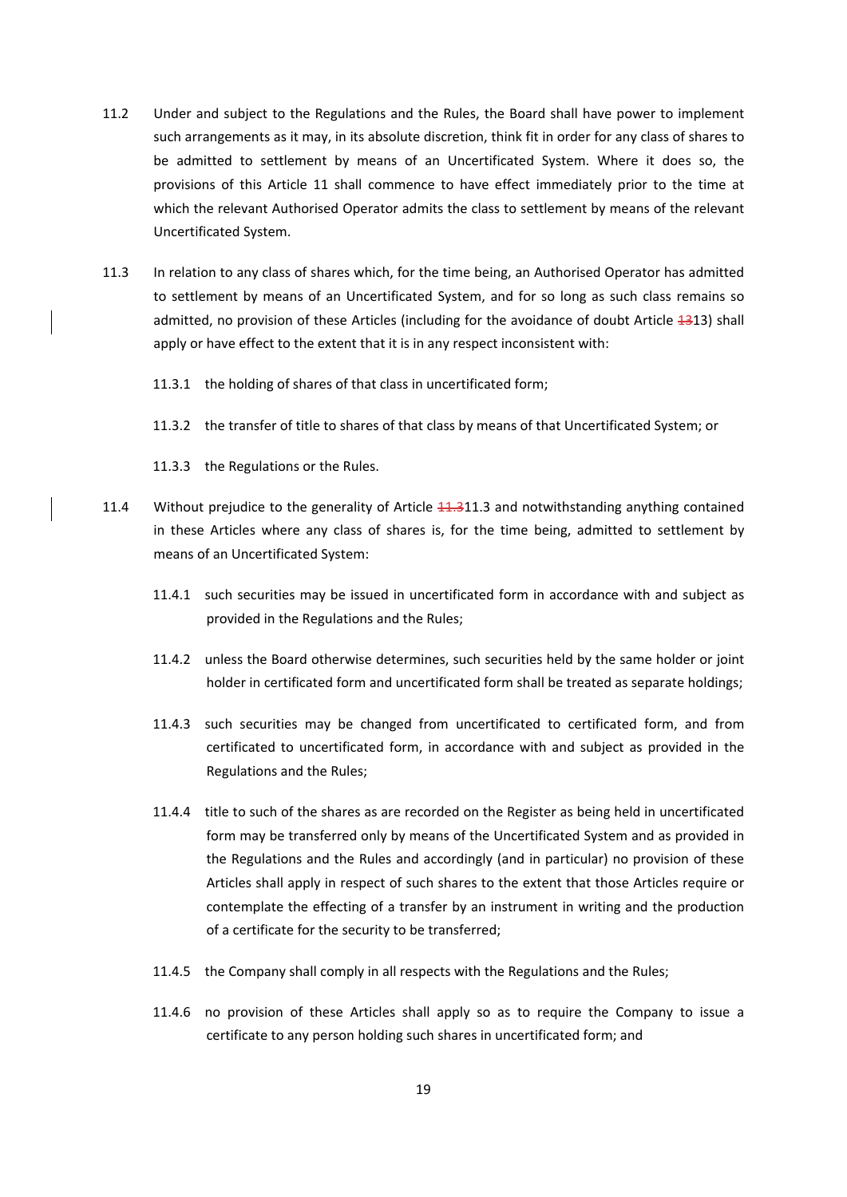11.2 Under and subject to the Regulations and the Rules, the Board shall have power to implement such arrangements as it may, in its absolute discretion, think fit in order for any class of shares to be admitted to settlement by means of an Uncertificated System. Where it does so, the provisions of this Article 11 shall commence to have effect immediately prior to the time at which the relevant Authorised Operator admits the class to settlement by means of the relevant Uncertificated System.

11.3 In relation to any class of shares which, for the time being, an Authorised Operator has admitted to settlement by means of an Uncertificated System, and for so long as such class remains so admitted, no provision of these Articles (including for the avoidance of doubt Article ~~13~~13) shall apply or have effect to the extent that it is in any respect inconsistent with:

11.3.1 the holding of shares of that class in uncertificated form;

11.3.2 the transfer of title to shares of that class by means of that Uncertificated System; or

11.3.3 the Regulations or the Rules.

11.4 Without prejudice to the generality of Article ~~11.3~~11.3 and notwithstanding anything contained in these Articles where any class of shares is, for the time being, admitted to settlement by means of an Uncertificated System:

11.4.1 such securities may be issued in uncertificated form in accordance with and subject as provided in the Regulations and the Rules;

11.4.2 unless the Board otherwise determines, such securities held by the same holder or joint holder in certificated form and uncertificated form shall be treated as separate holdings;

11.4.3 such securities may be changed from uncertificated to certificated form, and from certificated to uncertificated form, in accordance with and subject as provided in the Regulations and the Rules;

11.4.4 title to such of the shares as are recorded on the Register as being held in uncertificated form may be transferred only by means of the Uncertificated System and as provided in the Regulations and the Rules and accordingly (and in particular) no provision of these Articles shall apply in respect of such shares to the extent that those Articles require or contemplate the effecting of a transfer by an instrument in writing and the production of a certificate for the security to be transferred;

11.4.5 the Company shall comply in all respects with the Regulations and the Rules;

11.4.6 no provision of these Articles shall apply so as to require the Company to issue a certificate to any person holding such shares in uncertificated form; and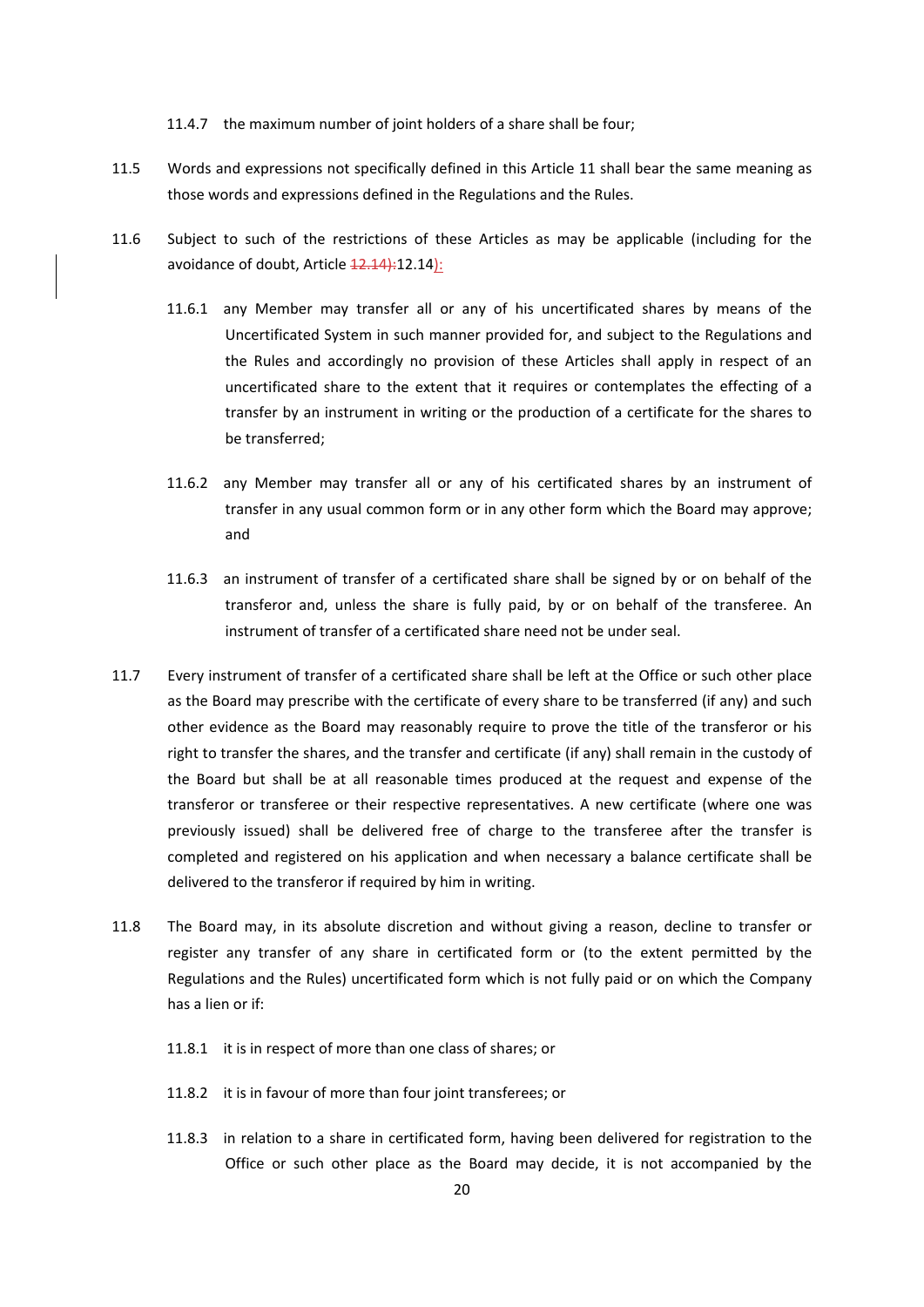11.4.7 the maximum number of joint holders of a share shall be four;

11.5 Words and expressions not specifically defined in this Article 11 shall bear the same meaning as those words and expressions defined in the Regulations and the Rules.

11.6 Subject to such of the restrictions of these Articles as may be applicable (including for the avoidance of doubt, Article ~~12.14):~~12.14):

11.6.1 any Member may transfer all or any of his uncertificated shares by means of the Uncertificated System in such manner provided for, and subject to the Regulations and the Rules and accordingly no provision of these Articles shall apply in respect of an uncertificated share to the extent that it requires or contemplates the effecting of a transfer by an instrument in writing or the production of a certificate for the shares to be transferred;

11.6.2 any Member may transfer all or any of his certificated shares by an instrument of transfer in any usual common form or in any other form which the Board may approve; and

11.6.3 an instrument of transfer of a certificated share shall be signed by or on behalf of the transferor and, unless the share is fully paid, by or on behalf of the transferee. An instrument of transfer of a certificated share need not be under seal.

11.7 Every instrument of transfer of a certificated share shall be left at the Office or such other place as the Board may prescribe with the certificate of every share to be transferred (if any) and such other evidence as the Board may reasonably require to prove the title of the transferor or his right to transfer the shares, and the transfer and certificate (if any) shall remain in the custody of the Board but shall be at all reasonable times produced at the request and expense of the transferor or transferee or their respective representatives. A new certificate (where one was previously issued) shall be delivered free of charge to the transferee after the transfer is completed and registered on his application and when necessary a balance certificate shall be delivered to the transferor if required by him in writing.

11.8 The Board may, in its absolute discretion and without giving a reason, decline to transfer or register any transfer of any share in certificated form or (to the extent permitted by the Regulations and the Rules) uncertificated form which is not fully paid or on which the Company has a lien or if:

11.8.1 it is in respect of more than one class of shares; or

11.8.2 it is in favour of more than four joint transferees; or

11.8.3 in relation to a share in certificated form, having been delivered for registration to the Office or such other place as the Board may decide, it is not accompanied by the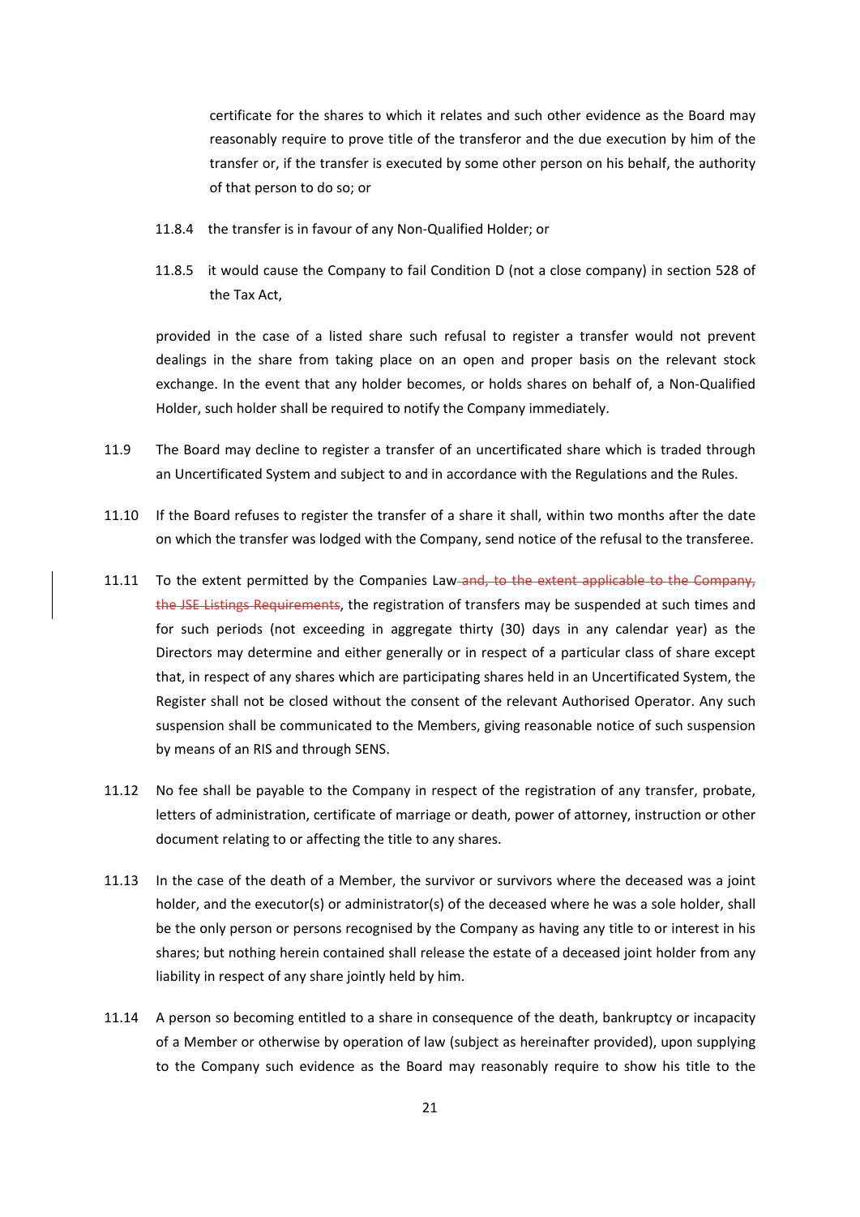certificate for the shares to which it relates and such other evidence as the Board may reasonably require to prove title of the transferor and the due execution by him of the transfer or, if the transfer is executed by some other person on his behalf, the authority of that person to do so; or

11.8.4 the transfer is in favour of any Non-Qualified Holder; or

11.8.5 it would cause the Company to fail Condition D (not a close company) in section 528 of the Tax Act,

provided in the case of a listed share such refusal to register a transfer would not prevent dealings in the share from taking place on an open and proper basis on the relevant stock exchange. In the event that any holder becomes, or holds shares on behalf of, a Non-Qualified Holder, such holder shall be required to notify the Company immediately.

11.9 The Board may decline to register a transfer of an uncertificated share which is traded through an Uncertificated System and subject to and in accordance with the Regulations and the Rules.

11.10 If the Board refuses to register the transfer of a share it shall, within two months after the date on which the transfer was lodged with the Company, send notice of the refusal to the transferee.

11.11 To the extent permitted by the Companies Law ~~and, to the extent applicable to the Company, the JSE Listings Requirements~~, the registration of transfers may be suspended at such times and for such periods (not exceeding in aggregate thirty (30) days in any calendar year) as the Directors may determine and either generally or in respect of a particular class of share except that, in respect of any shares which are participating shares held in an Uncertificated System, the Register shall not be closed without the consent of the relevant Authorised Operator. Any such suspension shall be communicated to the Members, giving reasonable notice of such suspension by means of an RIS and through SENS.

11.12 No fee shall be payable to the Company in respect of the registration of any transfer, probate, letters of administration, certificate of marriage or death, power of attorney, instruction or other document relating to or affecting the title to any shares.

11.13 In the case of the death of a Member, the survivor or survivors where the deceased was a joint holder, and the executor(s) or administrator(s) of the deceased where he was a sole holder, shall be the only person or persons recognised by the Company as having any title to or interest in his shares; but nothing herein contained shall release the estate of a deceased joint holder from any liability in respect of any share jointly held by him.

11.14 A person so becoming entitled to a share in consequence of the death, bankruptcy or incapacity of a Member or otherwise by operation of law (subject as hereinafter provided), upon supplying to the Company such evidence as the Board may reasonably require to show his title to the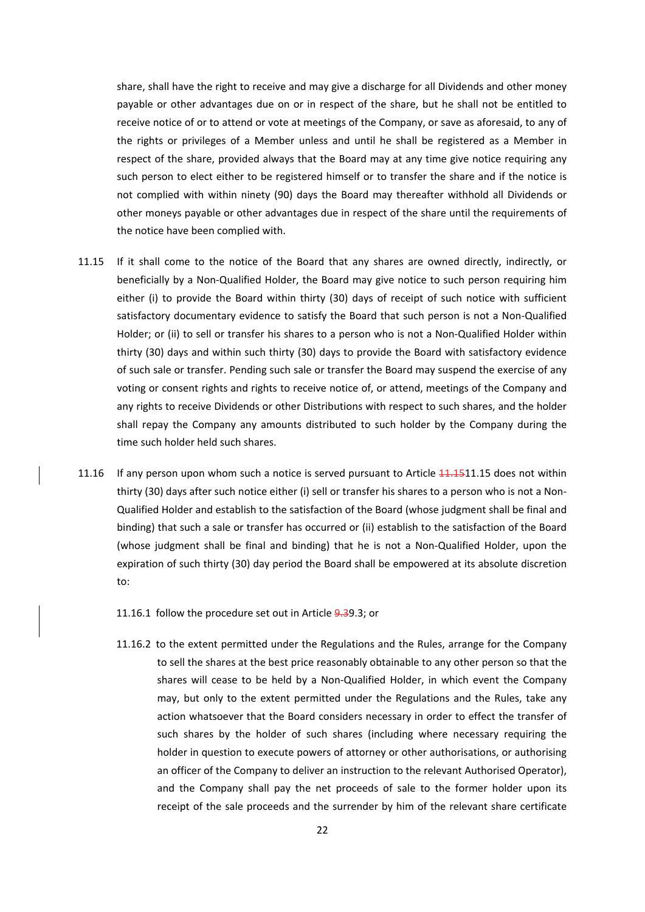share, shall have the right to receive and may give a discharge for all Dividends and other money payable or other advantages due on or in respect of the share, but he shall not be entitled to receive notice of or to attend or vote at meetings of the Company, or save as aforesaid, to any of the rights or privileges of a Member unless and until he shall be registered as a Member in respect of the share, provided always that the Board may at any time give notice requiring any such person to elect either to be registered himself or to transfer the share and if the notice is not complied with within ninety (90) days the Board may thereafter withhold all Dividends or other moneys payable or other advantages due in respect of the share until the requirements of the notice have been complied with.

11.15 If it shall come to the notice of the Board that any shares are owned directly, indirectly, or beneficially by a Non-Qualified Holder, the Board may give notice to such person requiring him either (i) to provide the Board within thirty (30) days of receipt of such notice with sufficient satisfactory documentary evidence to satisfy the Board that such person is not a Non-Qualified Holder; or (ii) to sell or transfer his shares to a person who is not a Non-Qualified Holder within thirty (30) days and within such thirty (30) days to provide the Board with satisfactory evidence of such sale or transfer. Pending such sale or transfer the Board may suspend the exercise of any voting or consent rights and rights to receive notice of, or attend, meetings of the Company and any rights to receive Dividends or other Distributions with respect to such shares, and the holder shall repay the Company any amounts distributed to such holder by the Company during the time such holder held such shares.

11.16 If any person upon whom such a notice is served pursuant to Article ~~11.15~~11.15 does not within thirty (30) days after such notice either (i) sell or transfer his shares to a person who is not a Non-Qualified Holder and establish to the satisfaction of the Board (whose judgment shall be final and binding) that such a sale or transfer has occurred or (ii) establish to the satisfaction of the Board (whose judgment shall be final and binding) that he is not a Non-Qualified Holder, upon the expiration of such thirty (30) day period the Board shall be empowered at its absolute discretion to:

11.16.1 follow the procedure set out in Article ~~9.3~~9.3; or

11.16.2 to the extent permitted under the Regulations and the Rules, arrange for the Company to sell the shares at the best price reasonably obtainable to any other person so that the shares will cease to be held by a Non-Qualified Holder, in which event the Company may, but only to the extent permitted under the Regulations and the Rules, take any action whatsoever that the Board considers necessary in order to effect the transfer of such shares by the holder of such shares (including where necessary requiring the holder in question to execute powers of attorney or other authorisations, or authorising an officer of the Company to deliver an instruction to the relevant Authorised Operator), and the Company shall pay the net proceeds of sale to the former holder upon its receipt of the sale proceeds and the surrender by him of the relevant share certificate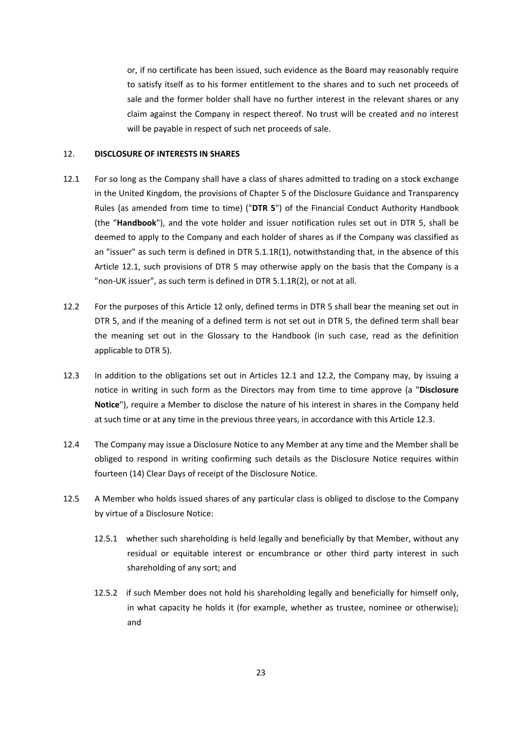or, if no certificate has been issued, such evidence as the Board may reasonably require to satisfy itself as to his former entitlement to the shares and to such net proceeds of sale and the former holder shall have no further interest in the relevant shares or any claim against the Company in respect thereof. No trust will be created and no interest will be payable in respect of such net proceeds of sale.

## 12. DISCLOSURE OF INTERESTS IN SHARES

12.1 For so long as the Company shall have a class of shares admitted to trading on a stock exchange in the United Kingdom, the provisions of Chapter 5 of the Disclosure Guidance and Transparency Rules (as amended from time to time) ("**DTR 5**") of the Financial Conduct Authority Handbook (the "**Handbook**"), and the vote holder and issuer notification rules set out in DTR 5, shall be deemed to apply to the Company and each holder of shares as if the Company was classified as an "issuer" as such term is defined in DTR 5.1.1R(1), notwithstanding that, in the absence of this Article 12.1, such provisions of DTR 5 may otherwise apply on the basis that the Company is a "non-UK issuer", as such term is defined in DTR 5.1.1R(2), or not at all.

12.2 For the purposes of this Article 12 only, defined terms in DTR 5 shall bear the meaning set out in DTR 5, and if the meaning of a defined term is not set out in DTR 5, the defined term shall bear the meaning set out in the Glossary to the Handbook (in such case, read as the definition applicable to DTR 5).

12.3 In addition to the obligations set out in Articles 12.1 and 12.2, the Company may, by issuing a notice in writing in such form as the Directors may from time to time approve (a "**Disclosure Notice**"), require a Member to disclose the nature of his interest in shares in the Company held at such time or at any time in the previous three years, in accordance with this Article 12.3.

12.4 The Company may issue a Disclosure Notice to any Member at any time and the Member shall be obliged to respond in writing confirming such details as the Disclosure Notice requires within fourteen (14) Clear Days of receipt of the Disclosure Notice.

12.5 A Member who holds issued shares of any particular class is obliged to disclose to the Company by virtue of a Disclosure Notice:

12.5.1 whether such shareholding is held legally and beneficially by that Member, without any residual or equitable interest or encumbrance or other third party interest in such shareholding of any sort; and

12.5.2 if such Member does not hold his shareholding legally and beneficially for himself only, in what capacity he holds it (for example, whether as trustee, nominee or otherwise); and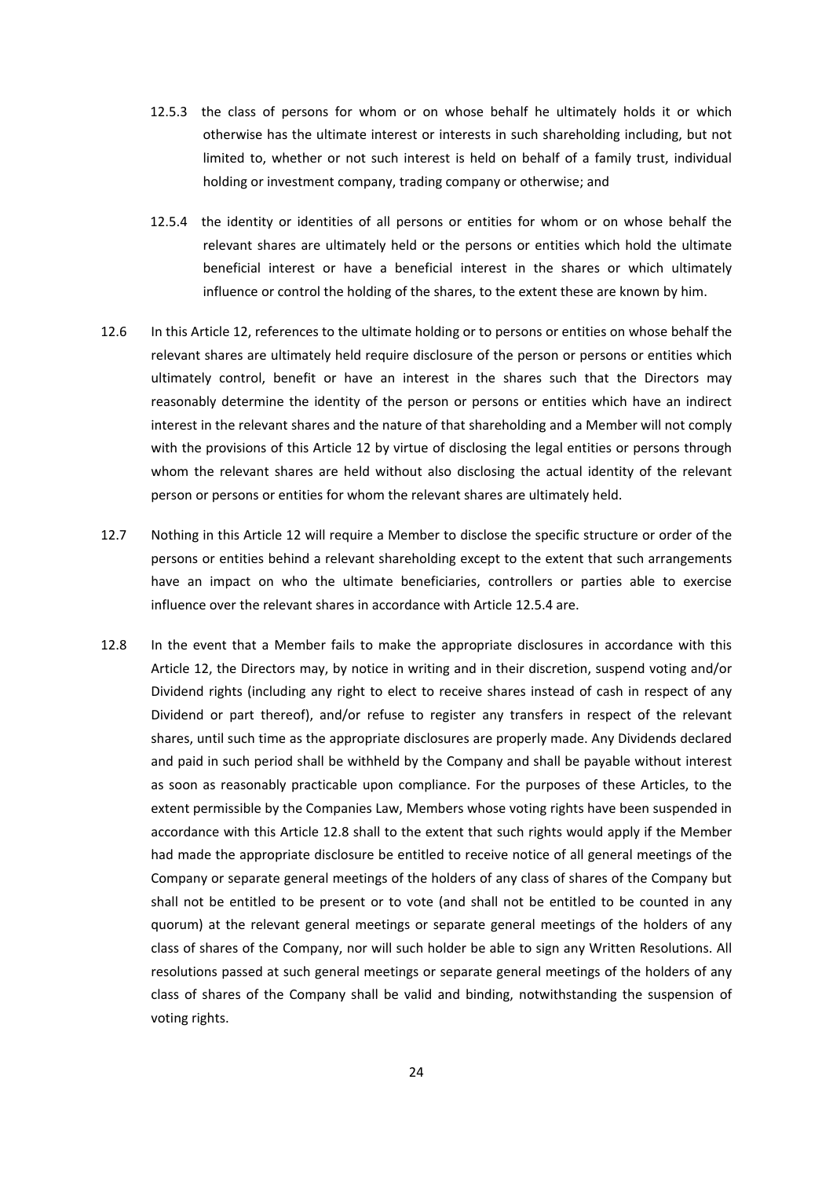12.5.3 the class of persons for whom or on whose behalf he ultimately holds it or which otherwise has the ultimate interest or interests in such shareholding including, but not limited to, whether or not such interest is held on behalf of a family trust, individual holding or investment company, trading company or otherwise; and

12.5.4 the identity or identities of all persons or entities for whom or on whose behalf the relevant shares are ultimately held or the persons or entities which hold the ultimate beneficial interest or have a beneficial interest in the shares or which ultimately influence or control the holding of the shares, to the extent these are known by him.

12.6 In this Article 12, references to the ultimate holding or to persons or entities on whose behalf the relevant shares are ultimately held require disclosure of the person or persons or entities which ultimately control, benefit or have an interest in the shares such that the Directors may reasonably determine the identity of the person or persons or entities which have an indirect interest in the relevant shares and the nature of that shareholding and a Member will not comply with the provisions of this Article 12 by virtue of disclosing the legal entities or persons through whom the relevant shares are held without also disclosing the actual identity of the relevant person or persons or entities for whom the relevant shares are ultimately held.

12.7 Nothing in this Article 12 will require a Member to disclose the specific structure or order of the persons or entities behind a relevant shareholding except to the extent that such arrangements have an impact on who the ultimate beneficiaries, controllers or parties able to exercise influence over the relevant shares in accordance with Article 12.5.4 are.

12.8 In the event that a Member fails to make the appropriate disclosures in accordance with this Article 12, the Directors may, by notice in writing and in their discretion, suspend voting and/or Dividend rights (including any right to elect to receive shares instead of cash in respect of any Dividend or part thereof), and/or refuse to register any transfers in respect of the relevant shares, until such time as the appropriate disclosures are properly made. Any Dividends declared and paid in such period shall be withheld by the Company and shall be payable without interest as soon as reasonably practicable upon compliance. For the purposes of these Articles, to the extent permissible by the Companies Law, Members whose voting rights have been suspended in accordance with this Article 12.8 shall to the extent that such rights would apply if the Member had made the appropriate disclosure be entitled to receive notice of all general meetings of the Company or separate general meetings of the holders of any class of shares of the Company but shall not be entitled to be present or to vote (and shall not be entitled to be counted in any quorum) at the relevant general meetings or separate general meetings of the holders of any class of shares of the Company, nor will such holder be able to sign any Written Resolutions. All resolutions passed at such general meetings or separate general meetings of the holders of any class of shares of the Company shall be valid and binding, notwithstanding the suspension of voting rights.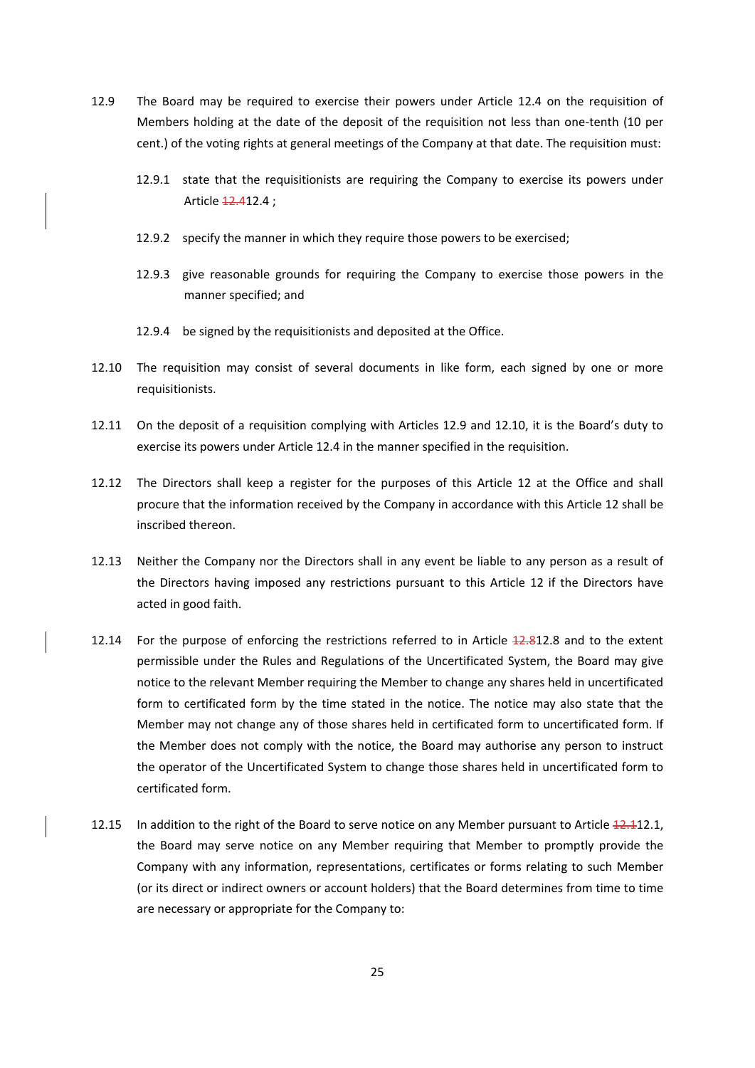12.9 The Board may be required to exercise their powers under Article 12.4 on the requisition of Members holding at the date of the deposit of the requisition not less than one-tenth (10 per cent.) of the voting rights at general meetings of the Company at that date. The requisition must:

12.9.1 state that the requisitionists are requiring the Company to exercise its powers under Article ~~12.4~~12.4 ;

12.9.2 specify the manner in which they require those powers to be exercised;

12.9.3 give reasonable grounds for requiring the Company to exercise those powers in the manner specified; and

12.9.4 be signed by the requisitionists and deposited at the Office.

12.10 The requisition may consist of several documents in like form, each signed by one or more requisitionists.

12.11 On the deposit of a requisition complying with Articles 12.9 and 12.10, it is the Board's duty to exercise its powers under Article 12.4 in the manner specified in the requisition.

12.12 The Directors shall keep a register for the purposes of this Article 12 at the Office and shall procure that the information received by the Company in accordance with this Article 12 shall be inscribed thereon.

12.13 Neither the Company nor the Directors shall in any event be liable to any person as a result of the Directors having imposed any restrictions pursuant to this Article 12 if the Directors have acted in good faith.

12.14 For the purpose of enforcing the restrictions referred to in Article ~~12.8~~12.8 and to the extent permissible under the Rules and Regulations of the Uncertificated System, the Board may give notice to the relevant Member requiring the Member to change any shares held in uncertificated form to certificated form by the time stated in the notice. The notice may also state that the Member may not change any of those shares held in certificated form to uncertificated form. If the Member does not comply with the notice, the Board may authorise any person to instruct the operator of the Uncertificated System to change those shares held in uncertificated form to certificated form.

12.15 In addition to the right of the Board to serve notice on any Member pursuant to Article ~~12.1~~12.1, the Board may serve notice on any Member requiring that Member to promptly provide the Company with any information, representations, certificates or forms relating to such Member (or its direct or indirect owners or account holders) that the Board determines from time to time are necessary or appropriate for the Company to: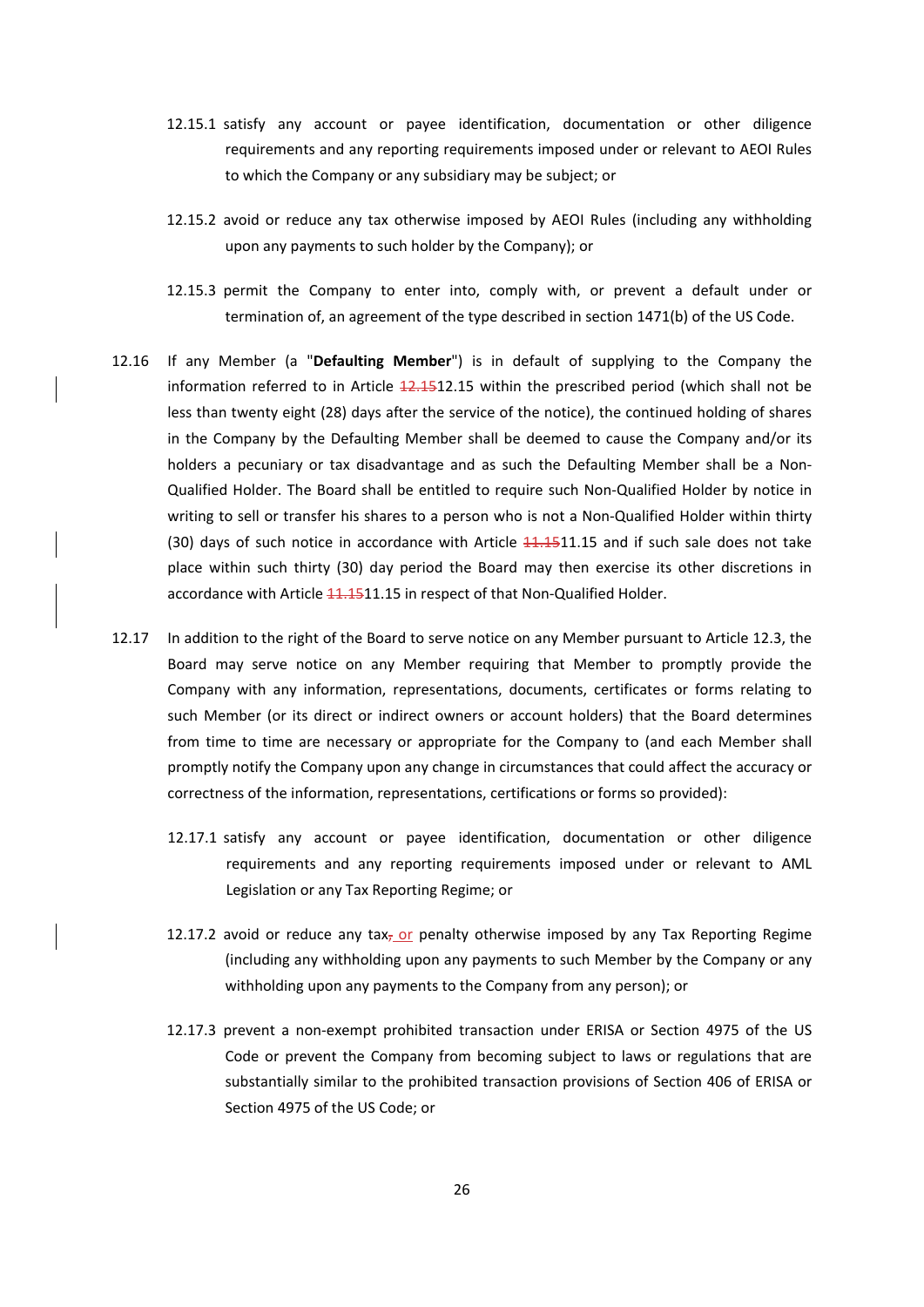12.15.1 satisfy any account or payee identification, documentation or other diligence requirements and any reporting requirements imposed under or relevant to AEOI Rules to which the Company or any subsidiary may be subject; or

12.15.2 avoid or reduce any tax otherwise imposed by AEOI Rules (including any withholding upon any payments to such holder by the Company); or

12.15.3 permit the Company to enter into, comply with, or prevent a default under or termination of, an agreement of the type described in section 1471(b) of the US Code.

12.16 If any Member (a "**Defaulting Member**") is in default of supplying to the Company the information referred to in Article ~~12.15~~12.15 within the prescribed period (which shall not be less than twenty eight (28) days after the service of the notice), the continued holding of shares in the Company by the Defaulting Member shall be deemed to cause the Company and/or its holders a pecuniary or tax disadvantage and as such the Defaulting Member shall be a Non-Qualified Holder. The Board shall be entitled to require such Non-Qualified Holder by notice in writing to sell or transfer his shares to a person who is not a Non-Qualified Holder within thirty (30) days of such notice in accordance with Article ~~11.15~~11.15 and if such sale does not take place within such thirty (30) day period the Board may then exercise its other discretions in accordance with Article ~~11.15~~11.15 in respect of that Non-Qualified Holder.

12.17 In addition to the right of the Board to serve notice on any Member pursuant to Article 12.3, the Board may serve notice on any Member requiring that Member to promptly provide the Company with any information, representations, documents, certificates or forms relating to such Member (or its direct or indirect owners or account holders) that the Board determines from time to time are necessary or appropriate for the Company to (and each Member shall promptly notify the Company upon any change in circumstances that could affect the accuracy or correctness of the information, representations, certifications or forms so provided):

12.17.1 satisfy any account or payee identification, documentation or other diligence requirements and any reporting requirements imposed under or relevant to AML Legislation or any Tax Reporting Regime; or

12.17.2 avoid or reduce any tax~~,~~ or penalty otherwise imposed by any Tax Reporting Regime (including any withholding upon any payments to such Member by the Company or any withholding upon any payments to the Company from any person); or

12.17.3 prevent a non-exempt prohibited transaction under ERISA or Section 4975 of the US Code or prevent the Company from becoming subject to laws or regulations that are substantially similar to the prohibited transaction provisions of Section 406 of ERISA or Section 4975 of the US Code; or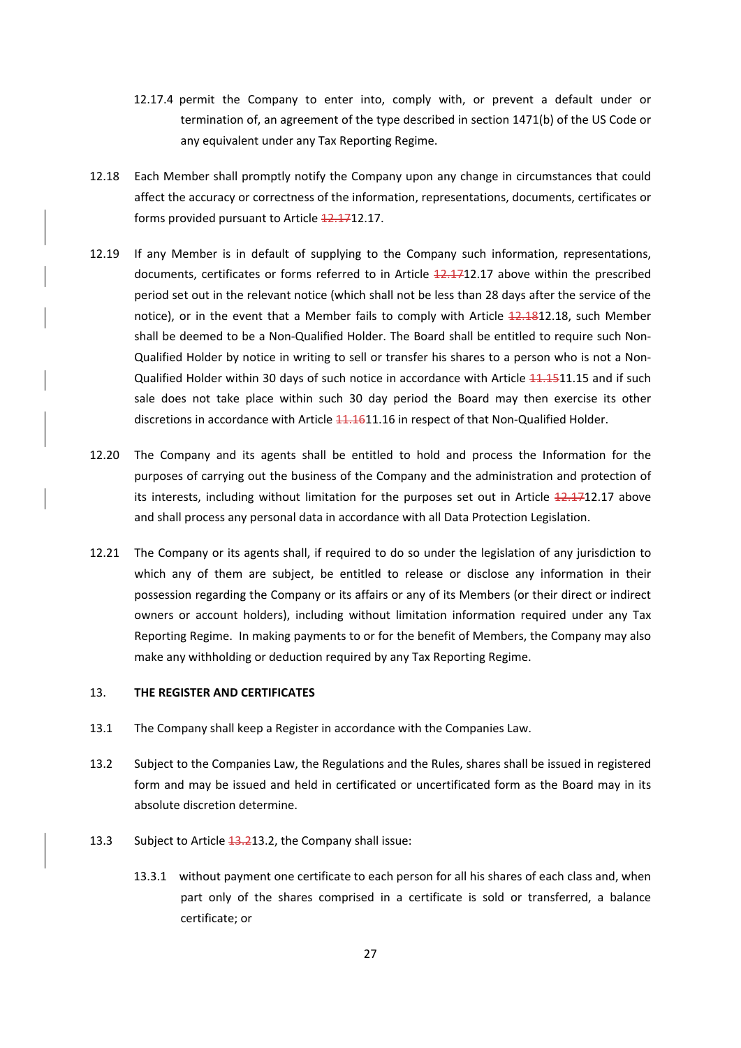12.17.4 permit the Company to enter into, comply with, or prevent a default under or termination of, an agreement of the type described in section 1471(b) of the US Code or any equivalent under any Tax Reporting Regime.

12.18 Each Member shall promptly notify the Company upon any change in circumstances that could affect the accuracy or correctness of the information, representations, documents, certificates or forms provided pursuant to Article ~~12.17~~12.17.

12.19 If any Member is in default of supplying to the Company such information, representations, documents, certificates or forms referred to in Article ~~12.17~~12.17 above within the prescribed period set out in the relevant notice (which shall not be less than 28 days after the service of the notice), or in the event that a Member fails to comply with Article ~~12.18~~12.18, such Member shall be deemed to be a Non-Qualified Holder. The Board shall be entitled to require such Non-Qualified Holder by notice in writing to sell or transfer his shares to a person who is not a Non-Qualified Holder within 30 days of such notice in accordance with Article ~~11.15~~11.15 and if such sale does not take place within such 30 day period the Board may then exercise its other discretions in accordance with Article ~~11.16~~11.16 in respect of that Non-Qualified Holder.

12.20 The Company and its agents shall be entitled to hold and process the Information for the purposes of carrying out the business of the Company and the administration and protection of its interests, including without limitation for the purposes set out in Article ~~12.17~~12.17 above and shall process any personal data in accordance with all Data Protection Legislation.

12.21 The Company or its agents shall, if required to do so under the legislation of any jurisdiction to which any of them are subject, be entitled to release or disclose any information in their possession regarding the Company or its affairs or any of its Members (or their direct or indirect owners or account holders), including without limitation information required under any Tax Reporting Regime. In making payments to or for the benefit of Members, the Company may also make any withholding or deduction required by any Tax Reporting Regime.

## 13. THE REGISTER AND CERTIFICATES

13.1 The Company shall keep a Register in accordance with the Companies Law.

13.2 Subject to the Companies Law, the Regulations and the Rules, shares shall be issued in registered form and may be issued and held in certificated or uncertificated form as the Board may in its absolute discretion determine.

13.3 Subject to Article ~~13.2~~13.2, the Company shall issue:

13.3.1 without payment one certificate to each person for all his shares of each class and, when part only of the shares comprised in a certificate is sold or transferred, a balance certificate; or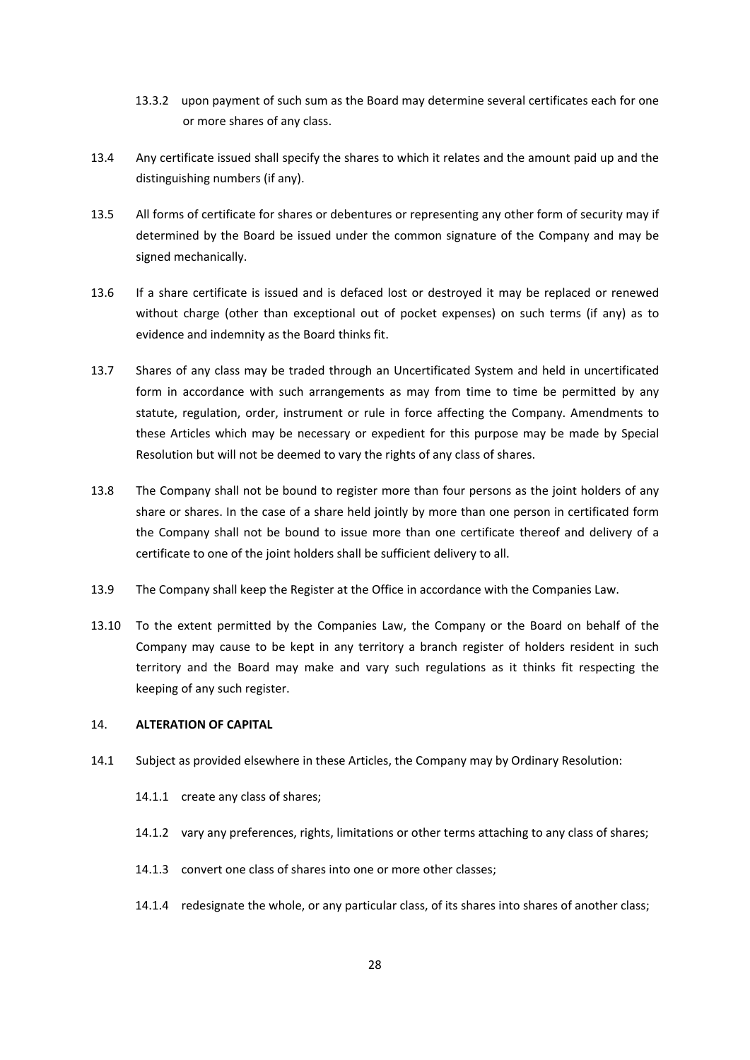13.3.2 upon payment of such sum as the Board may determine several certificates each for one or more shares of any class.

13.4 Any certificate issued shall specify the shares to which it relates and the amount paid up and the distinguishing numbers (if any).

13.5 All forms of certificate for shares or debentures or representing any other form of security may if determined by the Board be issued under the common signature of the Company and may be signed mechanically.

13.6 If a share certificate is issued and is defaced lost or destroyed it may be replaced or renewed without charge (other than exceptional out of pocket expenses) on such terms (if any) as to evidence and indemnity as the Board thinks fit.

13.7 Shares of any class may be traded through an Uncertificated System and held in uncertificated form in accordance with such arrangements as may from time to time be permitted by any statute, regulation, order, instrument or rule in force affecting the Company. Amendments to these Articles which may be necessary or expedient for this purpose may be made by Special Resolution but will not be deemed to vary the rights of any class of shares.

13.8 The Company shall not be bound to register more than four persons as the joint holders of any share or shares. In the case of a share held jointly by more than one person in certificated form the Company shall not be bound to issue more than one certificate thereof and delivery of a certificate to one of the joint holders shall be sufficient delivery to all.

13.9 The Company shall keep the Register at the Office in accordance with the Companies Law.

13.10 To the extent permitted by the Companies Law, the Company or the Board on behalf of the Company may cause to be kept in any territory a branch register of holders resident in such territory and the Board may make and vary such regulations as it thinks fit respecting the keeping of any such register.

## 14. ALTERATION OF CAPITAL

14.1 Subject as provided elsewhere in these Articles, the Company may by Ordinary Resolution:

14.1.1 create any class of shares;

14.1.2 vary any preferences, rights, limitations or other terms attaching to any class of shares;

14.1.3 convert one class of shares into one or more other classes;

14.1.4 redesignate the whole, or any particular class, of its shares into shares of another class;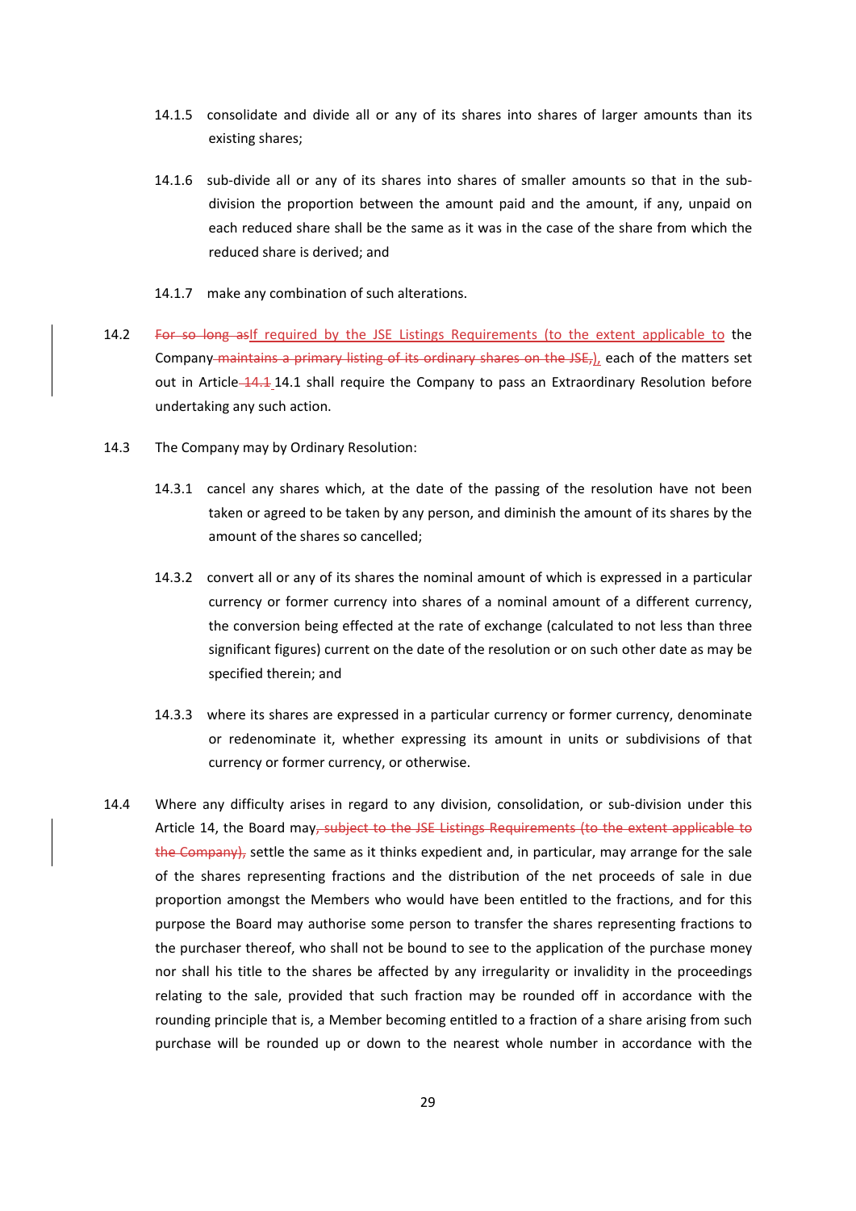14.1.5 consolidate and divide all or any of its shares into shares of larger amounts than its existing shares;

14.1.6 sub-divide all or any of its shares into shares of smaller amounts so that in the sub-division the proportion between the amount paid and the amount, if any, unpaid on each reduced share shall be the same as it was in the case of the share from which the reduced share is derived; and

14.1.7 make any combination of such alterations.

14.2 ~~For so long as~~If required by the JSE Listings Requirements (to the extent applicable to the Company ~~maintains a primary listing of its ordinary shares on the JSE,~~), each of the matters set out in Article ~~14.1~~ 14.1 shall require the Company to pass an Extraordinary Resolution before undertaking any such action.

14.3 The Company may by Ordinary Resolution:

14.3.1 cancel any shares which, at the date of the passing of the resolution have not been taken or agreed to be taken by any person, and diminish the amount of its shares by the amount of the shares so cancelled;

14.3.2 convert all or any of its shares the nominal amount of which is expressed in a particular currency or former currency into shares of a nominal amount of a different currency, the conversion being effected at the rate of exchange (calculated to not less than three significant figures) current on the date of the resolution or on such other date as may be specified therein; and

14.3.3 where its shares are expressed in a particular currency or former currency, denominate or redenominate it, whether expressing its amount in units or subdivisions of that currency or former currency, or otherwise.

14.4 Where any difficulty arises in regard to any division, consolidation, or sub-division under this Article 14, the Board may~~, subject to the JSE Listings Requirements (to the extent applicable to the Company),~~ settle the same as it thinks expedient and, in particular, may arrange for the sale of the shares representing fractions and the distribution of the net proceeds of sale in due proportion amongst the Members who would have been entitled to the fractions, and for this purpose the Board may authorise some person to transfer the shares representing fractions to the purchaser thereof, who shall not be bound to see to the application of the purchase money nor shall his title to the shares be affected by any irregularity or invalidity in the proceedings relating to the sale, provided that such fraction may be rounded off in accordance with the rounding principle that is, a Member becoming entitled to a fraction of a share arising from such purchase will be rounded up or down to the nearest whole number in accordance with the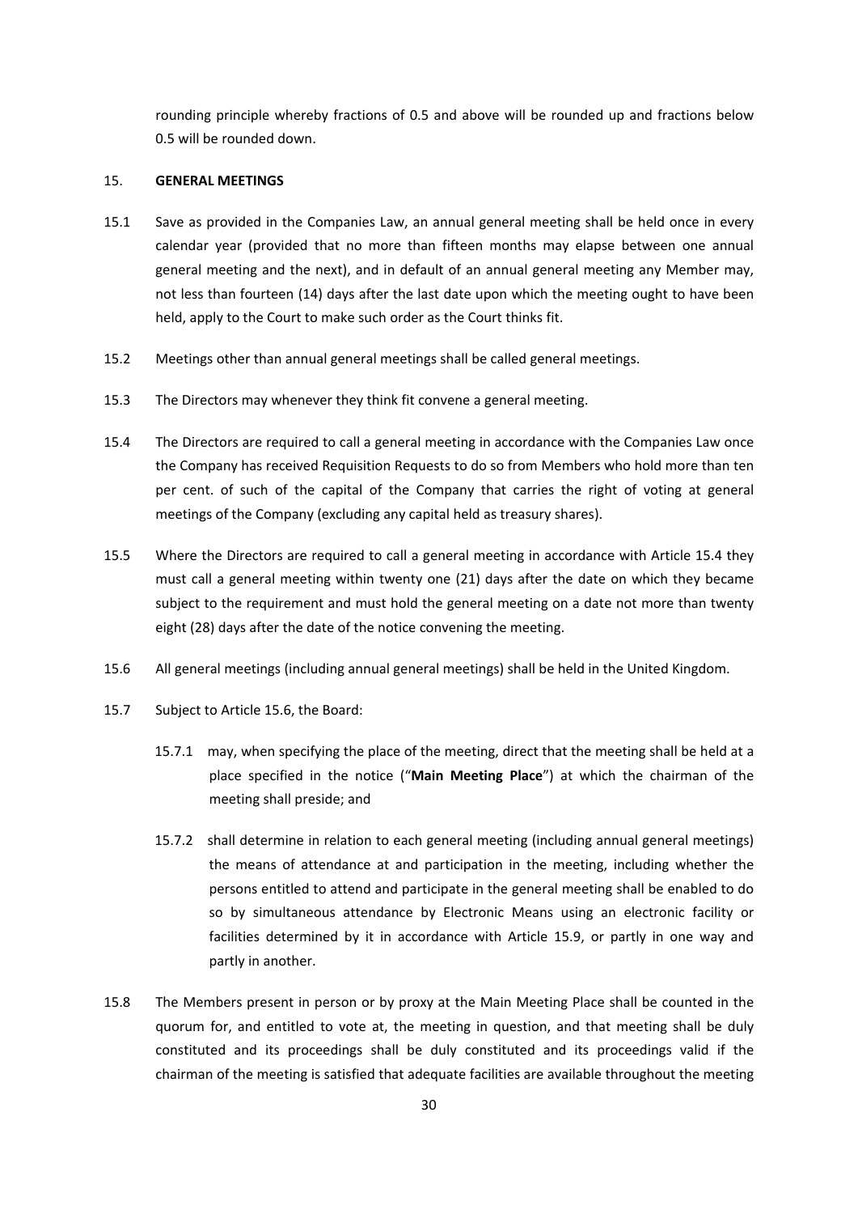rounding principle whereby fractions of 0.5 and above will be rounded up and fractions below 0.5 will be rounded down.

## 15. GENERAL MEETINGS

15.1 Save as provided in the Companies Law, an annual general meeting shall be held once in every calendar year (provided that no more than fifteen months may elapse between one annual general meeting and the next), and in default of an annual general meeting any Member may, not less than fourteen (14) days after the last date upon which the meeting ought to have been held, apply to the Court to make such order as the Court thinks fit.

15.2 Meetings other than annual general meetings shall be called general meetings.

15.3 The Directors may whenever they think fit convene a general meeting.

15.4 The Directors are required to call a general meeting in accordance with the Companies Law once the Company has received Requisition Requests to do so from Members who hold more than ten per cent. of such of the capital of the Company that carries the right of voting at general meetings of the Company (excluding any capital held as treasury shares).

15.5 Where the Directors are required to call a general meeting in accordance with Article 15.4 they must call a general meeting within twenty one (21) days after the date on which they became subject to the requirement and must hold the general meeting on a date not more than twenty eight (28) days after the date of the notice convening the meeting.

15.6 All general meetings (including annual general meetings) shall be held in the United Kingdom.

15.7 Subject to Article 15.6, the Board:

15.7.1 may, when specifying the place of the meeting, direct that the meeting shall be held at a place specified in the notice ("**Main Meeting Place**") at which the chairman of the meeting shall preside; and

15.7.2 shall determine in relation to each general meeting (including annual general meetings) the means of attendance at and participation in the meeting, including whether the persons entitled to attend and participate in the general meeting shall be enabled to do so by simultaneous attendance by Electronic Means using an electronic facility or facilities determined by it in accordance with Article 15.9, or partly in one way and partly in another.

15.8 The Members present in person or by proxy at the Main Meeting Place shall be counted in the quorum for, and entitled to vote at, the meeting in question, and that meeting shall be duly constituted and its proceedings shall be duly constituted and its proceedings valid if the chairman of the meeting is satisfied that adequate facilities are available throughout the meeting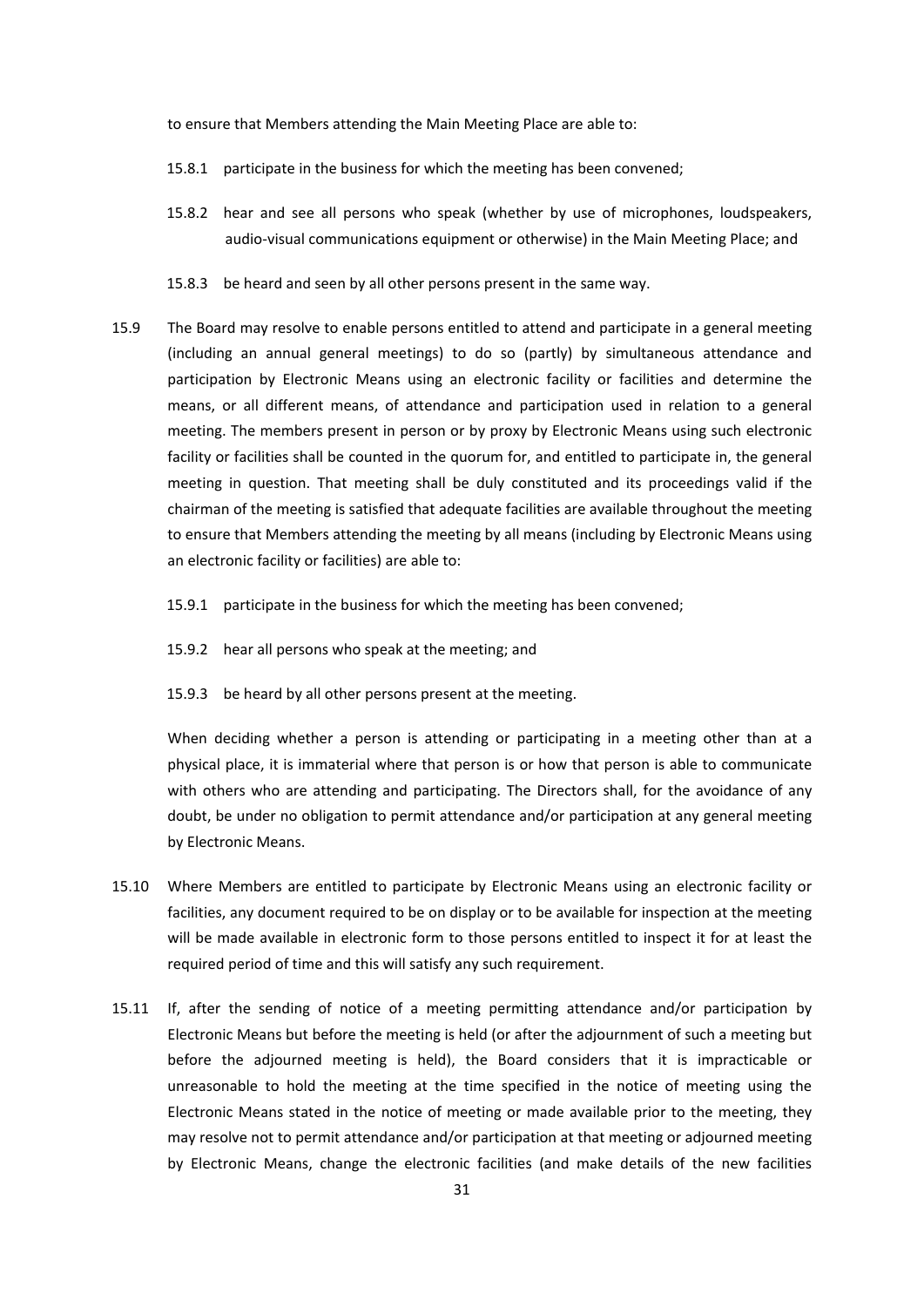to ensure that Members attending the Main Meeting Place are able to:

15.8.1 participate in the business for which the meeting has been convened;

15.8.2 hear and see all persons who speak (whether by use of microphones, loudspeakers, audio-visual communications equipment or otherwise) in the Main Meeting Place; and

15.8.3 be heard and seen by all other persons present in the same way.

15.9 The Board may resolve to enable persons entitled to attend and participate in a general meeting (including an annual general meetings) to do so (partly) by simultaneous attendance and participation by Electronic Means using an electronic facility or facilities and determine the means, or all different means, of attendance and participation used in relation to a general meeting. The members present in person or by proxy by Electronic Means using such electronic facility or facilities shall be counted in the quorum for, and entitled to participate in, the general meeting in question. That meeting shall be duly constituted and its proceedings valid if the chairman of the meeting is satisfied that adequate facilities are available throughout the meeting to ensure that Members attending the meeting by all means (including by Electronic Means using an electronic facility or facilities) are able to:

15.9.1 participate in the business for which the meeting has been convened;

15.9.2 hear all persons who speak at the meeting; and

15.9.3 be heard by all other persons present at the meeting.

When deciding whether a person is attending or participating in a meeting other than at a physical place, it is immaterial where that person is or how that person is able to communicate with others who are attending and participating. The Directors shall, for the avoidance of any doubt, be under no obligation to permit attendance and/or participation at any general meeting by Electronic Means.

15.10 Where Members are entitled to participate by Electronic Means using an electronic facility or facilities, any document required to be on display or to be available for inspection at the meeting will be made available in electronic form to those persons entitled to inspect it for at least the required period of time and this will satisfy any such requirement.

15.11 If, after the sending of notice of a meeting permitting attendance and/or participation by Electronic Means but before the meeting is held (or after the adjournment of such a meeting but before the adjourned meeting is held), the Board considers that it is impracticable or unreasonable to hold the meeting at the time specified in the notice of meeting using the Electronic Means stated in the notice of meeting or made available prior to the meeting, they may resolve not to permit attendance and/or participation at that meeting or adjourned meeting by Electronic Means, change the electronic facilities (and make details of the new facilities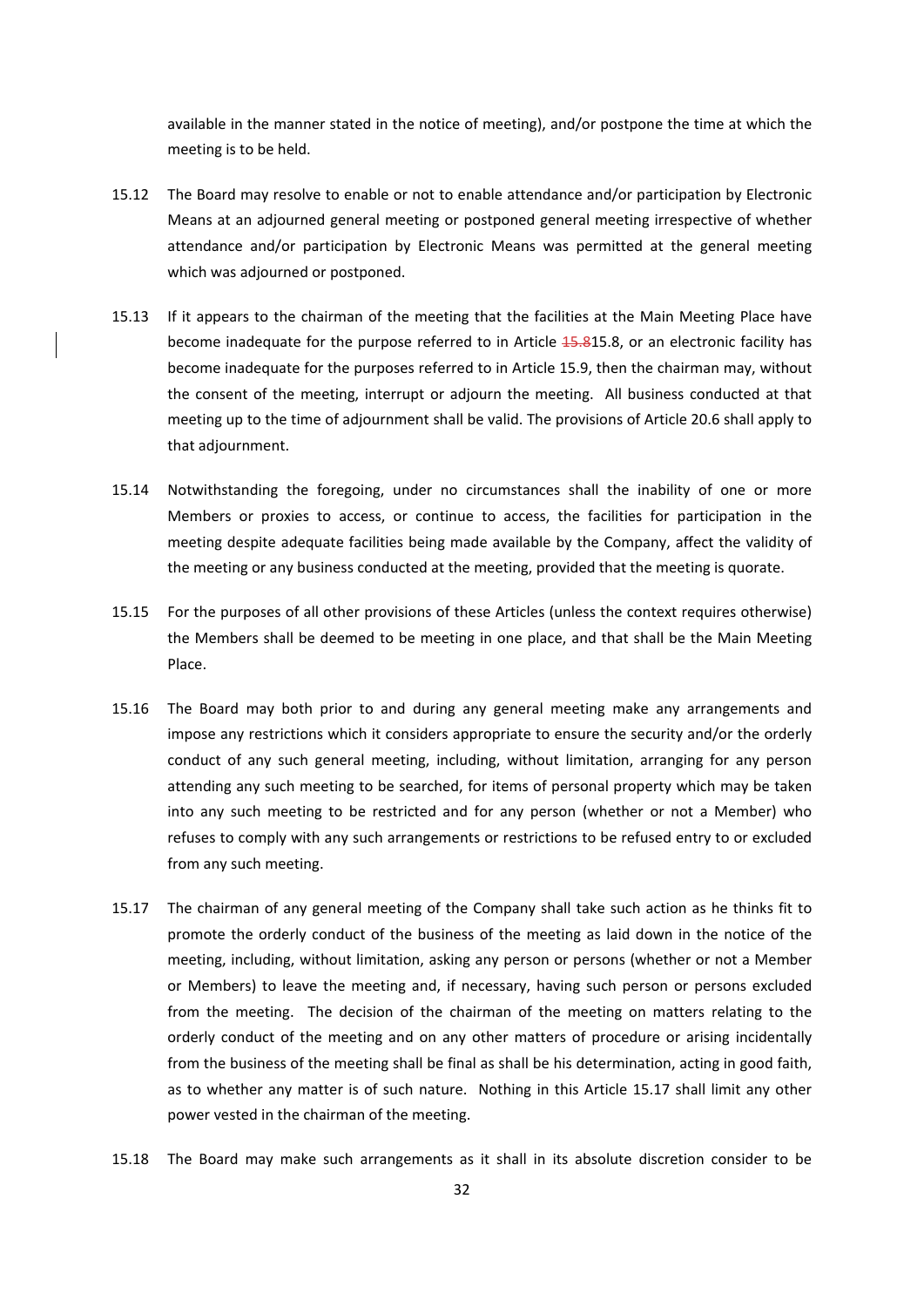available in the manner stated in the notice of meeting), and/or postpone the time at which the meeting is to be held.

15.12 The Board may resolve to enable or not to enable attendance and/or participation by Electronic Means at an adjourned general meeting or postponed general meeting irrespective of whether attendance and/or participation by Electronic Means was permitted at the general meeting which was adjourned or postponed.

15.13 If it appears to the chairman of the meeting that the facilities at the Main Meeting Place have become inadequate for the purpose referred to in Article ~~15.8~~15.8, or an electronic facility has become inadequate for the purposes referred to in Article 15.9, then the chairman may, without the consent of the meeting, interrupt or adjourn the meeting. All business conducted at that meeting up to the time of adjournment shall be valid. The provisions of Article 20.6 shall apply to that adjournment.

15.14 Notwithstanding the foregoing, under no circumstances shall the inability of one or more Members or proxies to access, or continue to access, the facilities for participation in the meeting despite adequate facilities being made available by the Company, affect the validity of the meeting or any business conducted at the meeting, provided that the meeting is quorate.

15.15 For the purposes of all other provisions of these Articles (unless the context requires otherwise) the Members shall be deemed to be meeting in one place, and that shall be the Main Meeting Place.

15.16 The Board may both prior to and during any general meeting make any arrangements and impose any restrictions which it considers appropriate to ensure the security and/or the orderly conduct of any such general meeting, including, without limitation, arranging for any person attending any such meeting to be searched, for items of personal property which may be taken into any such meeting to be restricted and for any person (whether or not a Member) who refuses to comply with any such arrangements or restrictions to be refused entry to or excluded from any such meeting.

15.17 The chairman of any general meeting of the Company shall take such action as he thinks fit to promote the orderly conduct of the business of the meeting as laid down in the notice of the meeting, including, without limitation, asking any person or persons (whether or not a Member or Members) to leave the meeting and, if necessary, having such person or persons excluded from the meeting. The decision of the chairman of the meeting on matters relating to the orderly conduct of the meeting and on any other matters of procedure or arising incidentally from the business of the meeting shall be final as shall be his determination, acting in good faith, as to whether any matter is of such nature. Nothing in this Article 15.17 shall limit any other power vested in the chairman of the meeting.

15.18 The Board may make such arrangements as it shall in its absolute discretion consider to be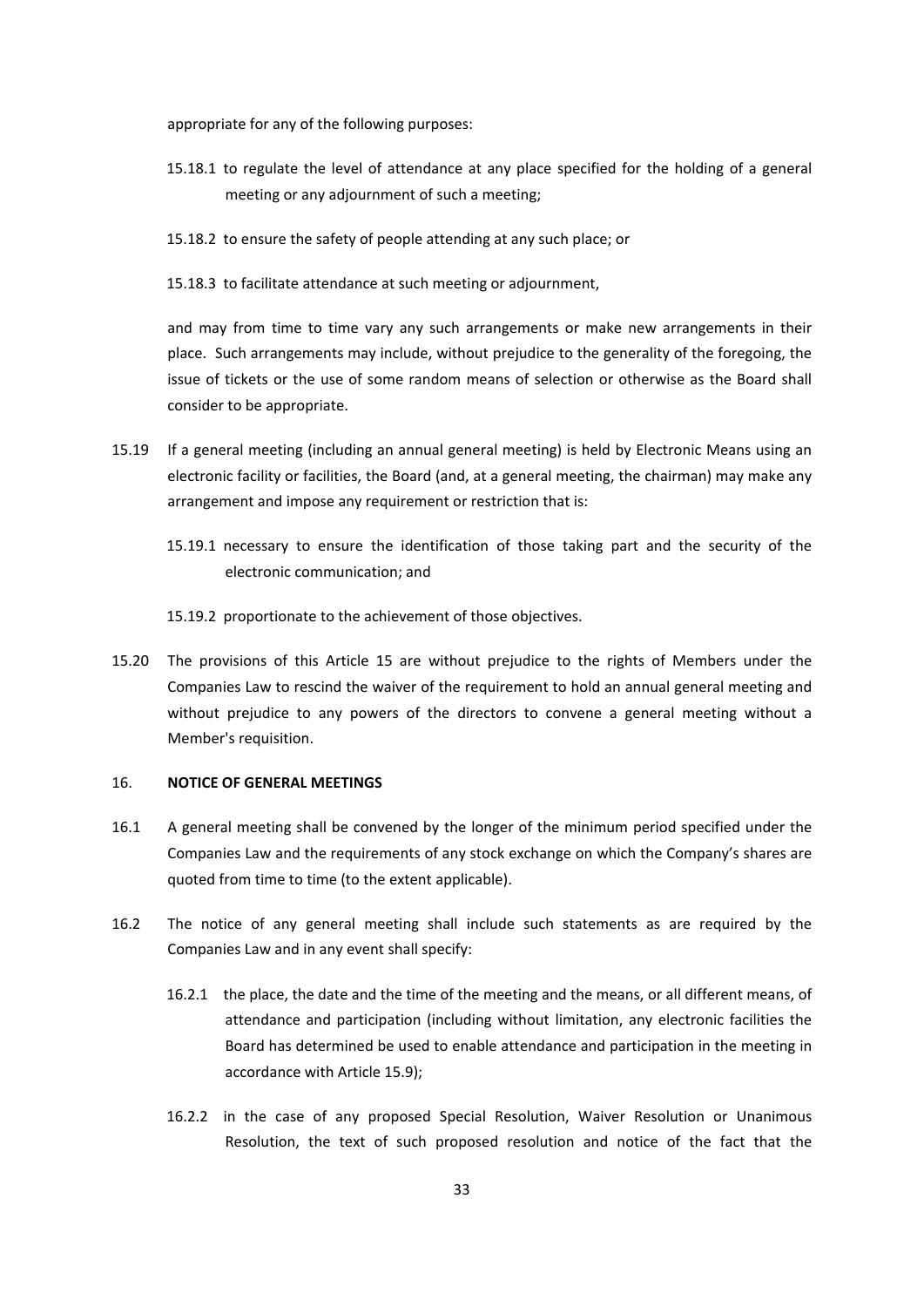appropriate for any of the following purposes:

15.18.1 to regulate the level of attendance at any place specified for the holding of a general meeting or any adjournment of such a meeting;

15.18.2 to ensure the safety of people attending at any such place; or

15.18.3 to facilitate attendance at such meeting or adjournment,

and may from time to time vary any such arrangements or make new arrangements in their place. Such arrangements may include, without prejudice to the generality of the foregoing, the issue of tickets or the use of some random means of selection or otherwise as the Board shall consider to be appropriate.

15.19 If a general meeting (including an annual general meeting) is held by Electronic Means using an electronic facility or facilities, the Board (and, at a general meeting, the chairman) may make any arrangement and impose any requirement or restriction that is:

15.19.1 necessary to ensure the identification of those taking part and the security of the electronic communication; and

15.19.2 proportionate to the achievement of those objectives.

15.20 The provisions of this Article 15 are without prejudice to the rights of Members under the Companies Law to rescind the waiver of the requirement to hold an annual general meeting and without prejudice to any powers of the directors to convene a general meeting without a Member's requisition.

16. **NOTICE OF GENERAL MEETINGS**

16.1 A general meeting shall be convened by the longer of the minimum period specified under the Companies Law and the requirements of any stock exchange on which the Company's shares are quoted from time to time (to the extent applicable).

16.2 The notice of any general meeting shall include such statements as are required by the Companies Law and in any event shall specify:

16.2.1 the place, the date and the time of the meeting and the means, or all different means, of attendance and participation (including without limitation, any electronic facilities the Board has determined be used to enable attendance and participation in the meeting in accordance with Article 15.9);

16.2.2 in the case of any proposed Special Resolution, Waiver Resolution or Unanimous Resolution, the text of such proposed resolution and notice of the fact that the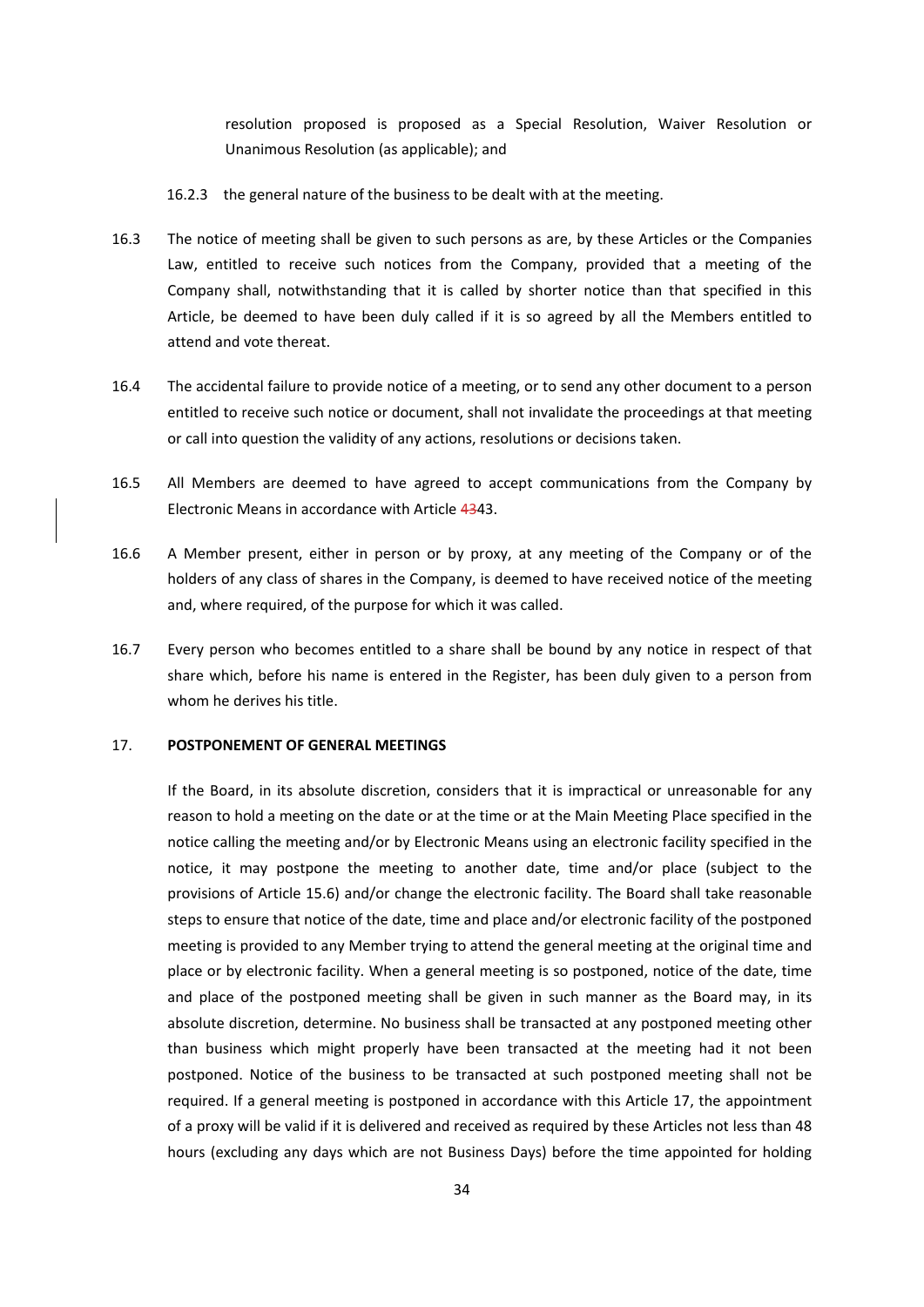resolution proposed is proposed as a Special Resolution, Waiver Resolution or Unanimous Resolution (as applicable); and

16.2.3 the general nature of the business to be dealt with at the meeting.

16.3 The notice of meeting shall be given to such persons as are, by these Articles or the Companies Law, entitled to receive such notices from the Company, provided that a meeting of the Company shall, notwithstanding that it is called by shorter notice than that specified in this Article, be deemed to have been duly called if it is so agreed by all the Members entitled to attend and vote thereat.

16.4 The accidental failure to provide notice of a meeting, or to send any other document to a person entitled to receive such notice or document, shall not invalidate the proceedings at that meeting or call into question the validity of any actions, resolutions or decisions taken.

16.5 All Members are deemed to have agreed to accept communications from the Company by Electronic Means in accordance with Article ~~43~~43.

16.6 A Member present, either in person or by proxy, at any meeting of the Company or of the holders of any class of shares in the Company, is deemed to have received notice of the meeting and, where required, of the purpose for which it was called.

16.7 Every person who becomes entitled to a share shall be bound by any notice in respect of that share which, before his name is entered in the Register, has been duly given to a person from whom he derives his title.

## 17. POSTPONEMENT OF GENERAL MEETINGS

If the Board, in its absolute discretion, considers that it is impractical or unreasonable for any reason to hold a meeting on the date or at the time or at the Main Meeting Place specified in the notice calling the meeting and/or by Electronic Means using an electronic facility specified in the notice, it may postpone the meeting to another date, time and/or place (subject to the provisions of Article 15.6) and/or change the electronic facility. The Board shall take reasonable steps to ensure that notice of the date, time and place and/or electronic facility of the postponed meeting is provided to any Member trying to attend the general meeting at the original time and place or by electronic facility. When a general meeting is so postponed, notice of the date, time and place of the postponed meeting shall be given in such manner as the Board may, in its absolute discretion, determine. No business shall be transacted at any postponed meeting other than business which might properly have been transacted at the meeting had it not been postponed. Notice of the business to be transacted at such postponed meeting shall not be required. If a general meeting is postponed in accordance with this Article 17, the appointment of a proxy will be valid if it is delivered and received as required by these Articles not less than 48 hours (excluding any days which are not Business Days) before the time appointed for holding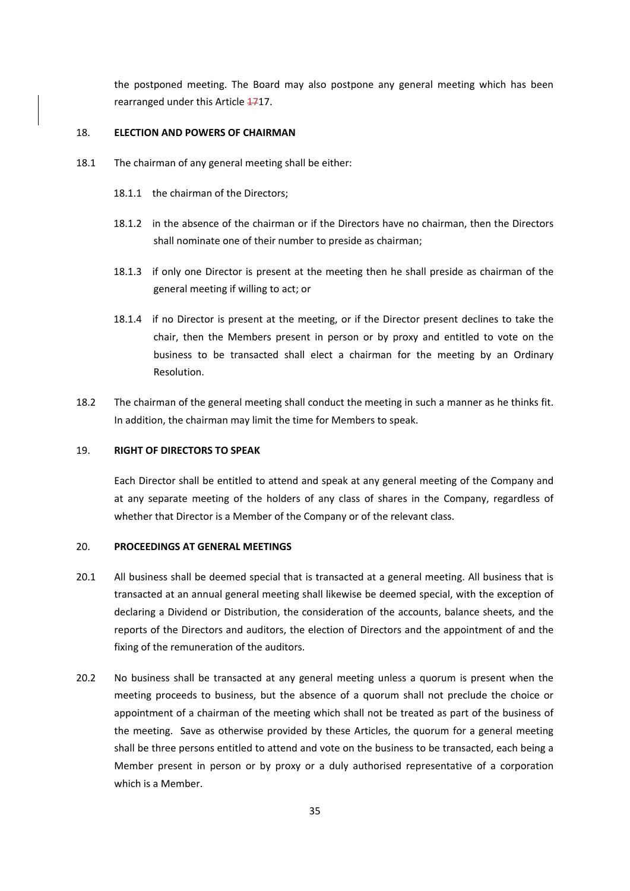the postponed meeting. The Board may also postpone any general meeting which has been rearranged under this Article 1717.

## 18. ELECTION AND POWERS OF CHAIRMAN

18.1 The chairman of any general meeting shall be either:

18.1.1 the chairman of the Directors;

18.1.2 in the absence of the chairman or if the Directors have no chairman, then the Directors shall nominate one of their number to preside as chairman;

18.1.3 if only one Director is present at the meeting then he shall preside as chairman of the general meeting if willing to act; or

18.1.4 if no Director is present at the meeting, or if the Director present declines to take the chair, then the Members present in person or by proxy and entitled to vote on the business to be transacted shall elect a chairman for the meeting by an Ordinary Resolution.

18.2 The chairman of the general meeting shall conduct the meeting in such a manner as he thinks fit. In addition, the chairman may limit the time for Members to speak.

## 19. RIGHT OF DIRECTORS TO SPEAK

Each Director shall be entitled to attend and speak at any general meeting of the Company and at any separate meeting of the holders of any class of shares in the Company, regardless of whether that Director is a Member of the Company or of the relevant class.

## 20. PROCEEDINGS AT GENERAL MEETINGS

20.1 All business shall be deemed special that is transacted at a general meeting. All business that is transacted at an annual general meeting shall likewise be deemed special, with the exception of declaring a Dividend or Distribution, the consideration of the accounts, balance sheets, and the reports of the Directors and auditors, the election of Directors and the appointment of and the fixing of the remuneration of the auditors.

20.2 No business shall be transacted at any general meeting unless a quorum is present when the meeting proceeds to business, but the absence of a quorum shall not preclude the choice or appointment of a chairman of the meeting which shall not be treated as part of the business of the meeting. Save as otherwise provided by these Articles, the quorum for a general meeting shall be three persons entitled to attend and vote on the business to be transacted, each being a Member present in person or by proxy or a duly authorised representative of a corporation which is a Member.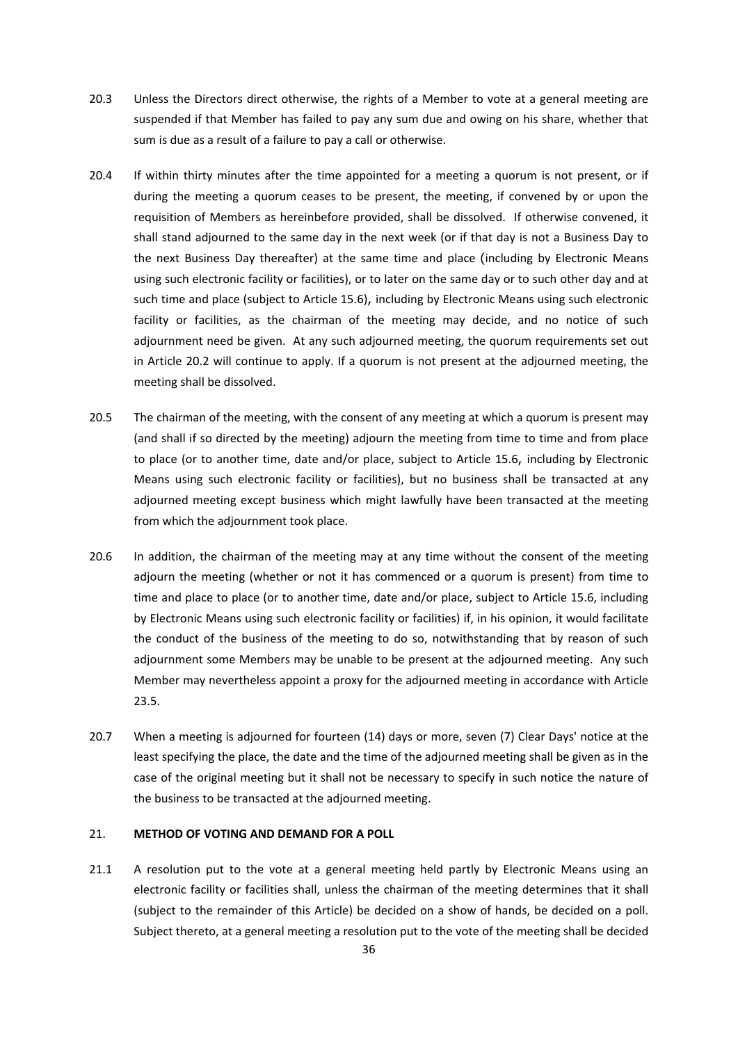20.3 Unless the Directors direct otherwise, the rights of a Member to vote at a general meeting are suspended if that Member has failed to pay any sum due and owing on his share, whether that sum is due as a result of a failure to pay a call or otherwise.

20.4 If within thirty minutes after the time appointed for a meeting a quorum is not present, or if during the meeting a quorum ceases to be present, the meeting, if convened by or upon the requisition of Members as hereinbefore provided, shall be dissolved. If otherwise convened, it shall stand adjourned to the same day in the next week (or if that day is not a Business Day to the next Business Day thereafter) at the same time and place (including by Electronic Means using such electronic facility or facilities), or to later on the same day or to such other day and at such time and place (subject to Article 15.6), including by Electronic Means using such electronic facility or facilities, as the chairman of the meeting may decide, and no notice of such adjournment need be given. At any such adjourned meeting, the quorum requirements set out in Article 20.2 will continue to apply. If a quorum is not present at the adjourned meeting, the meeting shall be dissolved.

20.5 The chairman of the meeting, with the consent of any meeting at which a quorum is present may (and shall if so directed by the meeting) adjourn the meeting from time to time and from place to place (or to another time, date and/or place, subject to Article 15.6, including by Electronic Means using such electronic facility or facilities), but no business shall be transacted at any adjourned meeting except business which might lawfully have been transacted at the meeting from which the adjournment took place.

20.6 In addition, the chairman of the meeting may at any time without the consent of the meeting adjourn the meeting (whether or not it has commenced or a quorum is present) from time to time and place to place (or to another time, date and/or place, subject to Article 15.6, including by Electronic Means using such electronic facility or facilities) if, in his opinion, it would facilitate the conduct of the business of the meeting to do so, notwithstanding that by reason of such adjournment some Members may be unable to be present at the adjourned meeting. Any such Member may nevertheless appoint a proxy for the adjourned meeting in accordance with Article 23.5.

20.7 When a meeting is adjourned for fourteen (14) days or more, seven (7) Clear Days' notice at the least specifying the place, the date and the time of the adjourned meeting shall be given as in the case of the original meeting but it shall not be necessary to specify in such notice the nature of the business to be transacted at the adjourned meeting.

## 21. METHOD OF VOTING AND DEMAND FOR A POLL

21.1 A resolution put to the vote at a general meeting held partly by Electronic Means using an electronic facility or facilities shall, unless the chairman of the meeting determines that it shall (subject to the remainder of this Article) be decided on a show of hands, be decided on a poll. Subject thereto, at a general meeting a resolution put to the vote of the meeting shall be decided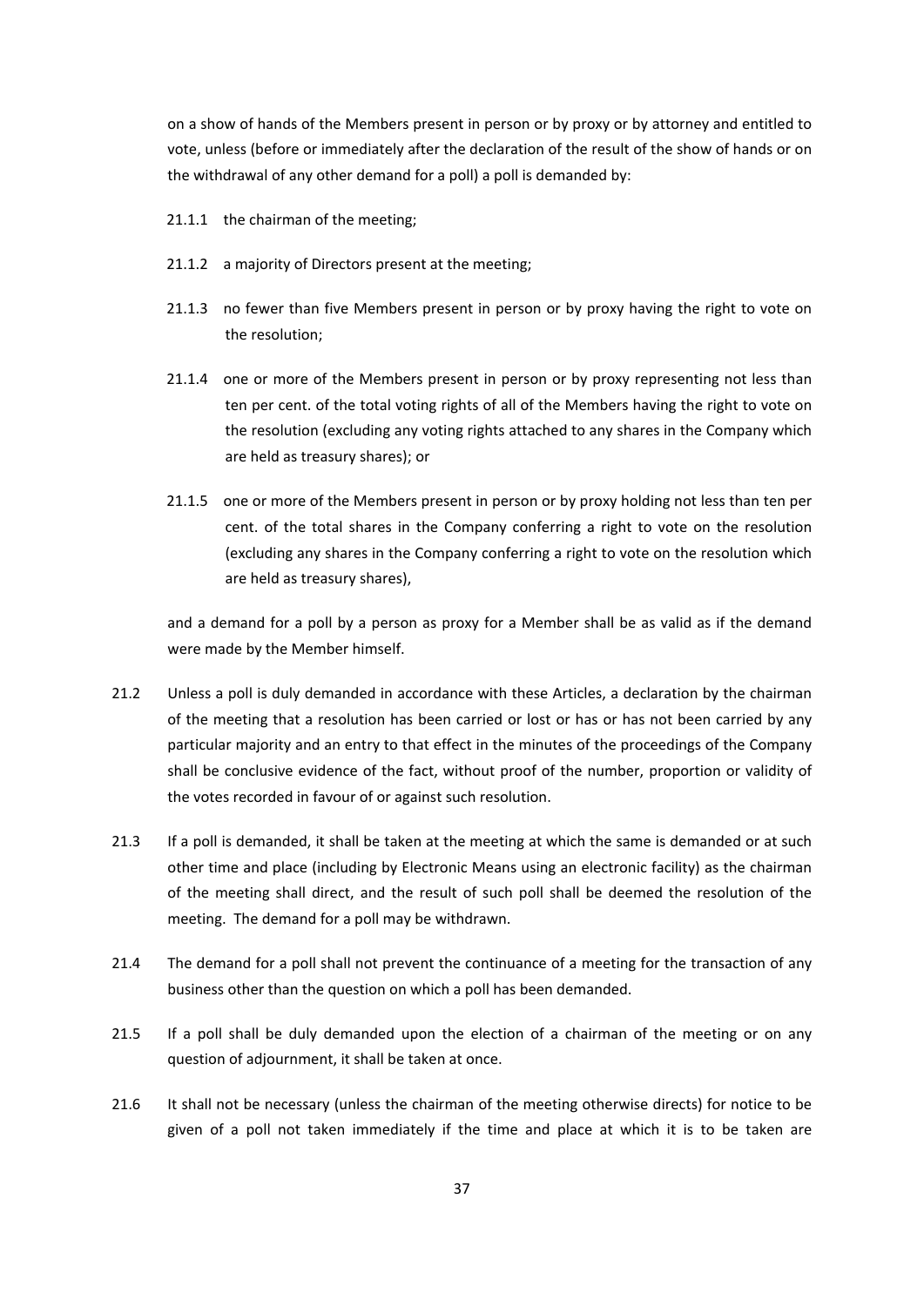on a show of hands of the Members present in person or by proxy or by attorney and entitled to vote, unless (before or immediately after the declaration of the result of the show of hands or on the withdrawal of any other demand for a poll) a poll is demanded by:

21.1.1 the chairman of the meeting;

21.1.2 a majority of Directors present at the meeting;

21.1.3 no fewer than five Members present in person or by proxy having the right to vote on the resolution;

21.1.4 one or more of the Members present in person or by proxy representing not less than ten per cent. of the total voting rights of all of the Members having the right to vote on the resolution (excluding any voting rights attached to any shares in the Company which are held as treasury shares); or

21.1.5 one or more of the Members present in person or by proxy holding not less than ten per cent. of the total shares in the Company conferring a right to vote on the resolution (excluding any shares in the Company conferring a right to vote on the resolution which are held as treasury shares),

and a demand for a poll by a person as proxy for a Member shall be as valid as if the demand were made by the Member himself.

21.2 Unless a poll is duly demanded in accordance with these Articles, a declaration by the chairman of the meeting that a resolution has been carried or lost or has or has not been carried by any particular majority and an entry to that effect in the minutes of the proceedings of the Company shall be conclusive evidence of the fact, without proof of the number, proportion or validity of the votes recorded in favour of or against such resolution.

21.3 If a poll is demanded, it shall be taken at the meeting at which the same is demanded or at such other time and place (including by Electronic Means using an electronic facility) as the chairman of the meeting shall direct, and the result of such poll shall be deemed the resolution of the meeting. The demand for a poll may be withdrawn.

21.4 The demand for a poll shall not prevent the continuance of a meeting for the transaction of any business other than the question on which a poll has been demanded.

21.5 If a poll shall be duly demanded upon the election of a chairman of the meeting or on any question of adjournment, it shall be taken at once.

21.6 It shall not be necessary (unless the chairman of the meeting otherwise directs) for notice to be given of a poll not taken immediately if the time and place at which it is to be taken are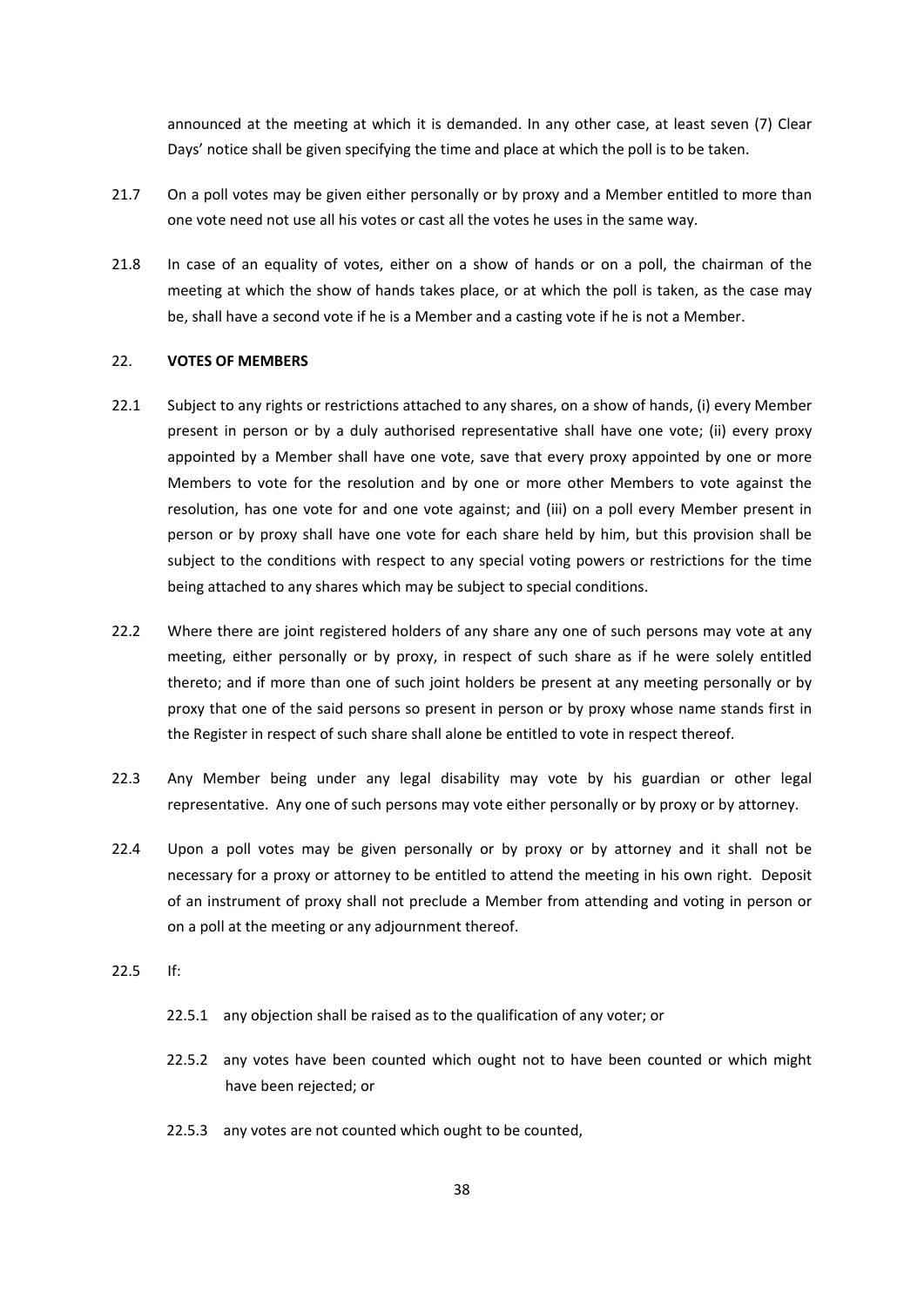announced at the meeting at which it is demanded. In any other case, at least seven (7) Clear Days' notice shall be given specifying the time and place at which the poll is to be taken.

21.7 On a poll votes may be given either personally or by proxy and a Member entitled to more than one vote need not use all his votes or cast all the votes he uses in the same way.

21.8 In case of an equality of votes, either on a show of hands or on a poll, the chairman of the meeting at which the show of hands takes place, or at which the poll is taken, as the case may be, shall have a second vote if he is a Member and a casting vote if he is not a Member.

## 22. **VOTES OF MEMBERS**

22.1 Subject to any rights or restrictions attached to any shares, on a show of hands, (i) every Member present in person or by a duly authorised representative shall have one vote; (ii) every proxy appointed by a Member shall have one vote, save that every proxy appointed by one or more Members to vote for the resolution and by one or more other Members to vote against the resolution, has one vote for and one vote against; and (iii) on a poll every Member present in person or by proxy shall have one vote for each share held by him, but this provision shall be subject to the conditions with respect to any special voting powers or restrictions for the time being attached to any shares which may be subject to special conditions.

22.2 Where there are joint registered holders of any share any one of such persons may vote at any meeting, either personally or by proxy, in respect of such share as if he were solely entitled thereto; and if more than one of such joint holders be present at any meeting personally or by proxy that one of the said persons so present in person or by proxy whose name stands first in the Register in respect of such share shall alone be entitled to vote in respect thereof.

22.3 Any Member being under any legal disability may vote by his guardian or other legal representative. Any one of such persons may vote either personally or by proxy or by attorney.

22.4 Upon a poll votes may be given personally or by proxy or by attorney and it shall not be necessary for a proxy or attorney to be entitled to attend the meeting in his own right. Deposit of an instrument of proxy shall not preclude a Member from attending and voting in person or on a poll at the meeting or any adjournment thereof.

22.5 If:

22.5.1 any objection shall be raised as to the qualification of any voter; or

22.5.2 any votes have been counted which ought not to have been counted or which might have been rejected; or

22.5.3 any votes are not counted which ought to be counted,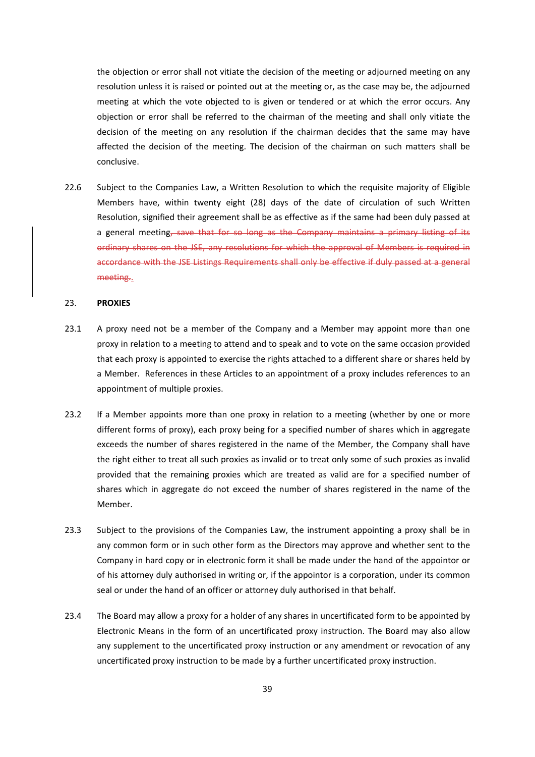the objection or error shall not vitiate the decision of the meeting or adjourned meeting on any resolution unless it is raised or pointed out at the meeting or, as the case may be, the adjourned meeting at which the vote objected to is given or tendered or at which the error occurs. Any objection or error shall be referred to the chairman of the meeting and shall only vitiate the decision of the meeting on any resolution if the chairman decides that the same may have affected the decision of the meeting. The decision of the chairman on such matters shall be conclusive.

22.6 Subject to the Companies Law, a Written Resolution to which the requisite majority of Eligible Members have, within twenty eight (28) days of the date of circulation of such Written Resolution, signified their agreement shall be as effective as if the same had been duly passed at a general meeting~~, save that for so long as the Company maintains a primary listing of its ordinary shares on the JSE, any resolutions for which the approval of Members is required in accordance with the JSE Listings Requirements shall only be effective if duly passed at a general meeting.~~.

## 23. PROXIES

23.1 A proxy need not be a member of the Company and a Member may appoint more than one proxy in relation to a meeting to attend and to speak and to vote on the same occasion provided that each proxy is appointed to exercise the rights attached to a different share or shares held by a Member. References in these Articles to an appointment of a proxy includes references to an appointment of multiple proxies.

23.2 If a Member appoints more than one proxy in relation to a meeting (whether by one or more different forms of proxy), each proxy being for a specified number of shares which in aggregate exceeds the number of shares registered in the name of the Member, the Company shall have the right either to treat all such proxies as invalid or to treat only some of such proxies as invalid provided that the remaining proxies which are treated as valid are for a specified number of shares which in aggregate do not exceed the number of shares registered in the name of the Member.

23.3 Subject to the provisions of the Companies Law, the instrument appointing a proxy shall be in any common form or in such other form as the Directors may approve and whether sent to the Company in hard copy or in electronic form it shall be made under the hand of the appointor or of his attorney duly authorised in writing or, if the appointor is a corporation, under its common seal or under the hand of an officer or attorney duly authorised in that behalf.

23.4 The Board may allow a proxy for a holder of any shares in uncertificated form to be appointed by Electronic Means in the form of an uncertificated proxy instruction. The Board may also allow any supplement to the uncertificated proxy instruction or any amendment or revocation of any uncertificated proxy instruction to be made by a further uncertificated proxy instruction.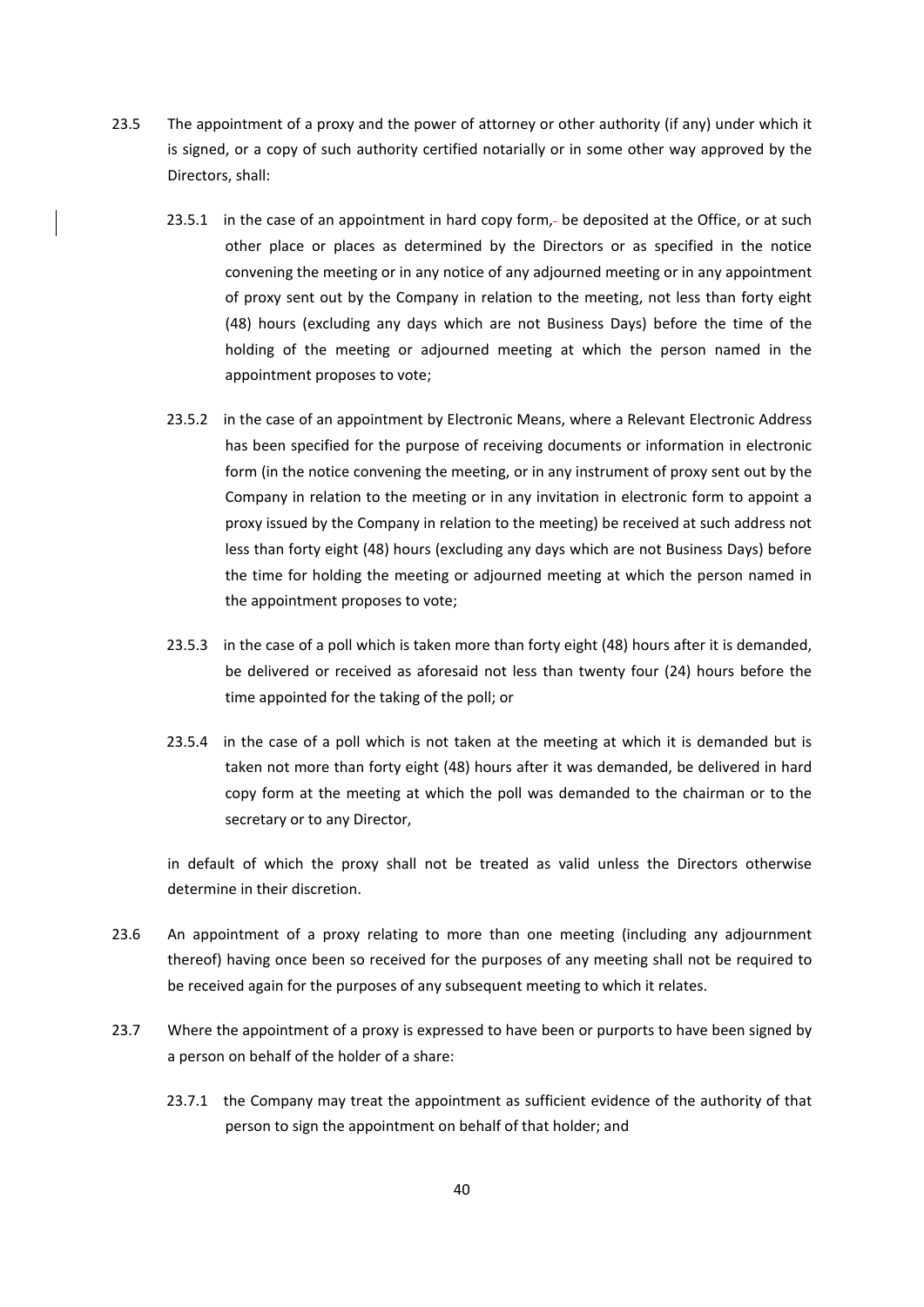23.5 The appointment of a proxy and the power of attorney or other authority (if any) under which it is signed, or a copy of such authority certified notarially or in some other way approved by the Directors, shall:

23.5.1 in the case of an appointment in hard copy form, be deposited at the Office, or at such other place or places as determined by the Directors or as specified in the notice convening the meeting or in any notice of any adjourned meeting or in any appointment of proxy sent out by the Company in relation to the meeting, not less than forty eight (48) hours (excluding any days which are not Business Days) before the time of the holding of the meeting or adjourned meeting at which the person named in the appointment proposes to vote;

23.5.2 in the case of an appointment by Electronic Means, where a Relevant Electronic Address has been specified for the purpose of receiving documents or information in electronic form (in the notice convening the meeting, or in any instrument of proxy sent out by the Company in relation to the meeting or in any invitation in electronic form to appoint a proxy issued by the Company in relation to the meeting) be received at such address not less than forty eight (48) hours (excluding any days which are not Business Days) before the time for holding the meeting or adjourned meeting at which the person named in the appointment proposes to vote;

23.5.3 in the case of a poll which is taken more than forty eight (48) hours after it is demanded, be delivered or received as aforesaid not less than twenty four (24) hours before the time appointed for the taking of the poll; or

23.5.4 in the case of a poll which is not taken at the meeting at which it is demanded but is taken not more than forty eight (48) hours after it was demanded, be delivered in hard copy form at the meeting at which the poll was demanded to the chairman or to the secretary or to any Director,

in default of which the proxy shall not be treated as valid unless the Directors otherwise determine in their discretion.

23.6 An appointment of a proxy relating to more than one meeting (including any adjournment thereof) having once been so received for the purposes of any meeting shall not be required to be received again for the purposes of any subsequent meeting to which it relates.

23.7 Where the appointment of a proxy is expressed to have been or purports to have been signed by a person on behalf of the holder of a share:

23.7.1 the Company may treat the appointment as sufficient evidence of the authority of that person to sign the appointment on behalf of that holder; and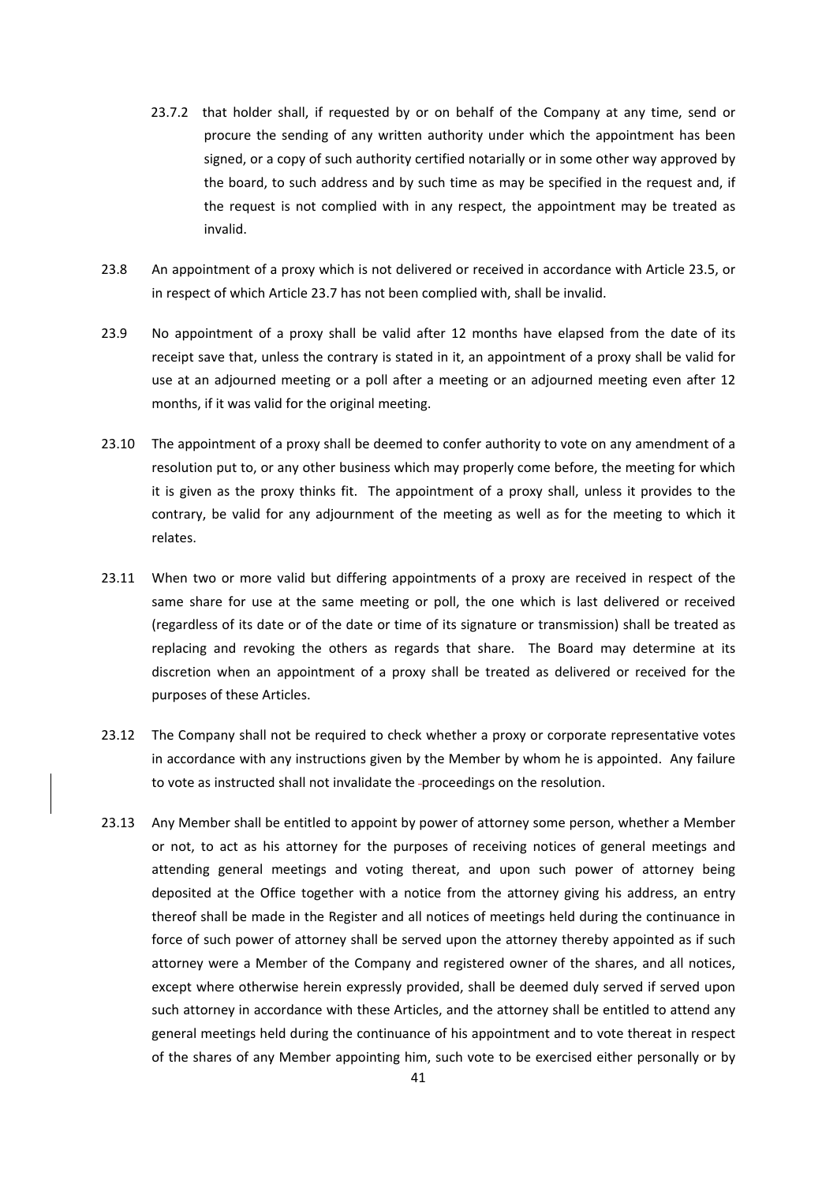23.7.2 that holder shall, if requested by or on behalf of the Company at any time, send or procure the sending of any written authority under which the appointment has been signed, or a copy of such authority certified notarially or in some other way approved by the board, to such address and by such time as may be specified in the request and, if the request is not complied with in any respect, the appointment may be treated as invalid.

23.8 An appointment of a proxy which is not delivered or received in accordance with Article 23.5, or in respect of which Article 23.7 has not been complied with, shall be invalid.

23.9 No appointment of a proxy shall be valid after 12 months have elapsed from the date of its receipt save that, unless the contrary is stated in it, an appointment of a proxy shall be valid for use at an adjourned meeting or a poll after a meeting or an adjourned meeting even after 12 months, if it was valid for the original meeting.

23.10 The appointment of a proxy shall be deemed to confer authority to vote on any amendment of a resolution put to, or any other business which may properly come before, the meeting for which it is given as the proxy thinks fit. The appointment of a proxy shall, unless it provides to the contrary, be valid for any adjournment of the meeting as well as for the meeting to which it relates.

23.11 When two or more valid but differing appointments of a proxy are received in respect of the same share for use at the same meeting or poll, the one which is last delivered or received (regardless of its date or of the date or time of its signature or transmission) shall be treated as replacing and revoking the others as regards that share. The Board may determine at its discretion when an appointment of a proxy shall be treated as delivered or received for the purposes of these Articles.

23.12 The Company shall not be required to check whether a proxy or corporate representative votes in accordance with any instructions given by the Member by whom he is appointed. Any failure to vote as instructed shall not invalidate the proceedings on the resolution.

23.13 Any Member shall be entitled to appoint by power of attorney some person, whether a Member or not, to act as his attorney for the purposes of receiving notices of general meetings and attending general meetings and voting thereat, and upon such power of attorney being deposited at the Office together with a notice from the attorney giving his address, an entry thereof shall be made in the Register and all notices of meetings held during the continuance in force of such power of attorney shall be served upon the attorney thereby appointed as if such attorney were a Member of the Company and registered owner of the shares, and all notices, except where otherwise herein expressly provided, shall be deemed duly served if served upon such attorney in accordance with these Articles, and the attorney shall be entitled to attend any general meetings held during the continuance of his appointment and to vote thereat in respect of the shares of any Member appointing him, such vote to be exercised either personally or by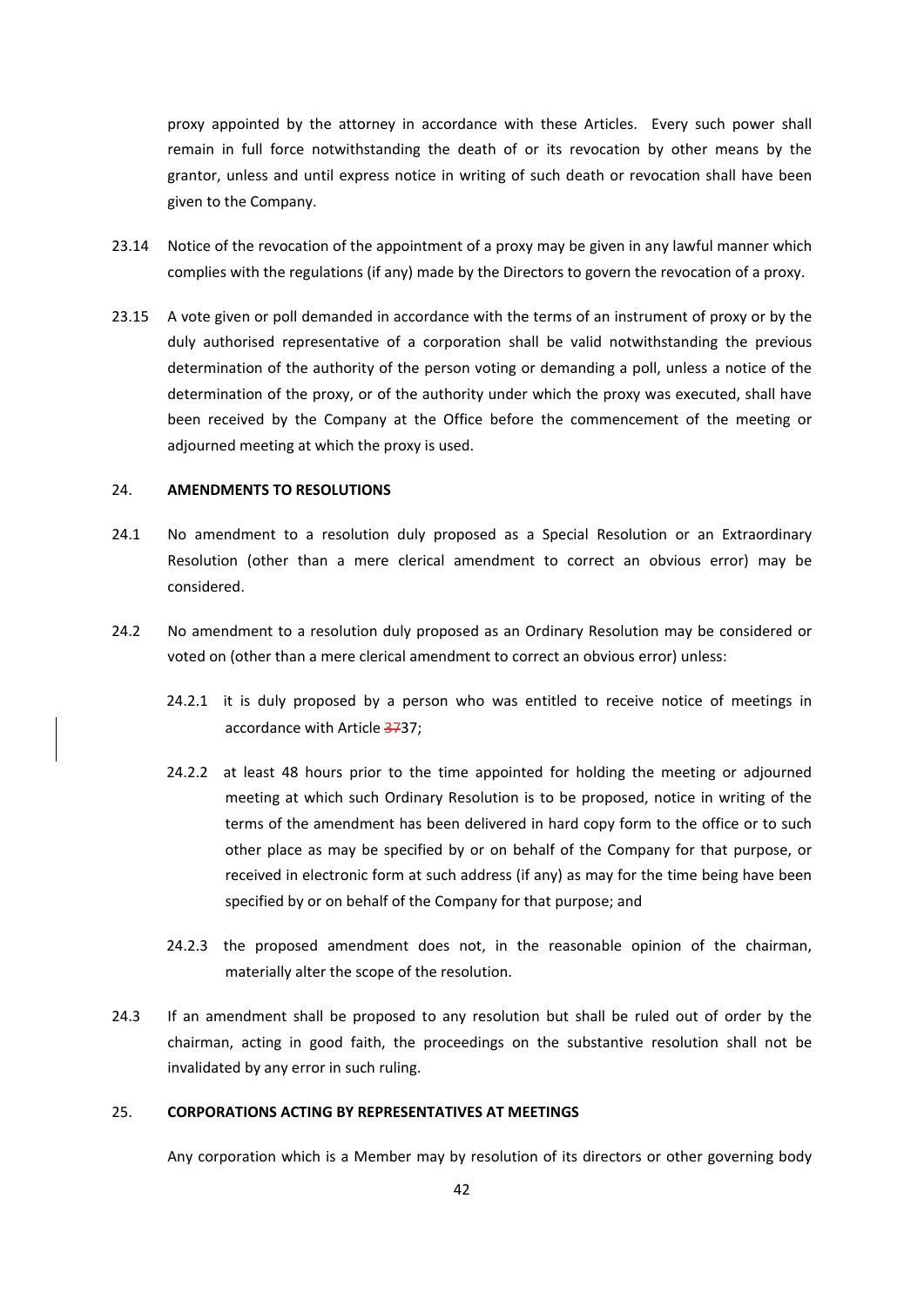proxy appointed by the attorney in accordance with these Articles. Every such power shall remain in full force notwithstanding the death of or its revocation by other means by the grantor, unless and until express notice in writing of such death or revocation shall have been given to the Company.

23.14 Notice of the revocation of the appointment of a proxy may be given in any lawful manner which complies with the regulations (if any) made by the Directors to govern the revocation of a proxy.

23.15 A vote given or poll demanded in accordance with the terms of an instrument of proxy or by the duly authorised representative of a corporation shall be valid notwithstanding the previous determination of the authority of the person voting or demanding a poll, unless a notice of the determination of the proxy, or of the authority under which the proxy was executed, shall have been received by the Company at the Office before the commencement of the meeting or adjourned meeting at which the proxy is used.

## 24. AMENDMENTS TO RESOLUTIONS

24.1 No amendment to a resolution duly proposed as a Special Resolution or an Extraordinary Resolution (other than a mere clerical amendment to correct an obvious error) may be considered.

24.2 No amendment to a resolution duly proposed as an Ordinary Resolution may be considered or voted on (other than a mere clerical amendment to correct an obvious error) unless:

24.2.1 it is duly proposed by a person who was entitled to receive notice of meetings in accordance with Article ~~37~~37;

24.2.2 at least 48 hours prior to the time appointed for holding the meeting or adjourned meeting at which such Ordinary Resolution is to be proposed, notice in writing of the terms of the amendment has been delivered in hard copy form to the office or to such other place as may be specified by or on behalf of the Company for that purpose, or received in electronic form at such address (if any) as may for the time being have been specified by or on behalf of the Company for that purpose; and

24.2.3 the proposed amendment does not, in the reasonable opinion of the chairman, materially alter the scope of the resolution.

24.3 If an amendment shall be proposed to any resolution but shall be ruled out of order by the chairman, acting in good faith, the proceedings on the substantive resolution shall not be invalidated by any error in such ruling.

## 25. CORPORATIONS ACTING BY REPRESENTATIVES AT MEETINGS

Any corporation which is a Member may by resolution of its directors or other governing body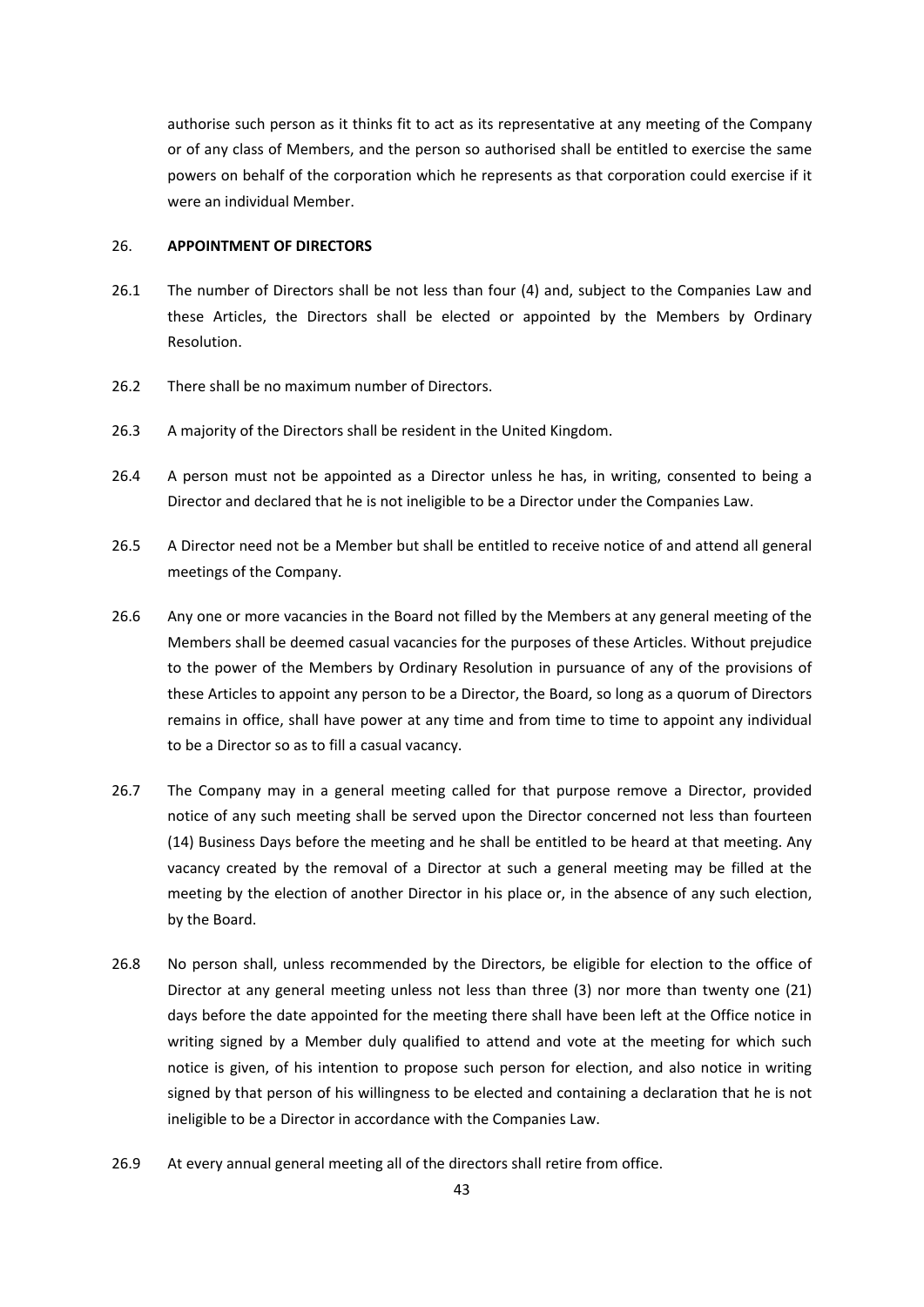authorise such person as it thinks fit to act as its representative at any meeting of the Company or of any class of Members, and the person so authorised shall be entitled to exercise the same powers on behalf of the corporation which he represents as that corporation could exercise if it were an individual Member.

26. **APPOINTMENT OF DIRECTORS**

26.1 The number of Directors shall be not less than four (4) and, subject to the Companies Law and these Articles, the Directors shall be elected or appointed by the Members by Ordinary Resolution.

26.2 There shall be no maximum number of Directors.

26.3 A majority of the Directors shall be resident in the United Kingdom.

26.4 A person must not be appointed as a Director unless he has, in writing, consented to being a Director and declared that he is not ineligible to be a Director under the Companies Law.

26.5 A Director need not be a Member but shall be entitled to receive notice of and attend all general meetings of the Company.

26.6 Any one or more vacancies in the Board not filled by the Members at any general meeting of the Members shall be deemed casual vacancies for the purposes of these Articles. Without prejudice to the power of the Members by Ordinary Resolution in pursuance of any of the provisions of these Articles to appoint any person to be a Director, the Board, so long as a quorum of Directors remains in office, shall have power at any time and from time to time to appoint any individual to be a Director so as to fill a casual vacancy.

26.7 The Company may in a general meeting called for that purpose remove a Director, provided notice of any such meeting shall be served upon the Director concerned not less than fourteen (14) Business Days before the meeting and he shall be entitled to be heard at that meeting. Any vacancy created by the removal of a Director at such a general meeting may be filled at the meeting by the election of another Director in his place or, in the absence of any such election, by the Board.

26.8 No person shall, unless recommended by the Directors, be eligible for election to the office of Director at any general meeting unless not less than three (3) nor more than twenty one (21) days before the date appointed for the meeting there shall have been left at the Office notice in writing signed by a Member duly qualified to attend and vote at the meeting for which such notice is given, of his intention to propose such person for election, and also notice in writing signed by that person of his willingness to be elected and containing a declaration that he is not ineligible to be a Director in accordance with the Companies Law.

26.9 At every annual general meeting all of the directors shall retire from office.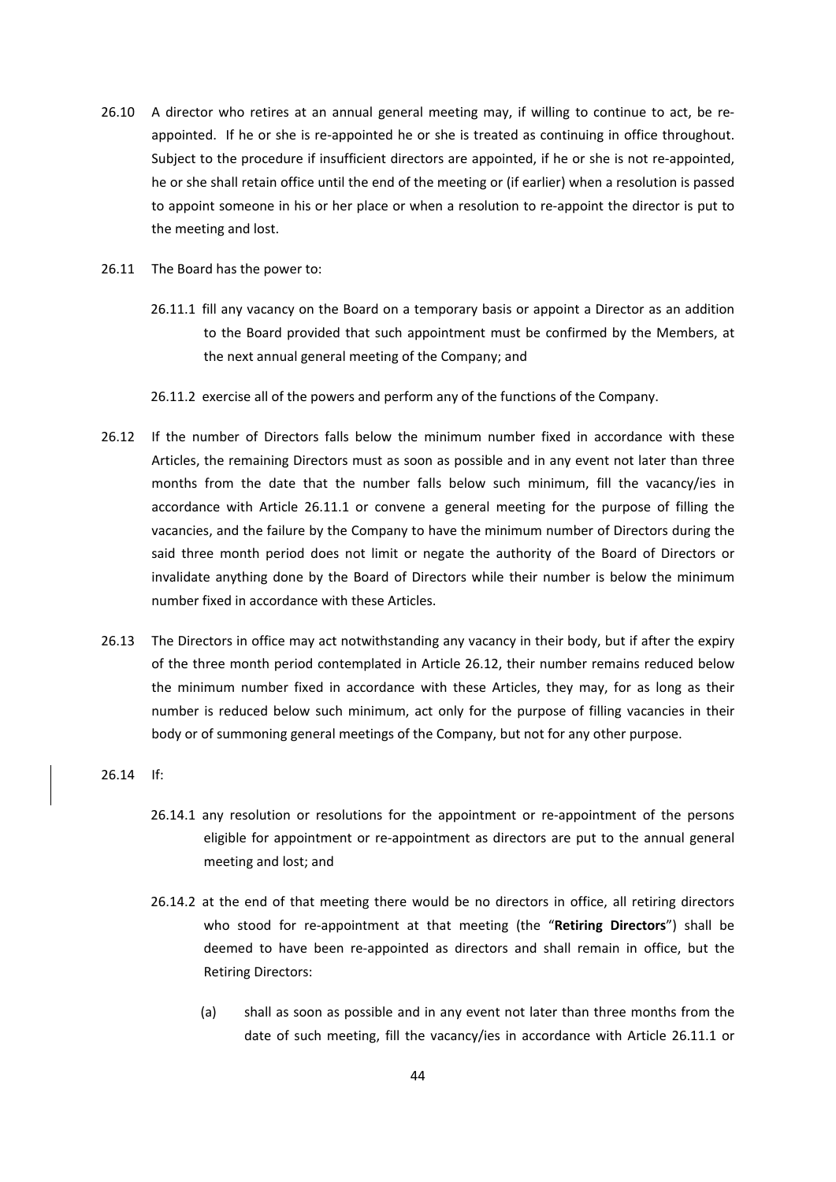26.10 A director who retires at an annual general meeting may, if willing to continue to act, be re-appointed. If he or she is re-appointed he or she is treated as continuing in office throughout. Subject to the procedure if insufficient directors are appointed, if he or she is not re-appointed, he or she shall retain office until the end of the meeting or (if earlier) when a resolution is passed to appoint someone in his or her place or when a resolution to re-appoint the director is put to the meeting and lost.

26.11 The Board has the power to:

26.11.1 fill any vacancy on the Board on a temporary basis or appoint a Director as an addition to the Board provided that such appointment must be confirmed by the Members, at the next annual general meeting of the Company; and

26.11.2 exercise all of the powers and perform any of the functions of the Company.

26.12 If the number of Directors falls below the minimum number fixed in accordance with these Articles, the remaining Directors must as soon as possible and in any event not later than three months from the date that the number falls below such minimum, fill the vacancy/ies in accordance with Article 26.11.1 or convene a general meeting for the purpose of filling the vacancies, and the failure by the Company to have the minimum number of Directors during the said three month period does not limit or negate the authority of the Board of Directors or invalidate anything done by the Board of Directors while their number is below the minimum number fixed in accordance with these Articles.

26.13 The Directors in office may act notwithstanding any vacancy in their body, but if after the expiry of the three month period contemplated in Article 26.12, their number remains reduced below the minimum number fixed in accordance with these Articles, they may, for as long as their number is reduced below such minimum, act only for the purpose of filling vacancies in their body or of summoning general meetings of the Company, but not for any other purpose.

26.14 If:

26.14.1 any resolution or resolutions for the appointment or re-appointment of the persons eligible for appointment or re-appointment as directors are put to the annual general meeting and lost; and

26.14.2 at the end of that meeting there would be no directors in office, all retiring directors who stood for re-appointment at that meeting (the "**Retiring Directors**") shall be deemed to have been re-appointed as directors and shall remain in office, but the Retiring Directors:

(a) shall as soon as possible and in any event not later than three months from the date of such meeting, fill the vacancy/ies in accordance with Article 26.11.1 or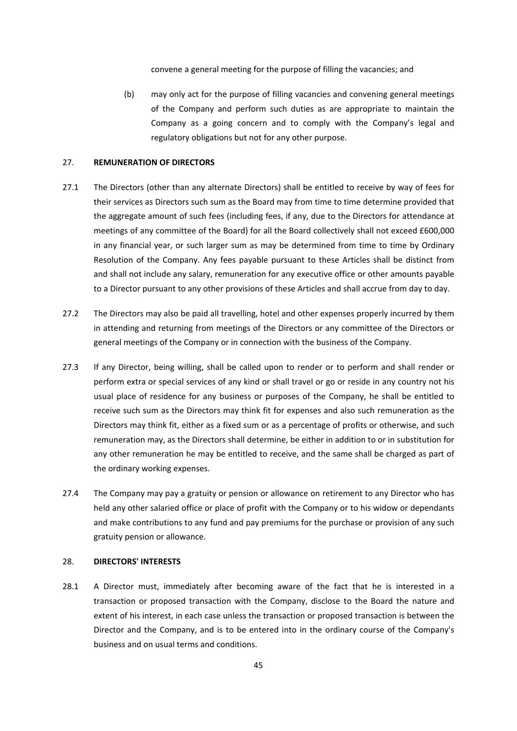convene a general meeting for the purpose of filling the vacancies; and

(b) may only act for the purpose of filling vacancies and convening general meetings of the Company and perform such duties as are appropriate to maintain the Company as a going concern and to comply with the Company's legal and regulatory obligations but not for any other purpose.

## 27. REMUNERATION OF DIRECTORS

27.1 The Directors (other than any alternate Directors) shall be entitled to receive by way of fees for their services as Directors such sum as the Board may from time to time determine provided that the aggregate amount of such fees (including fees, if any, due to the Directors for attendance at meetings of any committee of the Board) for all the Board collectively shall not exceed £600,000 in any financial year, or such larger sum as may be determined from time to time by Ordinary Resolution of the Company. Any fees payable pursuant to these Articles shall be distinct from and shall not include any salary, remuneration for any executive office or other amounts payable to a Director pursuant to any other provisions of these Articles and shall accrue from day to day.

27.2 The Directors may also be paid all travelling, hotel and other expenses properly incurred by them in attending and returning from meetings of the Directors or any committee of the Directors or general meetings of the Company or in connection with the business of the Company.

27.3 If any Director, being willing, shall be called upon to render or to perform and shall render or perform extra or special services of any kind or shall travel or go or reside in any country not his usual place of residence for any business or purposes of the Company, he shall be entitled to receive such sum as the Directors may think fit for expenses and also such remuneration as the Directors may think fit, either as a fixed sum or as a percentage of profits or otherwise, and such remuneration may, as the Directors shall determine, be either in addition to or in substitution for any other remuneration he may be entitled to receive, and the same shall be charged as part of the ordinary working expenses.

27.4 The Company may pay a gratuity or pension or allowance on retirement to any Director who has held any other salaried office or place of profit with the Company or to his widow or dependants and make contributions to any fund and pay premiums for the purchase or provision of any such gratuity pension or allowance.

## 28. DIRECTORS' INTERESTS

28.1 A Director must, immediately after becoming aware of the fact that he is interested in a transaction or proposed transaction with the Company, disclose to the Board the nature and extent of his interest, in each case unless the transaction or proposed transaction is between the Director and the Company, and is to be entered into in the ordinary course of the Company's business and on usual terms and conditions.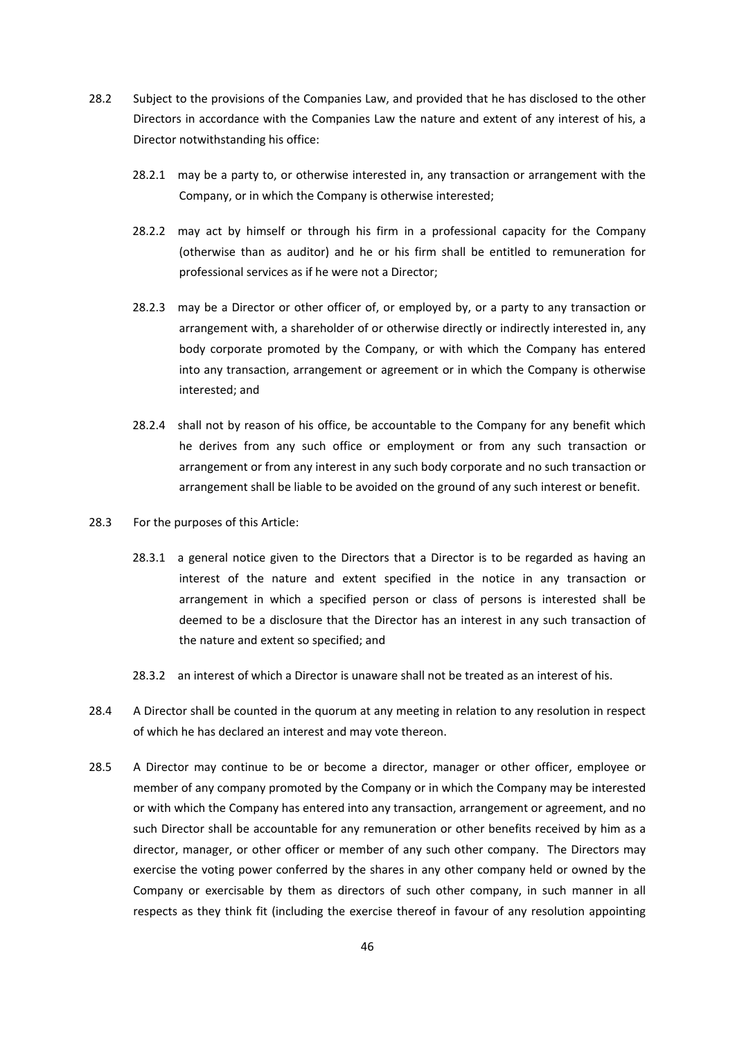28.2 Subject to the provisions of the Companies Law, and provided that he has disclosed to the other Directors in accordance with the Companies Law the nature and extent of any interest of his, a Director notwithstanding his office:

  28.2.1 may be a party to, or otherwise interested in, any transaction or arrangement with the Company, or in which the Company is otherwise interested;

  28.2.2 may act by himself or through his firm in a professional capacity for the Company (otherwise than as auditor) and he or his firm shall be entitled to remuneration for professional services as if he were not a Director;

  28.2.3 may be a Director or other officer of, or employed by, or a party to any transaction or arrangement with, a shareholder of or otherwise directly or indirectly interested in, any body corporate promoted by the Company, or with which the Company has entered into any transaction, arrangement or agreement or in which the Company is otherwise interested; and

  28.2.4 shall not by reason of his office, be accountable to the Company for any benefit which he derives from any such office or employment or from any such transaction or arrangement or from any interest in any such body corporate and no such transaction or arrangement shall be liable to be avoided on the ground of any such interest or benefit.

28.3 For the purposes of this Article:

  28.3.1 a general notice given to the Directors that a Director is to be regarded as having an interest of the nature and extent specified in the notice in any transaction or arrangement in which a specified person or class of persons is interested shall be deemed to be a disclosure that the Director has an interest in any such transaction of the nature and extent so specified; and

  28.3.2 an interest of which a Director is unaware shall not be treated as an interest of his.

28.4 A Director shall be counted in the quorum at any meeting in relation to any resolution in respect of which he has declared an interest and may vote thereon.

28.5 A Director may continue to be or become a director, manager or other officer, employee or member of any company promoted by the Company or in which the Company may be interested or with which the Company has entered into any transaction, arrangement or agreement, and no such Director shall be accountable for any remuneration or other benefits received by him as a director, manager, or other officer or member of any such other company. The Directors may exercise the voting power conferred by the shares in any other company held or owned by the Company or exercisable by them as directors of such other company, in such manner in all respects as they think fit (including the exercise thereof in favour of any resolution appointing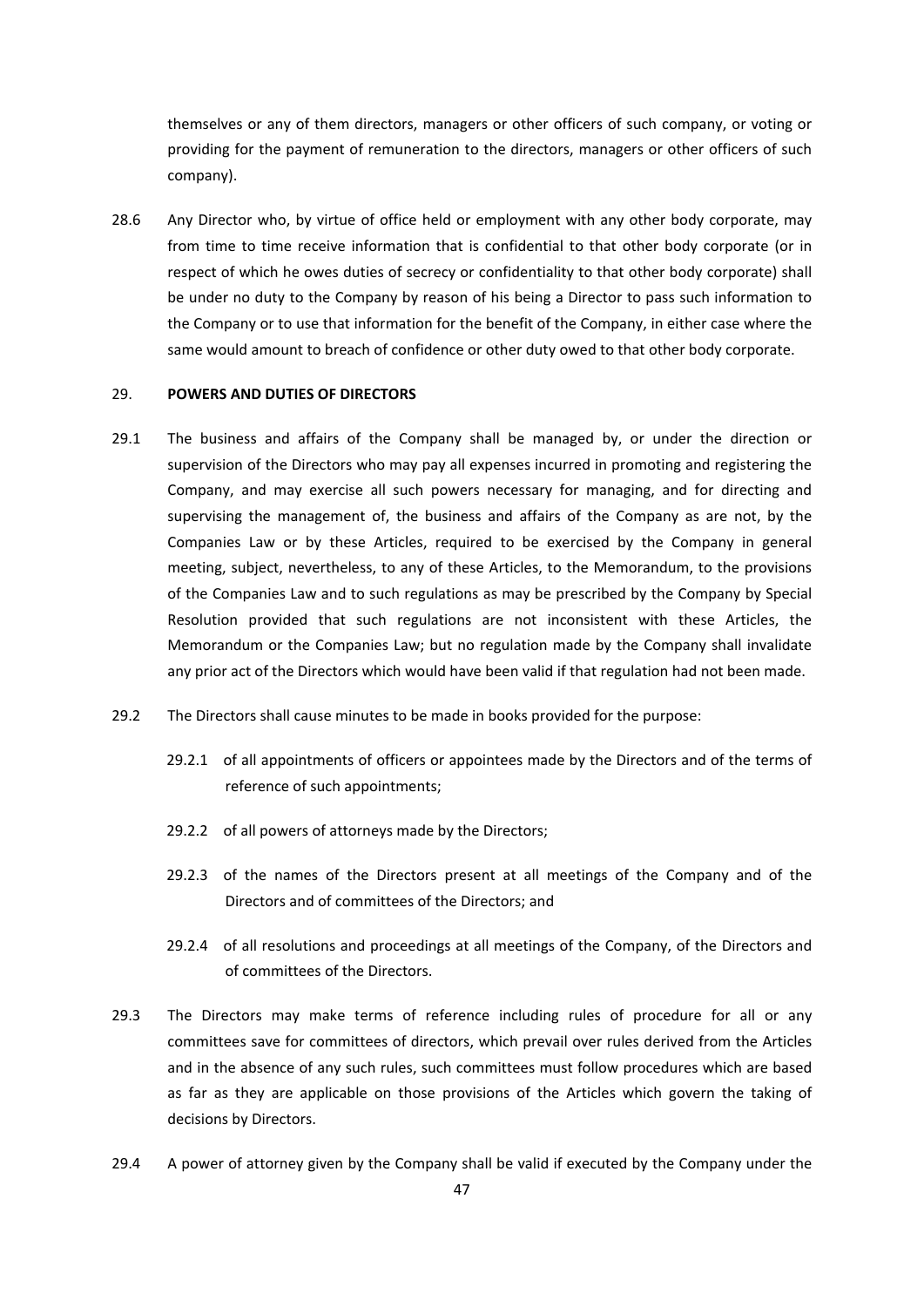themselves or any of them directors, managers or other officers of such company, or voting or providing for the payment of remuneration to the directors, managers or other officers of such company).

28.6 Any Director who, by virtue of office held or employment with any other body corporate, may from time to time receive information that is confidential to that other body corporate (or in respect of which he owes duties of secrecy or confidentiality to that other body corporate) shall be under no duty to the Company by reason of his being a Director to pass such information to the Company or to use that information for the benefit of the Company, in either case where the same would amount to breach of confidence or other duty owed to that other body corporate.

## 29. POWERS AND DUTIES OF DIRECTORS

29.1 The business and affairs of the Company shall be managed by, or under the direction or supervision of the Directors who may pay all expenses incurred in promoting and registering the Company, and may exercise all such powers necessary for managing, and for directing and supervising the management of, the business and affairs of the Company as are not, by the Companies Law or by these Articles, required to be exercised by the Company in general meeting, subject, nevertheless, to any of these Articles, to the Memorandum, to the provisions of the Companies Law and to such regulations as may be prescribed by the Company by Special Resolution provided that such regulations are not inconsistent with these Articles, the Memorandum or the Companies Law; but no regulation made by the Company shall invalidate any prior act of the Directors which would have been valid if that regulation had not been made.

29.2 The Directors shall cause minutes to be made in books provided for the purpose:

29.2.1 of all appointments of officers or appointees made by the Directors and of the terms of reference of such appointments;

29.2.2 of all powers of attorneys made by the Directors;

29.2.3 of the names of the Directors present at all meetings of the Company and of the Directors and of committees of the Directors; and

29.2.4 of all resolutions and proceedings at all meetings of the Company, of the Directors and of committees of the Directors.

29.3 The Directors may make terms of reference including rules of procedure for all or any committees save for committees of directors, which prevail over rules derived from the Articles and in the absence of any such rules, such committees must follow procedures which are based as far as they are applicable on those provisions of the Articles which govern the taking of decisions by Directors.

29.4 A power of attorney given by the Company shall be valid if executed by the Company under the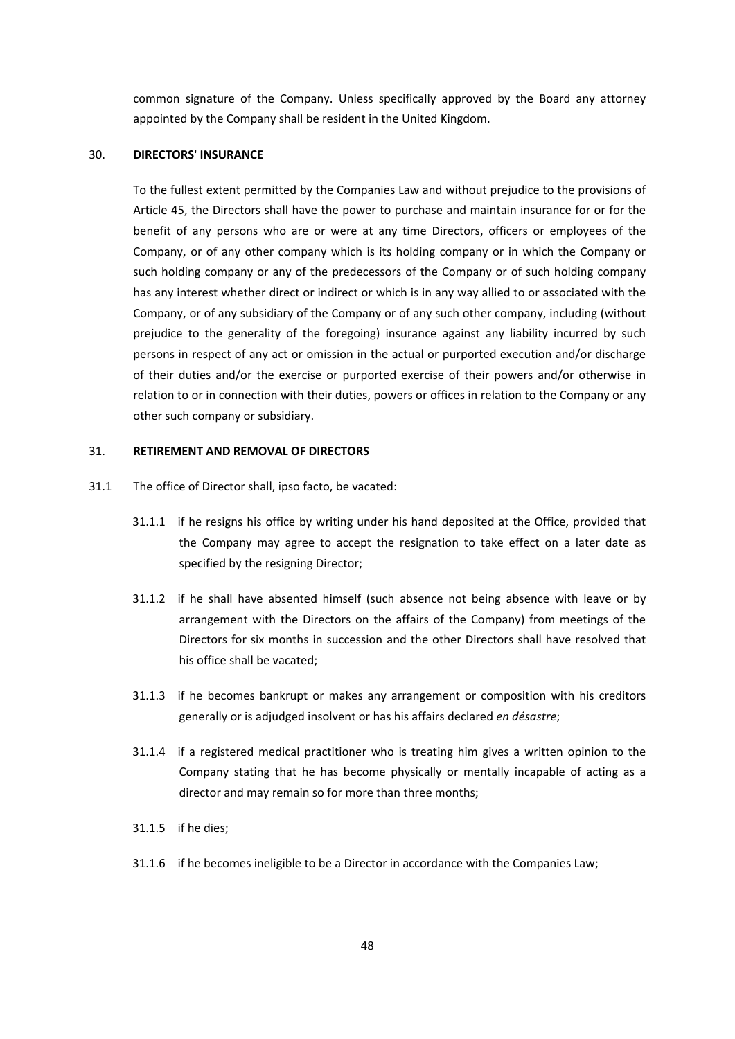common signature of the Company. Unless specifically approved by the Board any attorney appointed by the Company shall be resident in the United Kingdom.

## 30. DIRECTORS' INSURANCE

To the fullest extent permitted by the Companies Law and without prejudice to the provisions of Article 45, the Directors shall have the power to purchase and maintain insurance for or for the benefit of any persons who are or were at any time Directors, officers or employees of the Company, or of any other company which is its holding company or in which the Company or such holding company or any of the predecessors of the Company or of such holding company has any interest whether direct or indirect or which is in any way allied to or associated with the Company, or of any subsidiary of the Company or of any such other company, including (without prejudice to the generality of the foregoing) insurance against any liability incurred by such persons in respect of any act or omission in the actual or purported execution and/or discharge of their duties and/or the exercise or purported exercise of their powers and/or otherwise in relation to or in connection with their duties, powers or offices in relation to the Company or any other such company or subsidiary.

## 31. RETIREMENT AND REMOVAL OF DIRECTORS

31.1 The office of Director shall, ipso facto, be vacated:

31.1.1 if he resigns his office by writing under his hand deposited at the Office, provided that the Company may agree to accept the resignation to take effect on a later date as specified by the resigning Director;

31.1.2 if he shall have absented himself (such absence not being absence with leave or by arrangement with the Directors on the affairs of the Company) from meetings of the Directors for six months in succession and the other Directors shall have resolved that his office shall be vacated;

31.1.3 if he becomes bankrupt or makes any arrangement or composition with his creditors generally or is adjudged insolvent or has his affairs declared *en désastre*;

31.1.4 if a registered medical practitioner who is treating him gives a written opinion to the Company stating that he has become physically or mentally incapable of acting as a director and may remain so for more than three months;

31.1.5 if he dies;

31.1.6 if he becomes ineligible to be a Director in accordance with the Companies Law;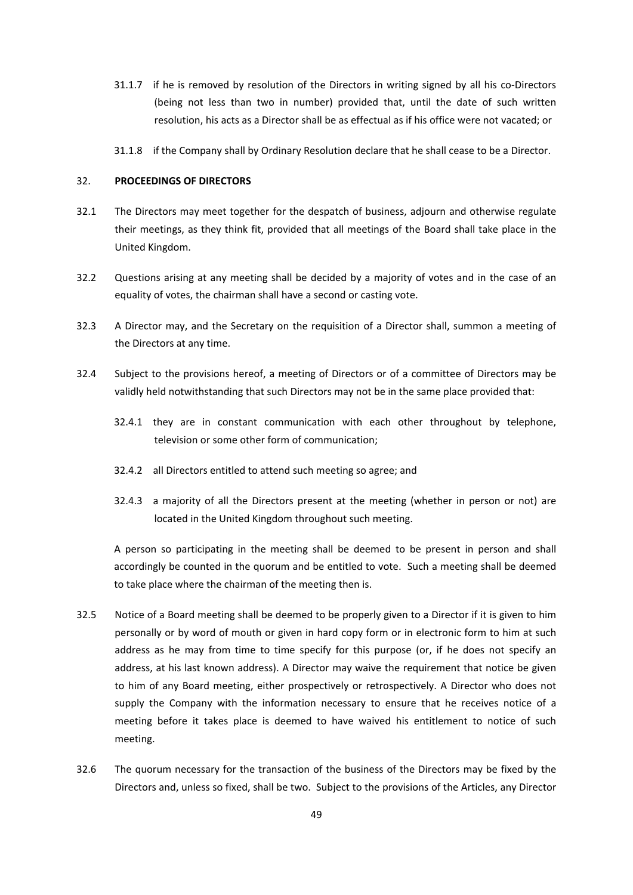31.1.7 if he is removed by resolution of the Directors in writing signed by all his co-Directors (being not less than two in number) provided that, until the date of such written resolution, his acts as a Director shall be as effectual as if his office were not vacated; or

31.1.8 if the Company shall by Ordinary Resolution declare that he shall cease to be a Director.

## 32. PROCEEDINGS OF DIRECTORS

32.1 The Directors may meet together for the despatch of business, adjourn and otherwise regulate their meetings, as they think fit, provided that all meetings of the Board shall take place in the United Kingdom.

32.2 Questions arising at any meeting shall be decided by a majority of votes and in the case of an equality of votes, the chairman shall have a second or casting vote.

32.3 A Director may, and the Secretary on the requisition of a Director shall, summon a meeting of the Directors at any time.

32.4 Subject to the provisions hereof, a meeting of Directors or of a committee of Directors may be validly held notwithstanding that such Directors may not be in the same place provided that:

32.4.1 they are in constant communication with each other throughout by telephone, television or some other form of communication;

32.4.2 all Directors entitled to attend such meeting so agree; and

32.4.3 a majority of all the Directors present at the meeting (whether in person or not) are located in the United Kingdom throughout such meeting.

A person so participating in the meeting shall be deemed to be present in person and shall accordingly be counted in the quorum and be entitled to vote. Such a meeting shall be deemed to take place where the chairman of the meeting then is.

32.5 Notice of a Board meeting shall be deemed to be properly given to a Director if it is given to him personally or by word of mouth or given in hard copy form or in electronic form to him at such address as he may from time to time specify for this purpose (or, if he does not specify an address, at his last known address). A Director may waive the requirement that notice be given to him of any Board meeting, either prospectively or retrospectively. A Director who does not supply the Company with the information necessary to ensure that he receives notice of a meeting before it takes place is deemed to have waived his entitlement to notice of such meeting.

32.6 The quorum necessary for the transaction of the business of the Directors may be fixed by the Directors and, unless so fixed, shall be two. Subject to the provisions of the Articles, any Director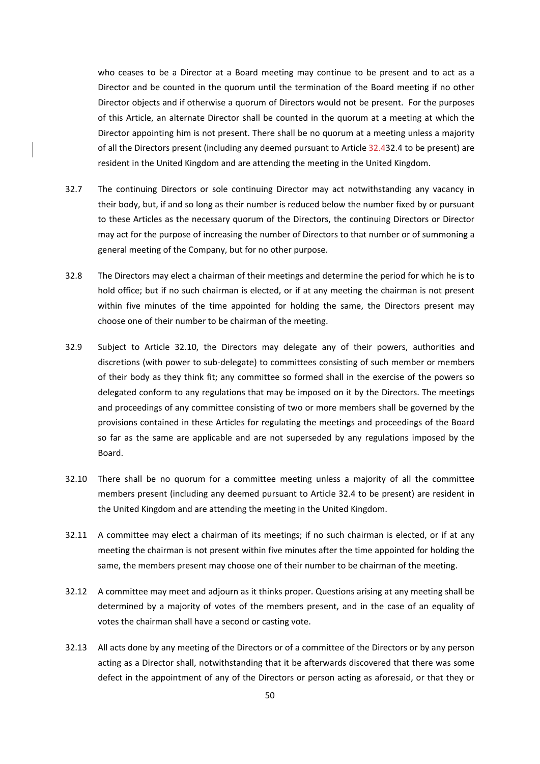who ceases to be a Director at a Board meeting may continue to be present and to act as a Director and be counted in the quorum until the termination of the Board meeting if no other Director objects and if otherwise a quorum of Directors would not be present. For the purposes of this Article, an alternate Director shall be counted in the quorum at a meeting at which the Director appointing him is not present. There shall be no quorum at a meeting unless a majority of all the Directors present (including any deemed pursuant to Article ~~32.4~~32.4 to be present) are resident in the United Kingdom and are attending the meeting in the United Kingdom.

32.7 The continuing Directors or sole continuing Director may act notwithstanding any vacancy in their body, but, if and so long as their number is reduced below the number fixed by or pursuant to these Articles as the necessary quorum of the Directors, the continuing Directors or Director may act for the purpose of increasing the number of Directors to that number or of summoning a general meeting of the Company, but for no other purpose.

32.8 The Directors may elect a chairman of their meetings and determine the period for which he is to hold office; but if no such chairman is elected, or if at any meeting the chairman is not present within five minutes of the time appointed for holding the same, the Directors present may choose one of their number to be chairman of the meeting.

32.9 Subject to Article 32.10, the Directors may delegate any of their powers, authorities and discretions (with power to sub-delegate) to committees consisting of such member or members of their body as they think fit; any committee so formed shall in the exercise of the powers so delegated conform to any regulations that may be imposed on it by the Directors. The meetings and proceedings of any committee consisting of two or more members shall be governed by the provisions contained in these Articles for regulating the meetings and proceedings of the Board so far as the same are applicable and are not superseded by any regulations imposed by the Board.

32.10 There shall be no quorum for a committee meeting unless a majority of all the committee members present (including any deemed pursuant to Article 32.4 to be present) are resident in the United Kingdom and are attending the meeting in the United Kingdom.

32.11 A committee may elect a chairman of its meetings; if no such chairman is elected, or if at any meeting the chairman is not present within five minutes after the time appointed for holding the same, the members present may choose one of their number to be chairman of the meeting.

32.12 A committee may meet and adjourn as it thinks proper. Questions arising at any meeting shall be determined by a majority of votes of the members present, and in the case of an equality of votes the chairman shall have a second or casting vote.

32.13 All acts done by any meeting of the Directors or of a committee of the Directors or by any person acting as a Director shall, notwithstanding that it be afterwards discovered that there was some defect in the appointment of any of the Directors or person acting as aforesaid, or that they or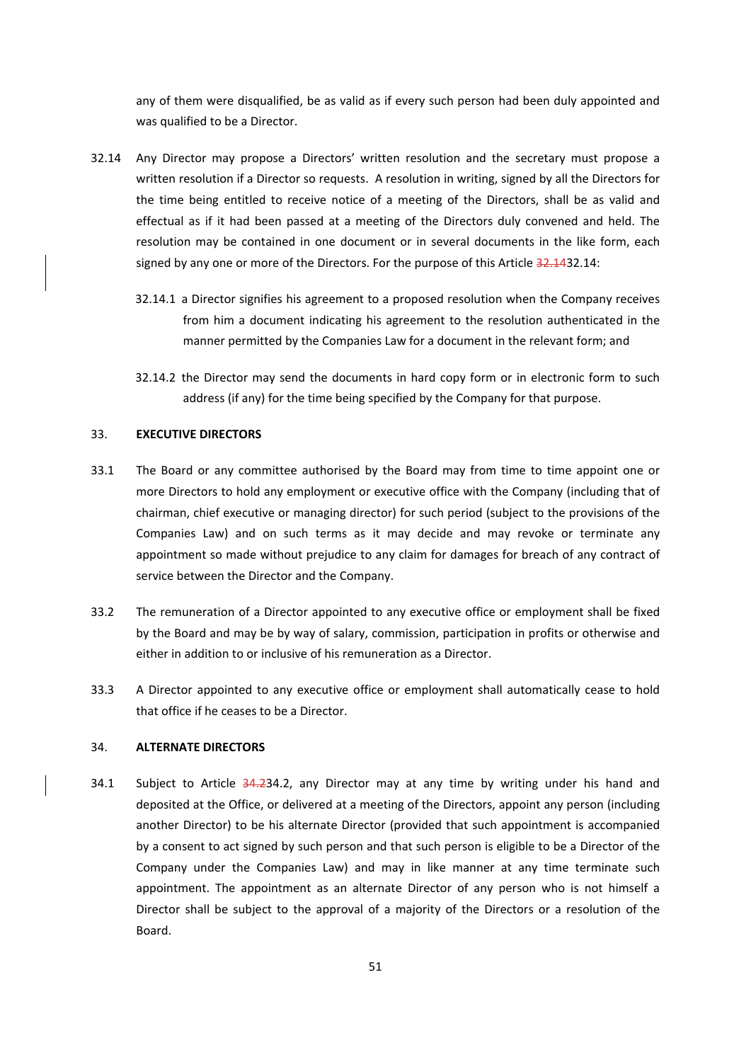any of them were disqualified, be as valid as if every such person had been duly appointed and was qualified to be a Director.

32.14 Any Director may propose a Directors' written resolution and the secretary must propose a written resolution if a Director so requests. A resolution in writing, signed by all the Directors for the time being entitled to receive notice of a meeting of the Directors, shall be as valid and effectual as if it had been passed at a meeting of the Directors duly convened and held. The resolution may be contained in one document or in several documents in the like form, each signed by any one or more of the Directors. For the purpose of this Article ~~32.14~~32.14:

32.14.1 a Director signifies his agreement to a proposed resolution when the Company receives from him a document indicating his agreement to the resolution authenticated in the manner permitted by the Companies Law for a document in the relevant form; and

32.14.2 the Director may send the documents in hard copy form or in electronic form to such address (if any) for the time being specified by the Company for that purpose.

## 33. EXECUTIVE DIRECTORS

33.1 The Board or any committee authorised by the Board may from time to time appoint one or more Directors to hold any employment or executive office with the Company (including that of chairman, chief executive or managing director) for such period (subject to the provisions of the Companies Law) and on such terms as it may decide and may revoke or terminate any appointment so made without prejudice to any claim for damages for breach of any contract of service between the Director and the Company.

33.2 The remuneration of a Director appointed to any executive office or employment shall be fixed by the Board and may be by way of salary, commission, participation in profits or otherwise and either in addition to or inclusive of his remuneration as a Director.

33.3 A Director appointed to any executive office or employment shall automatically cease to hold that office if he ceases to be a Director.

## 34. ALTERNATE DIRECTORS

34.1 Subject to Article ~~34.2~~34.2, any Director may at any time by writing under his hand and deposited at the Office, or delivered at a meeting of the Directors, appoint any person (including another Director) to be his alternate Director (provided that such appointment is accompanied by a consent to act signed by such person and that such person is eligible to be a Director of the Company under the Companies Law) and may in like manner at any time terminate such appointment. The appointment as an alternate Director of any person who is not himself a Director shall be subject to the approval of a majority of the Directors or a resolution of the Board.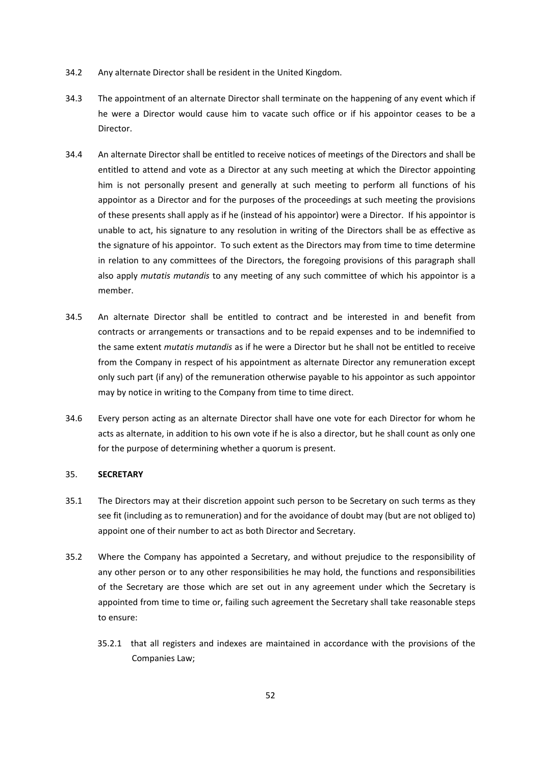34.2 Any alternate Director shall be resident in the United Kingdom.

34.3 The appointment of an alternate Director shall terminate on the happening of any event which if he were a Director would cause him to vacate such office or if his appointor ceases to be a Director.

34.4 An alternate Director shall be entitled to receive notices of meetings of the Directors and shall be entitled to attend and vote as a Director at any such meeting at which the Director appointing him is not personally present and generally at such meeting to perform all functions of his appointor as a Director and for the purposes of the proceedings at such meeting the provisions of these presents shall apply as if he (instead of his appointor) were a Director. If his appointor is unable to act, his signature to any resolution in writing of the Directors shall be as effective as the signature of his appointor. To such extent as the Directors may from time to time determine in relation to any committees of the Directors, the foregoing provisions of this paragraph shall also apply *mutatis mutandis* to any meeting of any such committee of which his appointor is a member.

34.5 An alternate Director shall be entitled to contract and be interested in and benefit from contracts or arrangements or transactions and to be repaid expenses and to be indemnified to the same extent *mutatis mutandis* as if he were a Director but he shall not be entitled to receive from the Company in respect of his appointment as alternate Director any remuneration except only such part (if any) of the remuneration otherwise payable to his appointor as such appointor may by notice in writing to the Company from time to time direct.

34.6 Every person acting as an alternate Director shall have one vote for each Director for whom he acts as alternate, in addition to his own vote if he is also a director, but he shall count as only one for the purpose of determining whether a quorum is present.

## 35. SECRETARY

35.1 The Directors may at their discretion appoint such person to be Secretary on such terms as they see fit (including as to remuneration) and for the avoidance of doubt may (but are not obliged to) appoint one of their number to act as both Director and Secretary.

35.2 Where the Company has appointed a Secretary, and without prejudice to the responsibility of any other person or to any other responsibilities he may hold, the functions and responsibilities of the Secretary are those which are set out in any agreement under which the Secretary is appointed from time to time or, failing such agreement the Secretary shall take reasonable steps to ensure:

35.2.1 that all registers and indexes are maintained in accordance with the provisions of the Companies Law;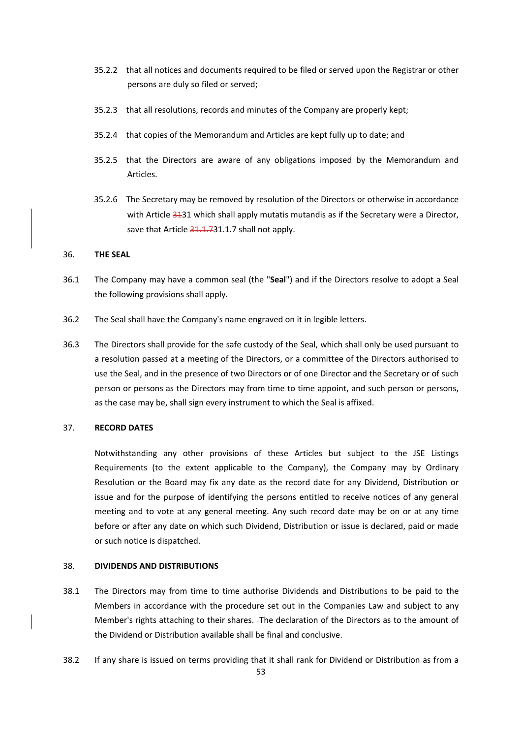35.2.2 that all notices and documents required to be filed or served upon the Registrar or other persons are duly so filed or served;

35.2.3 that all resolutions, records and minutes of the Company are properly kept;

35.2.4 that copies of the Memorandum and Articles are kept fully up to date; and

35.2.5 that the Directors are aware of any obligations imposed by the Memorandum and Articles.

35.2.6 The Secretary may be removed by resolution of the Directors or otherwise in accordance with Article ~~31~~31 which shall apply mutatis mutandis as if the Secretary were a Director, save that Article ~~31.1.7~~31.1.7 shall not apply.

36. **THE SEAL**

36.1 The Company may have a common seal (the "**Seal**") and if the Directors resolve to adopt a Seal the following provisions shall apply.

36.2 The Seal shall have the Company's name engraved on it in legible letters.

36.3 The Directors shall provide for the safe custody of the Seal, which shall only be used pursuant to a resolution passed at a meeting of the Directors, or a committee of the Directors authorised to use the Seal, and in the presence of two Directors or of one Director and the Secretary or of such person or persons as the Directors may from time to time appoint, and such person or persons, as the case may be, shall sign every instrument to which the Seal is affixed.

37. **RECORD DATES**

Notwithstanding any other provisions of these Articles but subject to the JSE Listings Requirements (to the extent applicable to the Company), the Company may by Ordinary Resolution or the Board may fix any date as the record date for any Dividend, Distribution or issue and for the purpose of identifying the persons entitled to receive notices of any general meeting and to vote at any general meeting. Any such record date may be on or at any time before or after any date on which such Dividend, Distribution or issue is declared, paid or made or such notice is dispatched.

38. **DIVIDENDS AND DISTRIBUTIONS**

38.1 The Directors may from time to time authorise Dividends and Distributions to be paid to the Members in accordance with the procedure set out in the Companies Law and subject to any Member's rights attaching to their shares. The declaration of the Directors as to the amount of the Dividend or Distribution available shall be final and conclusive.

38.2 If any share is issued on terms providing that it shall rank for Dividend or Distribution as from a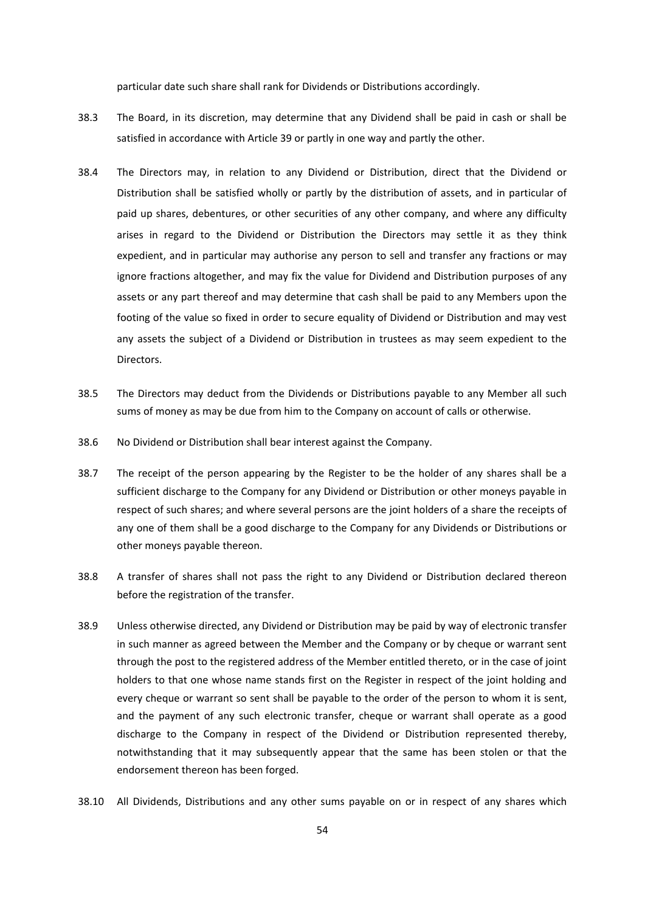particular date such share shall rank for Dividends or Distributions accordingly.

38.3 The Board, in its discretion, may determine that any Dividend shall be paid in cash or shall be satisfied in accordance with Article 39 or partly in one way and partly the other.

38.4 The Directors may, in relation to any Dividend or Distribution, direct that the Dividend or Distribution shall be satisfied wholly or partly by the distribution of assets, and in particular of paid up shares, debentures, or other securities of any other company, and where any difficulty arises in regard to the Dividend or Distribution the Directors may settle it as they think expedient, and in particular may authorise any person to sell and transfer any fractions or may ignore fractions altogether, and may fix the value for Dividend and Distribution purposes of any assets or any part thereof and may determine that cash shall be paid to any Members upon the footing of the value so fixed in order to secure equality of Dividend or Distribution and may vest any assets the subject of a Dividend or Distribution in trustees as may seem expedient to the Directors.

38.5 The Directors may deduct from the Dividends or Distributions payable to any Member all such sums of money as may be due from him to the Company on account of calls or otherwise.

38.6 No Dividend or Distribution shall bear interest against the Company.

38.7 The receipt of the person appearing by the Register to be the holder of any shares shall be a sufficient discharge to the Company for any Dividend or Distribution or other moneys payable in respect of such shares; and where several persons are the joint holders of a share the receipts of any one of them shall be a good discharge to the Company for any Dividends or Distributions or other moneys payable thereon.

38.8 A transfer of shares shall not pass the right to any Dividend or Distribution declared thereon before the registration of the transfer.

38.9 Unless otherwise directed, any Dividend or Distribution may be paid by way of electronic transfer in such manner as agreed between the Member and the Company or by cheque or warrant sent through the post to the registered address of the Member entitled thereto, or in the case of joint holders to that one whose name stands first on the Register in respect of the joint holding and every cheque or warrant so sent shall be payable to the order of the person to whom it is sent, and the payment of any such electronic transfer, cheque or warrant shall operate as a good discharge to the Company in respect of the Dividend or Distribution represented thereby, notwithstanding that it may subsequently appear that the same has been stolen or that the endorsement thereon has been forged.

38.10 All Dividends, Distributions and any other sums payable on or in respect of any shares which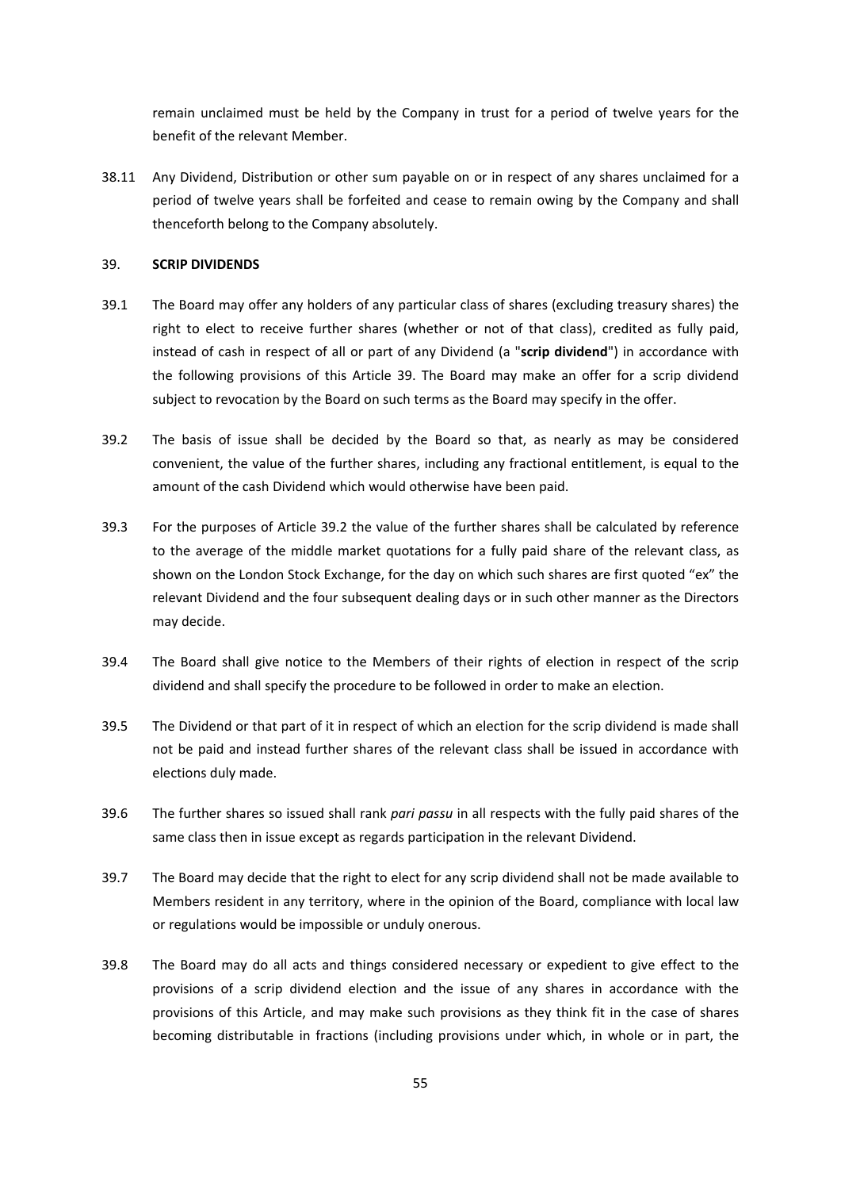remain unclaimed must be held by the Company in trust for a period of twelve years for the benefit of the relevant Member.

38.11 Any Dividend, Distribution or other sum payable on or in respect of any shares unclaimed for a period of twelve years shall be forfeited and cease to remain owing by the Company and shall thenceforth belong to the Company absolutely.

## 39. SCRIP DIVIDENDS

39.1 The Board may offer any holders of any particular class of shares (excluding treasury shares) the right to elect to receive further shares (whether or not of that class), credited as fully paid, instead of cash in respect of all or part of any Dividend (a "**scrip dividend**") in accordance with the following provisions of this Article 39. The Board may make an offer for a scrip dividend subject to revocation by the Board on such terms as the Board may specify in the offer.

39.2 The basis of issue shall be decided by the Board so that, as nearly as may be considered convenient, the value of the further shares, including any fractional entitlement, is equal to the amount of the cash Dividend which would otherwise have been paid.

39.3 For the purposes of Article 39.2 the value of the further shares shall be calculated by reference to the average of the middle market quotations for a fully paid share of the relevant class, as shown on the London Stock Exchange, for the day on which such shares are first quoted "ex" the relevant Dividend and the four subsequent dealing days or in such other manner as the Directors may decide.

39.4 The Board shall give notice to the Members of their rights of election in respect of the scrip dividend and shall specify the procedure to be followed in order to make an election.

39.5 The Dividend or that part of it in respect of which an election for the scrip dividend is made shall not be paid and instead further shares of the relevant class shall be issued in accordance with elections duly made.

39.6 The further shares so issued shall rank *pari passu* in all respects with the fully paid shares of the same class then in issue except as regards participation in the relevant Dividend.

39.7 The Board may decide that the right to elect for any scrip dividend shall not be made available to Members resident in any territory, where in the opinion of the Board, compliance with local law or regulations would be impossible or unduly onerous.

39.8 The Board may do all acts and things considered necessary or expedient to give effect to the provisions of a scrip dividend election and the issue of any shares in accordance with the provisions of this Article, and may make such provisions as they think fit in the case of shares becoming distributable in fractions (including provisions under which, in whole or in part, the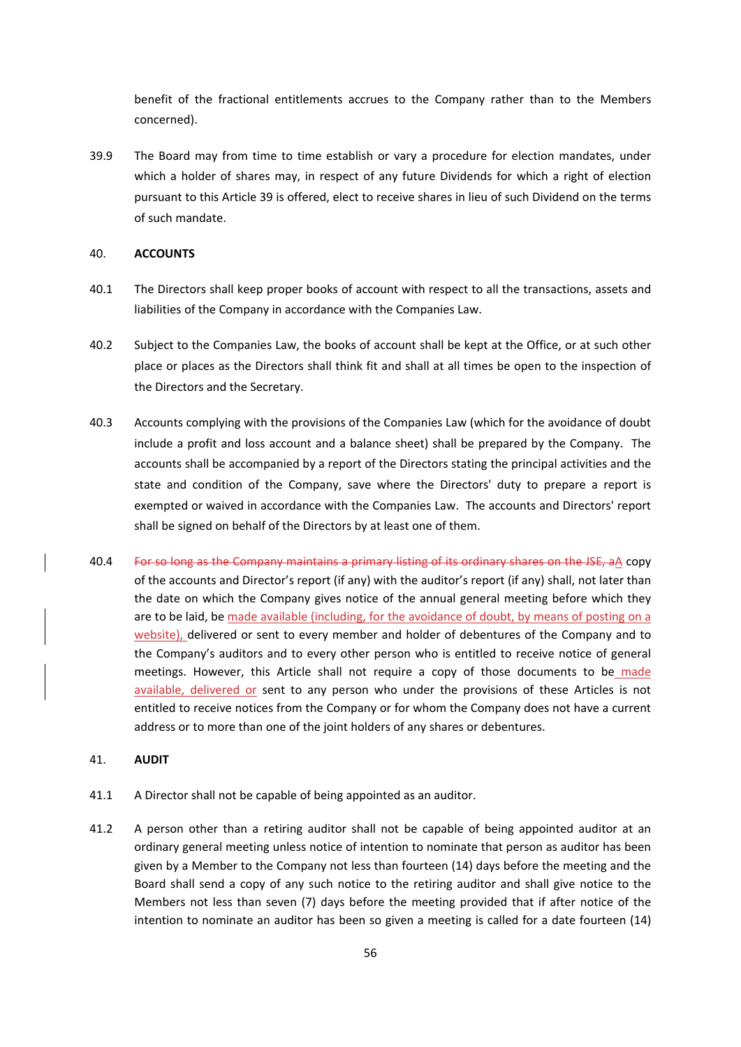benefit of the fractional entitlements accrues to the Company rather than to the Members concerned).

39.9 The Board may from time to time establish or vary a procedure for election mandates, under which a holder of shares may, in respect of any future Dividends for which a right of election pursuant to this Article 39 is offered, elect to receive shares in lieu of such Dividend on the terms of such mandate.

## 40. ACCOUNTS

40.1 The Directors shall keep proper books of account with respect to all the transactions, assets and liabilities of the Company in accordance with the Companies Law.

40.2 Subject to the Companies Law, the books of account shall be kept at the Office, or at such other place or places as the Directors shall think fit and shall at all times be open to the inspection of the Directors and the Secretary.

40.3 Accounts complying with the provisions of the Companies Law (which for the avoidance of doubt include a profit and loss account and a balance sheet) shall be prepared by the Company. The accounts shall be accompanied by a report of the Directors stating the principal activities and the state and condition of the Company, save where the Directors' duty to prepare a report is exempted or waived in accordance with the Companies Law. The accounts and Directors' report shall be signed on behalf of the Directors by at least one of them.

40.4 ~~For so long as the Company maintains a primary listing of its ordinary shares on the JSE, a~~A copy of the accounts and Director's report (if any) with the auditor's report (if any) shall, not later than the date on which the Company gives notice of the annual general meeting before which they are to be laid, be made available (including, for the avoidance of doubt, by means of posting on a website), delivered or sent to every member and holder of debentures of the Company and to the Company's auditors and to every other person who is entitled to receive notice of general meetings. However, this Article shall not require a copy of those documents to be made available, delivered or sent to any person who under the provisions of these Articles is not entitled to receive notices from the Company or for whom the Company does not have a current address or to more than one of the joint holders of any shares or debentures.

## 41. AUDIT

41.1 A Director shall not be capable of being appointed as an auditor.

41.2 A person other than a retiring auditor shall not be capable of being appointed auditor at an ordinary general meeting unless notice of intention to nominate that person as auditor has been given by a Member to the Company not less than fourteen (14) days before the meeting and the Board shall send a copy of any such notice to the retiring auditor and shall give notice to the Members not less than seven (7) days before the meeting provided that if after notice of the intention to nominate an auditor has been so given a meeting is called for a date fourteen (14)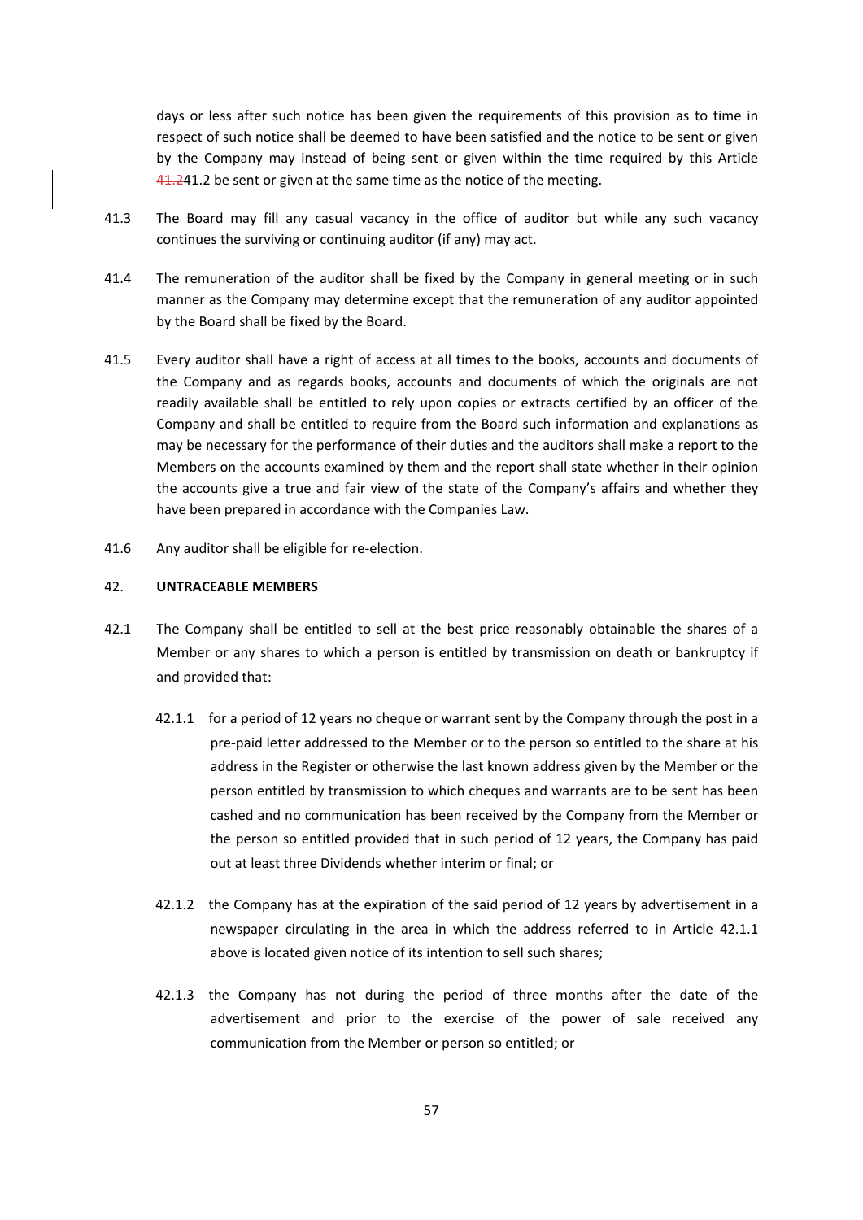days or less after such notice has been given the requirements of this provision as to time in respect of such notice shall be deemed to have been satisfied and the notice to be sent or given by the Company may instead of being sent or given within the time required by this Article ~~41.2~~41.2 be sent or given at the same time as the notice of the meeting.

41.3 The Board may fill any casual vacancy in the office of auditor but while any such vacancy continues the surviving or continuing auditor (if any) may act.

41.4 The remuneration of the auditor shall be fixed by the Company in general meeting or in such manner as the Company may determine except that the remuneration of any auditor appointed by the Board shall be fixed by the Board.

41.5 Every auditor shall have a right of access at all times to the books, accounts and documents of the Company and as regards books, accounts and documents of which the originals are not readily available shall be entitled to rely upon copies or extracts certified by an officer of the Company and shall be entitled to require from the Board such information and explanations as may be necessary for the performance of their duties and the auditors shall make a report to the Members on the accounts examined by them and the report shall state whether in their opinion the accounts give a true and fair view of the state of the Company's affairs and whether they have been prepared in accordance with the Companies Law.

41.6 Any auditor shall be eligible for re-election.

## 42. UNTRACEABLE MEMBERS

42.1 The Company shall be entitled to sell at the best price reasonably obtainable the shares of a Member or any shares to which a person is entitled by transmission on death or bankruptcy if and provided that:

42.1.1 for a period of 12 years no cheque or warrant sent by the Company through the post in a pre-paid letter addressed to the Member or to the person so entitled to the share at his address in the Register or otherwise the last known address given by the Member or the person entitled by transmission to which cheques and warrants are to be sent has been cashed and no communication has been received by the Company from the Member or the person so entitled provided that in such period of 12 years, the Company has paid out at least three Dividends whether interim or final; or

42.1.2 the Company has at the expiration of the said period of 12 years by advertisement in a newspaper circulating in the area in which the address referred to in Article 42.1.1 above is located given notice of its intention to sell such shares;

42.1.3 the Company has not during the period of three months after the date of the advertisement and prior to the exercise of the power of sale received any communication from the Member or person so entitled; or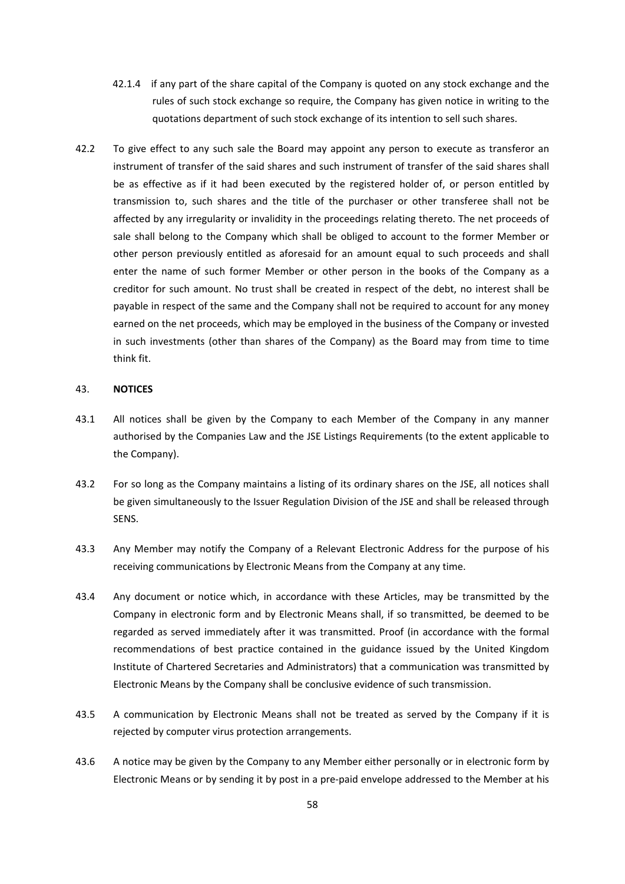42.1.4 if any part of the share capital of the Company is quoted on any stock exchange and the rules of such stock exchange so require, the Company has given notice in writing to the quotations department of such stock exchange of its intention to sell such shares.

42.2 To give effect to any such sale the Board may appoint any person to execute as transferor an instrument of transfer of the said shares and such instrument of transfer of the said shares shall be as effective as if it had been executed by the registered holder of, or person entitled by transmission to, such shares and the title of the purchaser or other transferee shall not be affected by any irregularity or invalidity in the proceedings relating thereto. The net proceeds of sale shall belong to the Company which shall be obliged to account to the former Member or other person previously entitled as aforesaid for an amount equal to such proceeds and shall enter the name of such former Member or other person in the books of the Company as a creditor for such amount. No trust shall be created in respect of the debt, no interest shall be payable in respect of the same and the Company shall not be required to account for any money earned on the net proceeds, which may be employed in the business of the Company or invested in such investments (other than shares of the Company) as the Board may from time to time think fit.

43. **NOTICES**

43.1 All notices shall be given by the Company to each Member of the Company in any manner authorised by the Companies Law and the JSE Listings Requirements (to the extent applicable to the Company).

43.2 For so long as the Company maintains a listing of its ordinary shares on the JSE, all notices shall be given simultaneously to the Issuer Regulation Division of the JSE and shall be released through SENS.

43.3 Any Member may notify the Company of a Relevant Electronic Address for the purpose of his receiving communications by Electronic Means from the Company at any time.

43.4 Any document or notice which, in accordance with these Articles, may be transmitted by the Company in electronic form and by Electronic Means shall, if so transmitted, be deemed to be regarded as served immediately after it was transmitted. Proof (in accordance with the formal recommendations of best practice contained in the guidance issued by the United Kingdom Institute of Chartered Secretaries and Administrators) that a communication was transmitted by Electronic Means by the Company shall be conclusive evidence of such transmission.

43.5 A communication by Electronic Means shall not be treated as served by the Company if it is rejected by computer virus protection arrangements.

43.6 A notice may be given by the Company to any Member either personally or in electronic form by Electronic Means or by sending it by post in a pre-paid envelope addressed to the Member at his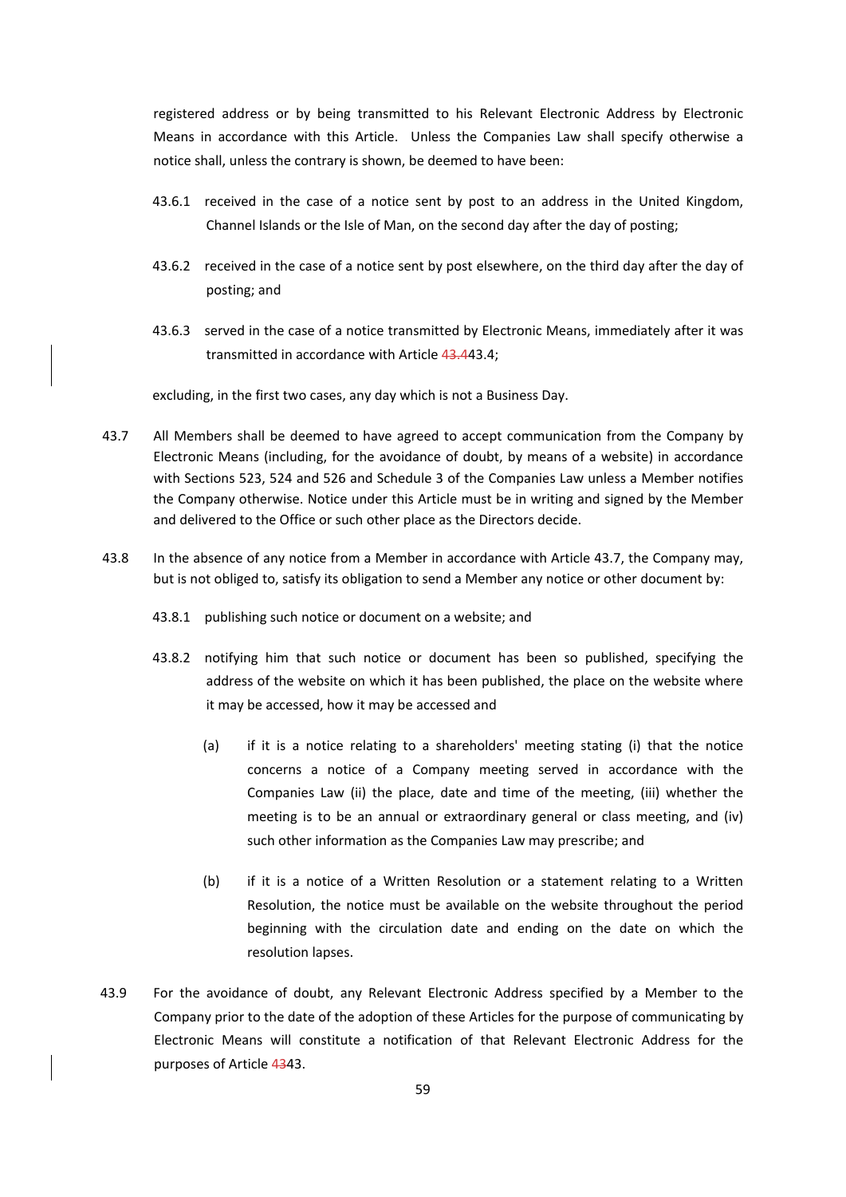registered address or by being transmitted to his Relevant Electronic Address by Electronic Means in accordance with this Article. Unless the Companies Law shall specify otherwise a notice shall, unless the contrary is shown, be deemed to have been:

43.6.1 received in the case of a notice sent by post to an address in the United Kingdom, Channel Islands or the Isle of Man, on the second day after the day of posting;

43.6.2 received in the case of a notice sent by post elsewhere, on the third day after the day of posting; and

43.6.3 served in the case of a notice transmitted by Electronic Means, immediately after it was transmitted in accordance with Article ~~43.4~~43.4;

excluding, in the first two cases, any day which is not a Business Day.

43.7 All Members shall be deemed to have agreed to accept communication from the Company by Electronic Means (including, for the avoidance of doubt, by means of a website) in accordance with Sections 523, 524 and 526 and Schedule 3 of the Companies Law unless a Member notifies the Company otherwise. Notice under this Article must be in writing and signed by the Member and delivered to the Office or such other place as the Directors decide.

43.8 In the absence of any notice from a Member in accordance with Article 43.7, the Company may, but is not obliged to, satisfy its obligation to send a Member any notice or other document by:

43.8.1 publishing such notice or document on a website; and

43.8.2 notifying him that such notice or document has been so published, specifying the address of the website on which it has been published, the place on the website where it may be accessed, how it may be accessed and

(a) if it is a notice relating to a shareholders' meeting stating (i) that the notice concerns a notice of a Company meeting served in accordance with the Companies Law (ii) the place, date and time of the meeting, (iii) whether the meeting is to be an annual or extraordinary general or class meeting, and (iv) such other information as the Companies Law may prescribe; and

(b) if it is a notice of a Written Resolution or a statement relating to a Written Resolution, the notice must be available on the website throughout the period beginning with the circulation date and ending on the date on which the resolution lapses.

43.9 For the avoidance of doubt, any Relevant Electronic Address specified by a Member to the Company prior to the date of the adoption of these Articles for the purpose of communicating by Electronic Means will constitute a notification of that Relevant Electronic Address for the purposes of Article ~~43~~43.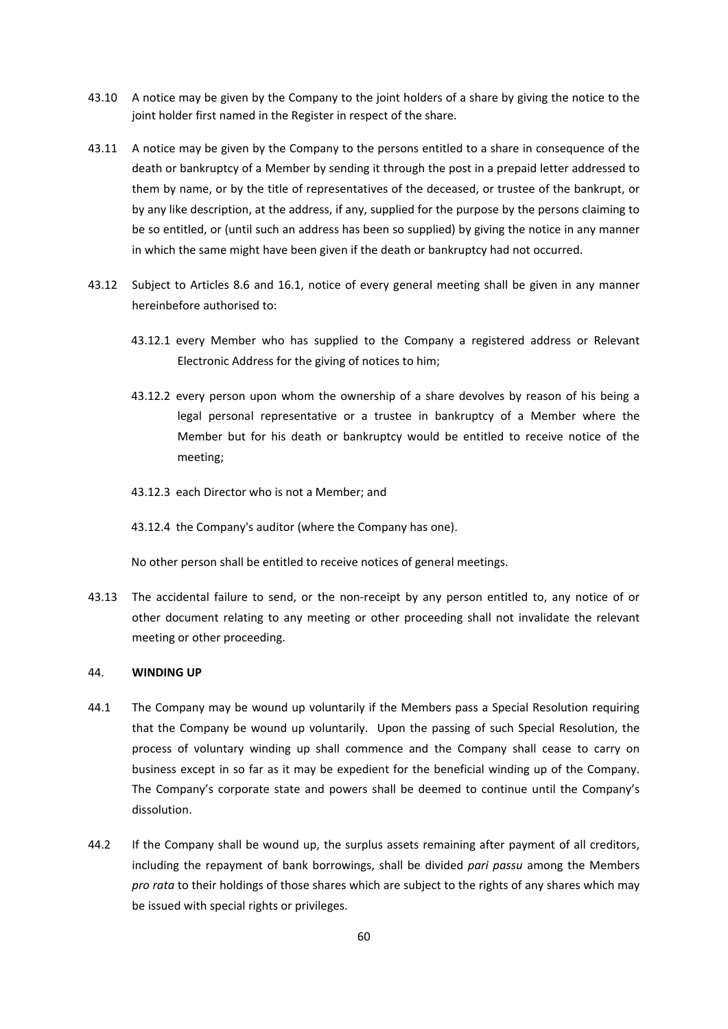43.10 A notice may be given by the Company to the joint holders of a share by giving the notice to the joint holder first named in the Register in respect of the share.

43.11 A notice may be given by the Company to the persons entitled to a share in consequence of the death or bankruptcy of a Member by sending it through the post in a prepaid letter addressed to them by name, or by the title of representatives of the deceased, or trustee of the bankrupt, or by any like description, at the address, if any, supplied for the purpose by the persons claiming to be so entitled, or (until such an address has been so supplied) by giving the notice in any manner in which the same might have been given if the death or bankruptcy had not occurred.

43.12 Subject to Articles 8.6 and 16.1, notice of every general meeting shall be given in any manner hereinbefore authorised to:

43.12.1 every Member who has supplied to the Company a registered address or Relevant Electronic Address for the giving of notices to him;

43.12.2 every person upon whom the ownership of a share devolves by reason of his being a legal personal representative or a trustee in bankruptcy of a Member where the Member but for his death or bankruptcy would be entitled to receive notice of the meeting;

43.12.3 each Director who is not a Member; and

43.12.4 the Company's auditor (where the Company has one).

No other person shall be entitled to receive notices of general meetings.

43.13 The accidental failure to send, or the non-receipt by any person entitled to, any notice of or other document relating to any meeting or other proceeding shall not invalidate the relevant meeting or other proceeding.

44. **WINDING UP**

44.1 The Company may be wound up voluntarily if the Members pass a Special Resolution requiring that the Company be wound up voluntarily. Upon the passing of such Special Resolution, the process of voluntary winding up shall commence and the Company shall cease to carry on business except in so far as it may be expedient for the beneficial winding up of the Company. The Company's corporate state and powers shall be deemed to continue until the Company's dissolution.

44.2 If the Company shall be wound up, the surplus assets remaining after payment of all creditors, including the repayment of bank borrowings, shall be divided *pari passu* among the Members *pro rata* to their holdings of those shares which are subject to the rights of any shares which may be issued with special rights or privileges.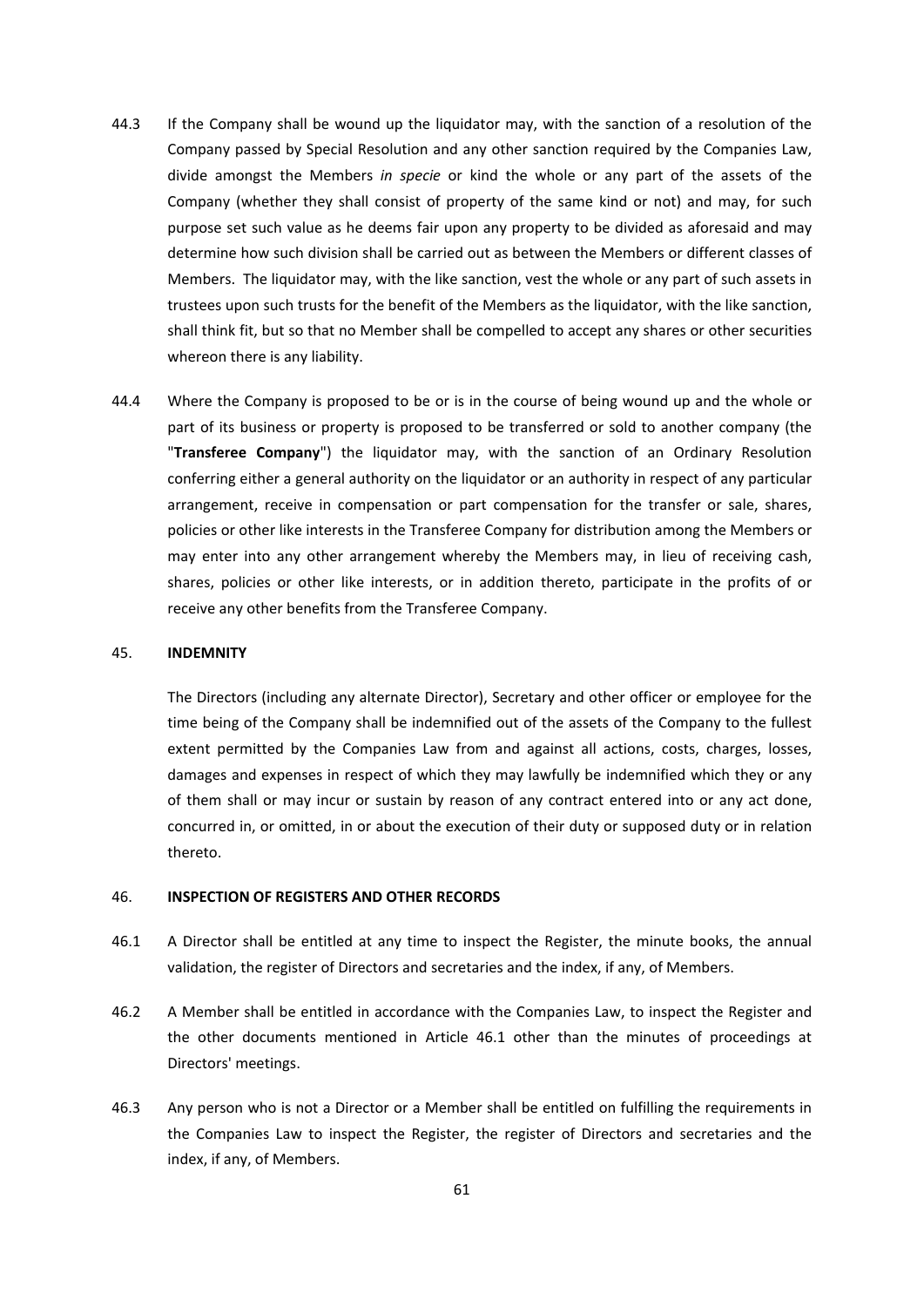44.3 If the Company shall be wound up the liquidator may, with the sanction of a resolution of the Company passed by Special Resolution and any other sanction required by the Companies Law, divide amongst the Members *in specie* or kind the whole or any part of the assets of the Company (whether they shall consist of property of the same kind or not) and may, for such purpose set such value as he deems fair upon any property to be divided as aforesaid and may determine how such division shall be carried out as between the Members or different classes of Members. The liquidator may, with the like sanction, vest the whole or any part of such assets in trustees upon such trusts for the benefit of the Members as the liquidator, with the like sanction, shall think fit, but so that no Member shall be compelled to accept any shares or other securities whereon there is any liability.

44.4 Where the Company is proposed to be or is in the course of being wound up and the whole or part of its business or property is proposed to be transferred or sold to another company (the "**Transferee Company**") the liquidator may, with the sanction of an Ordinary Resolution conferring either a general authority on the liquidator or an authority in respect of any particular arrangement, receive in compensation or part compensation for the transfer or sale, shares, policies or other like interests in the Transferee Company for distribution among the Members or may enter into any other arrangement whereby the Members may, in lieu of receiving cash, shares, policies or other like interests, or in addition thereto, participate in the profits of or receive any other benefits from the Transferee Company.

## 45. INDEMNITY

The Directors (including any alternate Director), Secretary and other officer or employee for the time being of the Company shall be indemnified out of the assets of the Company to the fullest extent permitted by the Companies Law from and against all actions, costs, charges, losses, damages and expenses in respect of which they may lawfully be indemnified which they or any of them shall or may incur or sustain by reason of any contract entered into or any act done, concurred in, or omitted, in or about the execution of their duty or supposed duty or in relation thereto.

## 46. INSPECTION OF REGISTERS AND OTHER RECORDS

46.1 A Director shall be entitled at any time to inspect the Register, the minute books, the annual validation, the register of Directors and secretaries and the index, if any, of Members.

46.2 A Member shall be entitled in accordance with the Companies Law, to inspect the Register and the other documents mentioned in Article 46.1 other than the minutes of proceedings at Directors' meetings.

46.3 Any person who is not a Director or a Member shall be entitled on fulfilling the requirements in the Companies Law to inspect the Register, the register of Directors and secretaries and the index, if any, of Members.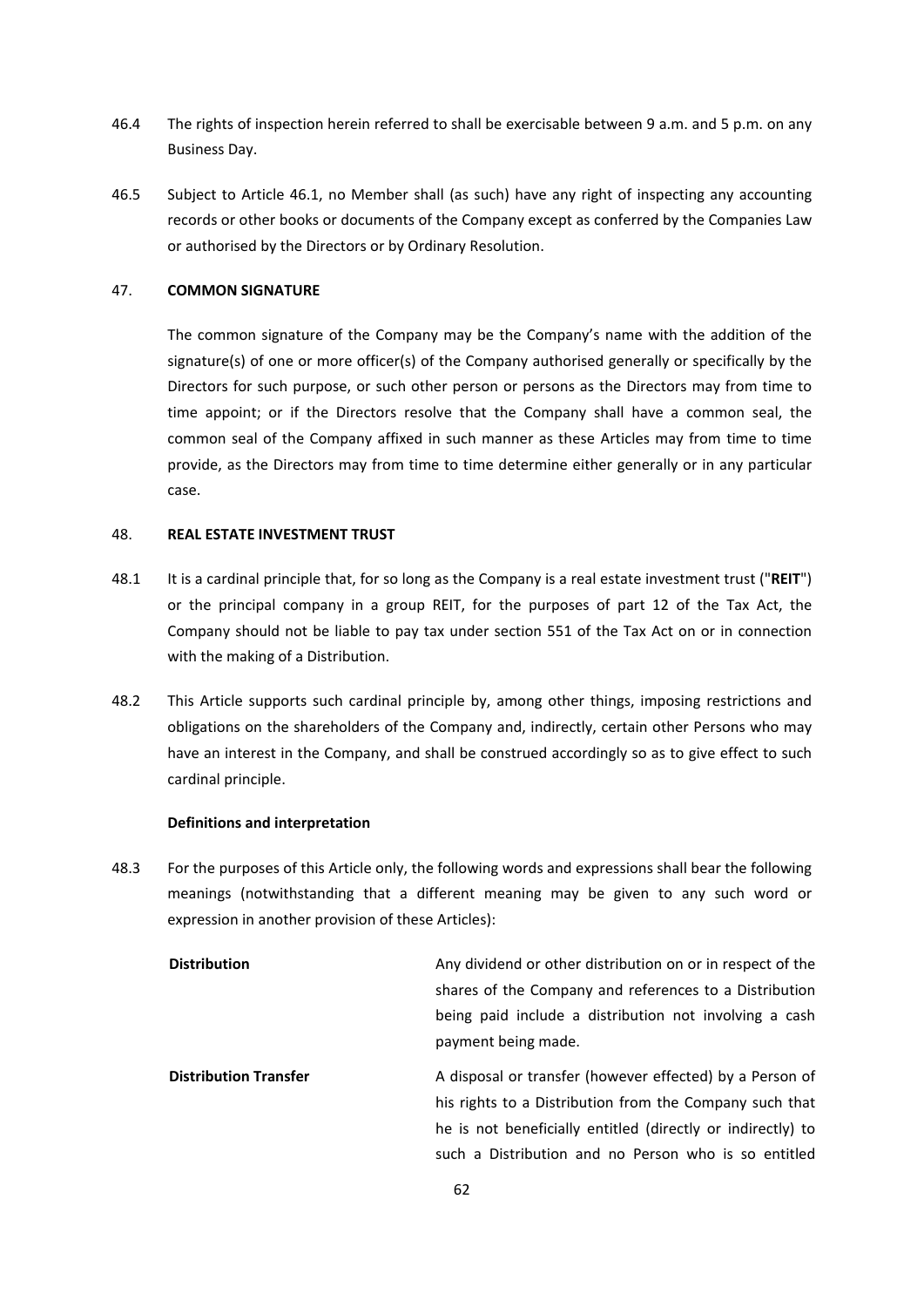46.4 The rights of inspection herein referred to shall be exercisable between 9 a.m. and 5 p.m. on any Business Day.

46.5 Subject to Article 46.1, no Member shall (as such) have any right of inspecting any accounting records or other books or documents of the Company except as conferred by the Companies Law or authorised by the Directors or by Ordinary Resolution.

## 47. COMMON SIGNATURE

The common signature of the Company may be the Company's name with the addition of the signature(s) of one or more officer(s) of the Company authorised generally or specifically by the Directors for such purpose, or such other person or persons as the Directors may from time to time appoint; or if the Directors resolve that the Company shall have a common seal, the common seal of the Company affixed in such manner as these Articles may from time to time provide, as the Directors may from time to time determine either generally or in any particular case.

## 48. REAL ESTATE INVESTMENT TRUST

48.1 It is a cardinal principle that, for so long as the Company is a real estate investment trust ("**REIT**") or the principal company in a group REIT, for the purposes of part 12 of the Tax Act, the Company should not be liable to pay tax under section 551 of the Tax Act on or in connection with the making of a Distribution.

48.2 This Article supports such cardinal principle by, among other things, imposing restrictions and obligations on the shareholders of the Company and, indirectly, certain other Persons who may have an interest in the Company, and shall be construed accordingly so as to give effect to such cardinal principle.

**Definitions and interpretation**

48.3 For the purposes of this Article only, the following words and expressions shall bear the following meanings (notwithstanding that a different meaning may be given to any such word or expression in another provision of these Articles):

| | |
|---|---|
| **Distribution** | Any dividend or other distribution on or in respect of the shares of the Company and references to a Distribution being paid include a distribution not involving a cash payment being made. |
| **Distribution Transfer** | A disposal or transfer (however effected) by a Person of his rights to a Distribution from the Company such that he is not beneficially entitled (directly or indirectly) to such a Distribution and no Person who is so entitled |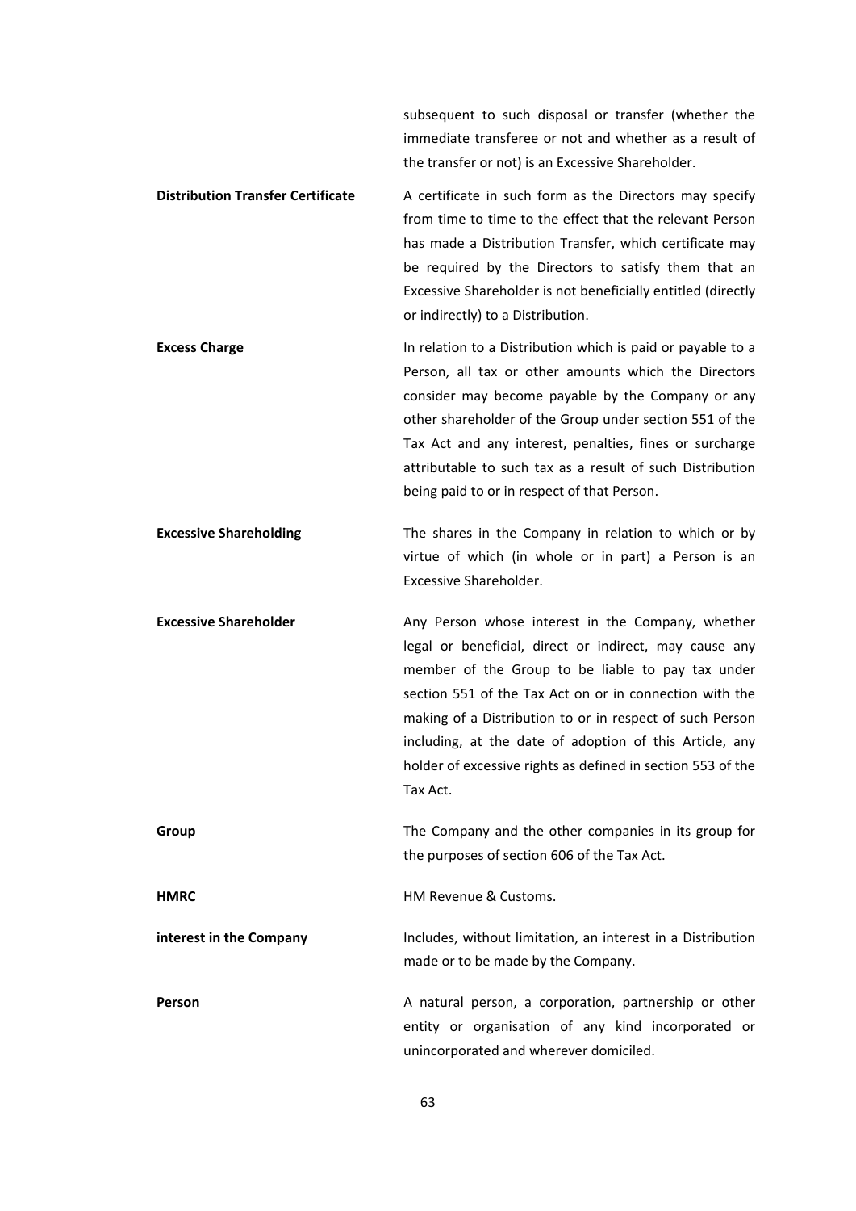| | |
|---|---|
| | subsequent to such disposal or transfer (whether the immediate transferee or not and whether as a result of the transfer or not) is an Excessive Shareholder. |
| **Distribution Transfer Certificate** | A certificate in such form as the Directors may specify from time to time to the effect that the relevant Person has made a Distribution Transfer, which certificate may be required by the Directors to satisfy them that an Excessive Shareholder is not beneficially entitled (directly or indirectly) to a Distribution. |
| **Excess Charge** | In relation to a Distribution which is paid or payable to a Person, all tax or other amounts which the Directors consider may become payable by the Company or any other shareholder of the Group under section 551 of the Tax Act and any interest, penalties, fines or surcharge attributable to such tax as a result of such Distribution being paid to or in respect of that Person. |
| **Excessive Shareholding** | The shares in the Company in relation to which or by virtue of which (in whole or in part) a Person is an Excessive Shareholder. |
| **Excessive Shareholder** | Any Person whose interest in the Company, whether legal or beneficial, direct or indirect, may cause any member of the Group to be liable to pay tax under section 551 of the Tax Act on or in connection with the making of a Distribution to or in respect of such Person including, at the date of adoption of this Article, any holder of excessive rights as defined in section 553 of the Tax Act. |
| **Group** | The Company and the other companies in its group for the purposes of section 606 of the Tax Act. |
| **HMRC** | HM Revenue & Customs. |
| **interest in the Company** | Includes, without limitation, an interest in a Distribution made or to be made by the Company. |
| **Person** | A natural person, a corporation, partnership or other entity or organisation of any kind incorporated or unincorporated and wherever domiciled. |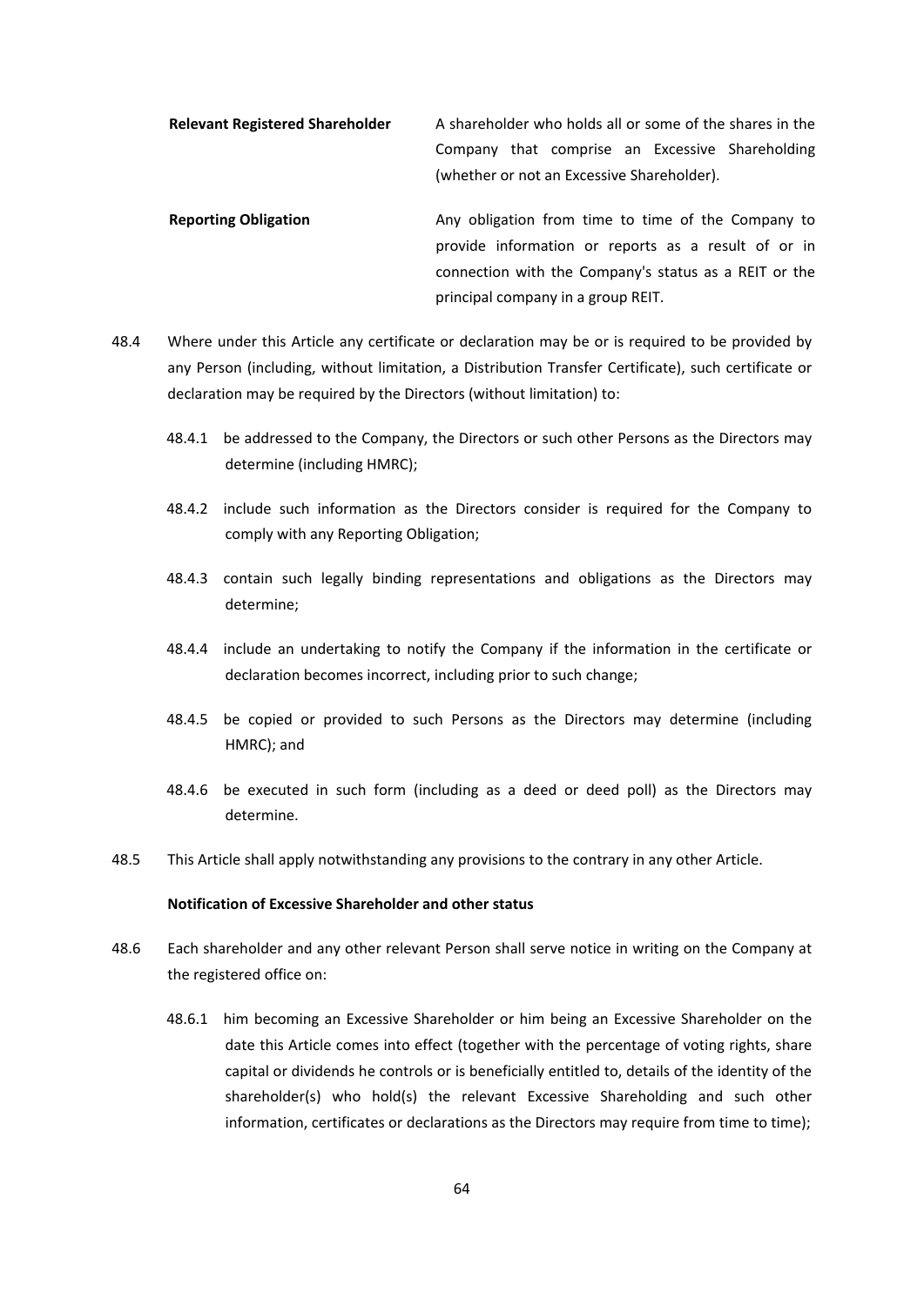| | |
|---|---|
| **Relevant Registered Shareholder** | A shareholder who holds all or some of the shares in the Company that comprise an Excessive Shareholding (whether or not an Excessive Shareholder). |
| **Reporting Obligation** | Any obligation from time to time of the Company to provide information or reports as a result of or in connection with the Company's status as a REIT or the principal company in a group REIT. |

48.4 Where under this Article any certificate or declaration may be or is required to be provided by any Person (including, without limitation, a Distribution Transfer Certificate), such certificate or declaration may be required by the Directors (without limitation) to:

48.4.1 be addressed to the Company, the Directors or such other Persons as the Directors may determine (including HMRC);

48.4.2 include such information as the Directors consider is required for the Company to comply with any Reporting Obligation;

48.4.3 contain such legally binding representations and obligations as the Directors may determine;

48.4.4 include an undertaking to notify the Company if the information in the certificate or declaration becomes incorrect, including prior to such change;

48.4.5 be copied or provided to such Persons as the Directors may determine (including HMRC); and

48.4.6 be executed in such form (including as a deed or deed poll) as the Directors may determine.

48.5 This Article shall apply notwithstanding any provisions to the contrary in any other Article.

**Notification of Excessive Shareholder and other status**

48.6 Each shareholder and any other relevant Person shall serve notice in writing on the Company at the registered office on:

48.6.1 him becoming an Excessive Shareholder or him being an Excessive Shareholder on the date this Article comes into effect (together with the percentage of voting rights, share capital or dividends he controls or is beneficially entitled to, details of the identity of the shareholder(s) who hold(s) the relevant Excessive Shareholding and such other information, certificates or declarations as the Directors may require from time to time);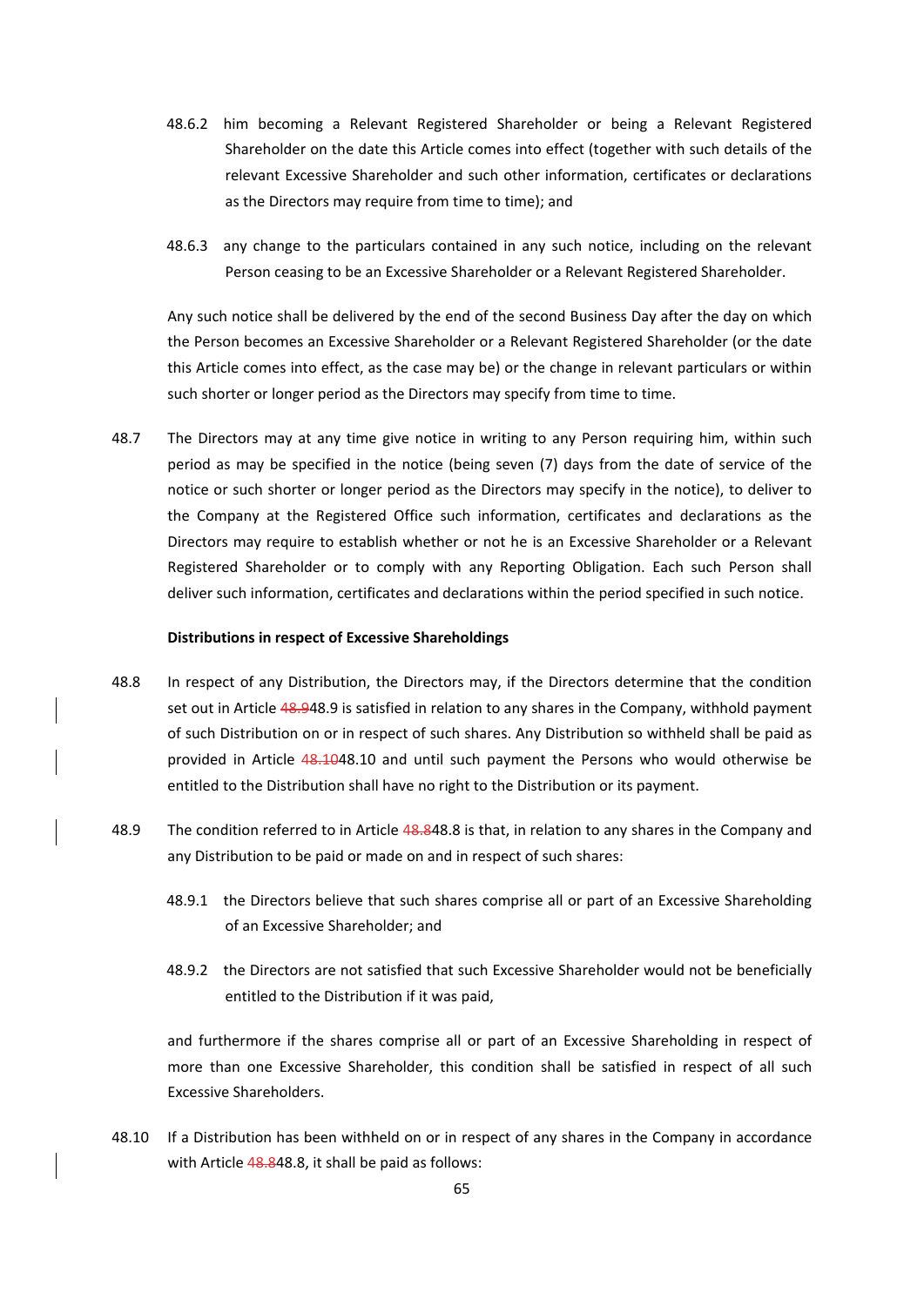48.6.2 him becoming a Relevant Registered Shareholder or being a Relevant Registered Shareholder on the date this Article comes into effect (together with such details of the relevant Excessive Shareholder and such other information, certificates or declarations as the Directors may require from time to time); and

48.6.3 any change to the particulars contained in any such notice, including on the relevant Person ceasing to be an Excessive Shareholder or a Relevant Registered Shareholder.

Any such notice shall be delivered by the end of the second Business Day after the day on which the Person becomes an Excessive Shareholder or a Relevant Registered Shareholder (or the date this Article comes into effect, as the case may be) or the change in relevant particulars or within such shorter or longer period as the Directors may specify from time to time.

48.7 The Directors may at any time give notice in writing to any Person requiring him, within such period as may be specified in the notice (being seven (7) days from the date of service of the notice or such shorter or longer period as the Directors may specify in the notice), to deliver to the Company at the Registered Office such information, certificates and declarations as the Directors may require to establish whether or not he is an Excessive Shareholder or a Relevant Registered Shareholder or to comply with any Reporting Obligation. Each such Person shall deliver such information, certificates and declarations within the period specified in such notice.

**Distributions in respect of Excessive Shareholdings**

48.8 In respect of any Distribution, the Directors may, if the Directors determine that the condition set out in Article ~~48.9~~48.9 is satisfied in relation to any shares in the Company, withhold payment of such Distribution on or in respect of such shares. Any Distribution so withheld shall be paid as provided in Article ~~48.10~~48.10 and until such payment the Persons who would otherwise be entitled to the Distribution shall have no right to the Distribution or its payment.

48.9 The condition referred to in Article ~~48.8~~48.8 is that, in relation to any shares in the Company and any Distribution to be paid or made on and in respect of such shares:

48.9.1 the Directors believe that such shares comprise all or part of an Excessive Shareholding of an Excessive Shareholder; and

48.9.2 the Directors are not satisfied that such Excessive Shareholder would not be beneficially entitled to the Distribution if it was paid,

and furthermore if the shares comprise all or part of an Excessive Shareholding in respect of more than one Excessive Shareholder, this condition shall be satisfied in respect of all such Excessive Shareholders.

48.10 If a Distribution has been withheld on or in respect of any shares in the Company in accordance with Article ~~48.8~~48.8, it shall be paid as follows: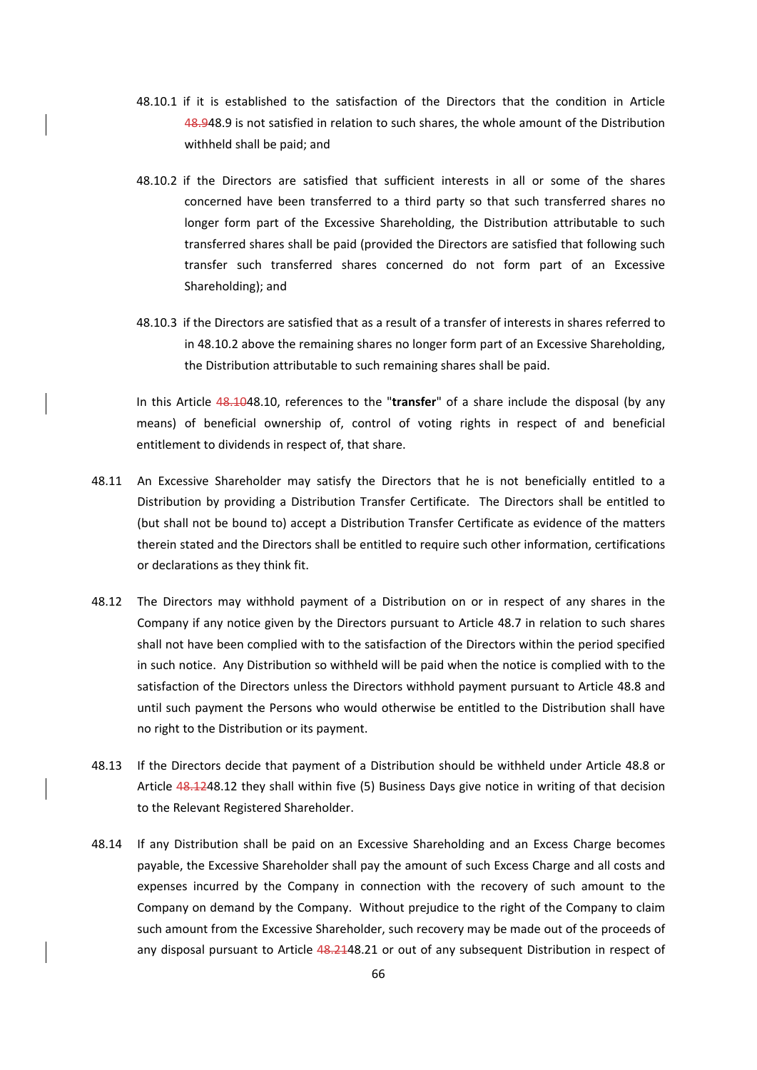48.10.1 if it is established to the satisfaction of the Directors that the condition in Article ~~48.9~~48.9 is not satisfied in relation to such shares, the whole amount of the Distribution withheld shall be paid; and

48.10.2 if the Directors are satisfied that sufficient interests in all or some of the shares concerned have been transferred to a third party so that such transferred shares no longer form part of the Excessive Shareholding, the Distribution attributable to such transferred shares shall be paid (provided the Directors are satisfied that following such transfer such transferred shares concerned do not form part of an Excessive Shareholding); and

48.10.3 if the Directors are satisfied that as a result of a transfer of interests in shares referred to in 48.10.2 above the remaining shares no longer form part of an Excessive Shareholding, the Distribution attributable to such remaining shares shall be paid.

In this Article ~~48.10~~48.10, references to the "**transfer**" of a share include the disposal (by any means) of beneficial ownership of, control of voting rights in respect of and beneficial entitlement to dividends in respect of, that share.

48.11 An Excessive Shareholder may satisfy the Directors that he is not beneficially entitled to a Distribution by providing a Distribution Transfer Certificate. The Directors shall be entitled to (but shall not be bound to) accept a Distribution Transfer Certificate as evidence of the matters therein stated and the Directors shall be entitled to require such other information, certifications or declarations as they think fit.

48.12 The Directors may withhold payment of a Distribution on or in respect of any shares in the Company if any notice given by the Directors pursuant to Article 48.7 in relation to such shares shall not have been complied with to the satisfaction of the Directors within the period specified in such notice. Any Distribution so withheld will be paid when the notice is complied with to the satisfaction of the Directors unless the Directors withhold payment pursuant to Article 48.8 and until such payment the Persons who would otherwise be entitled to the Distribution shall have no right to the Distribution or its payment.

48.13 If the Directors decide that payment of a Distribution should be withheld under Article 48.8 or Article ~~48.12~~48.12 they shall within five (5) Business Days give notice in writing of that decision to the Relevant Registered Shareholder.

48.14 If any Distribution shall be paid on an Excessive Shareholding and an Excess Charge becomes payable, the Excessive Shareholder shall pay the amount of such Excess Charge and all costs and expenses incurred by the Company in connection with the recovery of such amount to the Company on demand by the Company. Without prejudice to the right of the Company to claim such amount from the Excessive Shareholder, such recovery may be made out of the proceeds of any disposal pursuant to Article ~~48.21~~48.21 or out of any subsequent Distribution in respect of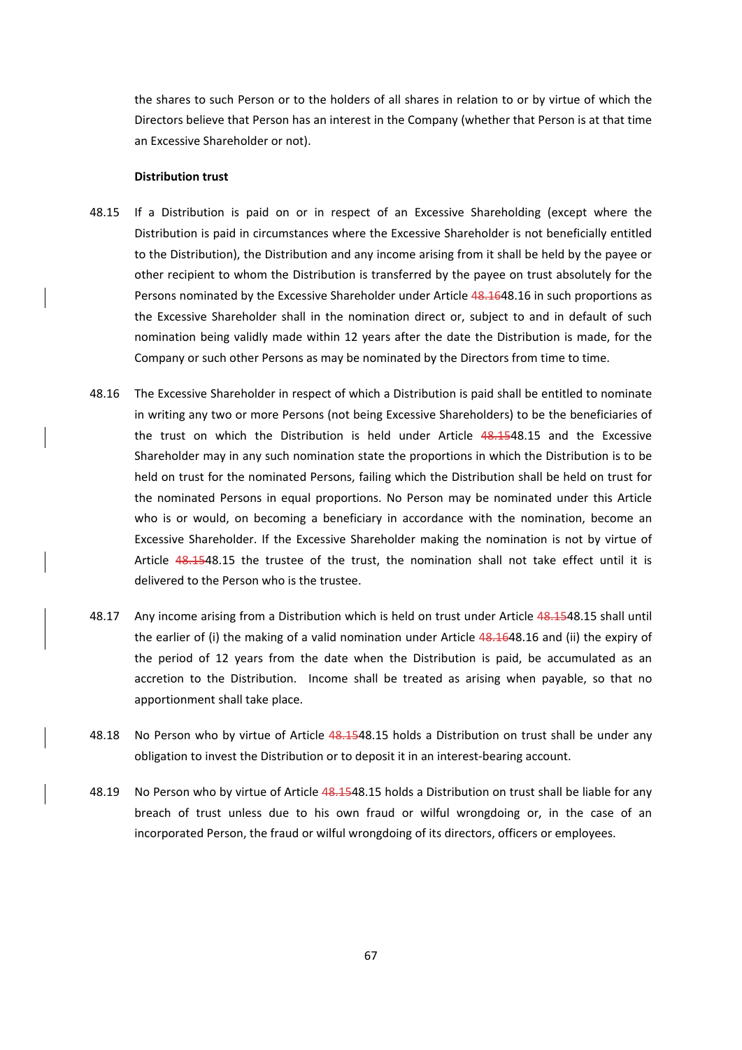the shares to such Person or to the holders of all shares in relation to or by virtue of which the Directors believe that Person has an interest in the Company (whether that Person is at that time an Excessive Shareholder or not).

**Distribution trust**

48.15 If a Distribution is paid on or in respect of an Excessive Shareholding (except where the Distribution is paid in circumstances where the Excessive Shareholder is not beneficially entitled to the Distribution), the Distribution and any income arising from it shall be held by the payee or other recipient to whom the Distribution is transferred by the payee on trust absolutely for the Persons nominated by the Excessive Shareholder under Article ~~48.16~~48.16 in such proportions as the Excessive Shareholder shall in the nomination direct or, subject to and in default of such nomination being validly made within 12 years after the date the Distribution is made, for the Company or such other Persons as may be nominated by the Directors from time to time.

48.16 The Excessive Shareholder in respect of which a Distribution is paid shall be entitled to nominate in writing any two or more Persons (not being Excessive Shareholders) to be the beneficiaries of the trust on which the Distribution is held under Article ~~48.15~~48.15 and the Excessive Shareholder may in any such nomination state the proportions in which the Distribution is to be held on trust for the nominated Persons, failing which the Distribution shall be held on trust for the nominated Persons in equal proportions. No Person may be nominated under this Article who is or would, on becoming a beneficiary in accordance with the nomination, become an Excessive Shareholder. If the Excessive Shareholder making the nomination is not by virtue of Article ~~48.15~~48.15 the trustee of the trust, the nomination shall not take effect until it is delivered to the Person who is the trustee.

48.17 Any income arising from a Distribution which is held on trust under Article ~~48.15~~48.15 shall until the earlier of (i) the making of a valid nomination under Article ~~48.16~~48.16 and (ii) the expiry of the period of 12 years from the date when the Distribution is paid, be accumulated as an accretion to the Distribution. Income shall be treated as arising when payable, so that no apportionment shall take place.

48.18 No Person who by virtue of Article ~~48.15~~48.15 holds a Distribution on trust shall be under any obligation to invest the Distribution or to deposit it in an interest-bearing account.

48.19 No Person who by virtue of Article ~~48.15~~48.15 holds a Distribution on trust shall be liable for any breach of trust unless due to his own fraud or wilful wrongdoing or, in the case of an incorporated Person, the fraud or wilful wrongdoing of its directors, officers or employees.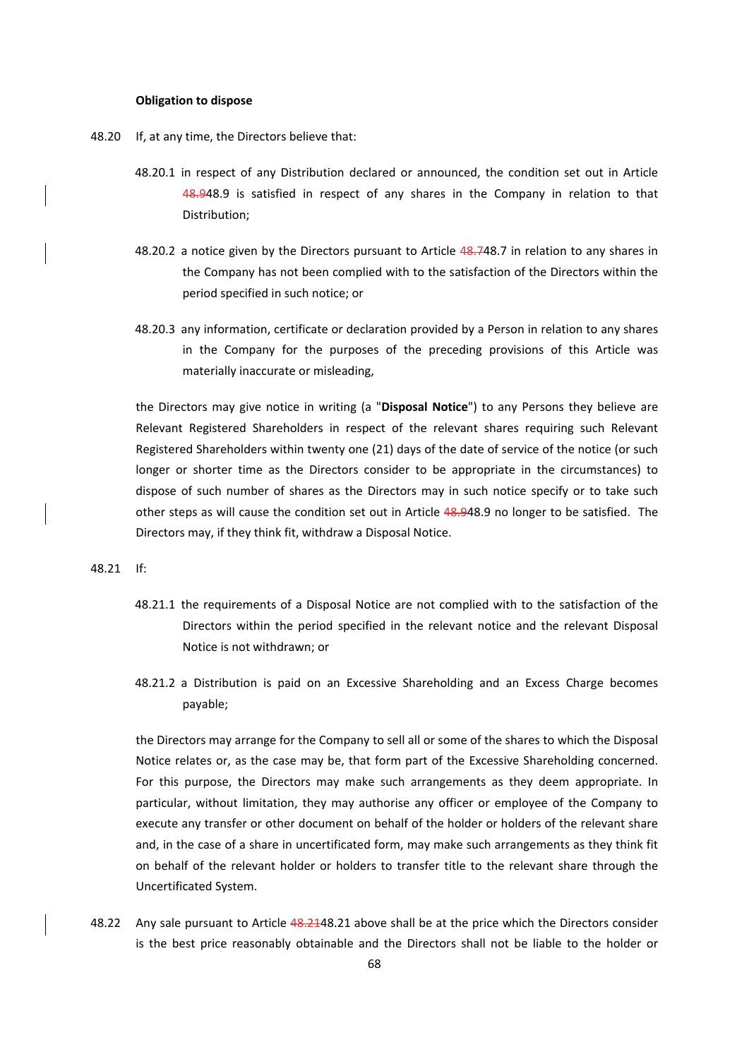**Obligation to dispose**

48.20 If, at any time, the Directors believe that:

48.20.1 in respect of any Distribution declared or announced, the condition set out in Article ~~48.9~~48.9 is satisfied in respect of any shares in the Company in relation to that Distribution;

48.20.2 a notice given by the Directors pursuant to Article ~~48.7~~48.7 in relation to any shares in the Company has not been complied with to the satisfaction of the Directors within the period specified in such notice; or

48.20.3 any information, certificate or declaration provided by a Person in relation to any shares in the Company for the purposes of the preceding provisions of this Article was materially inaccurate or misleading,

the Directors may give notice in writing (a "**Disposal Notice**") to any Persons they believe are Relevant Registered Shareholders in respect of the relevant shares requiring such Relevant Registered Shareholders within twenty one (21) days of the date of service of the notice (or such longer or shorter time as the Directors consider to be appropriate in the circumstances) to dispose of such number of shares as the Directors may in such notice specify or to take such other steps as will cause the condition set out in Article ~~48.9~~48.9 no longer to be satisfied. The Directors may, if they think fit, withdraw a Disposal Notice.

48.21 If:

48.21.1 the requirements of a Disposal Notice are not complied with to the satisfaction of the Directors within the period specified in the relevant notice and the relevant Disposal Notice is not withdrawn; or

48.21.2 a Distribution is paid on an Excessive Shareholding and an Excess Charge becomes payable;

the Directors may arrange for the Company to sell all or some of the shares to which the Disposal Notice relates or, as the case may be, that form part of the Excessive Shareholding concerned. For this purpose, the Directors may make such arrangements as they deem appropriate. In particular, without limitation, they may authorise any officer or employee of the Company to execute any transfer or other document on behalf of the holder or holders of the relevant share and, in the case of a share in uncertificated form, may make such arrangements as they think fit on behalf of the relevant holder or holders to transfer title to the relevant share through the Uncertificated System.

48.22 Any sale pursuant to Article ~~48.21~~48.21 above shall be at the price which the Directors consider is the best price reasonably obtainable and the Directors shall not be liable to the holder or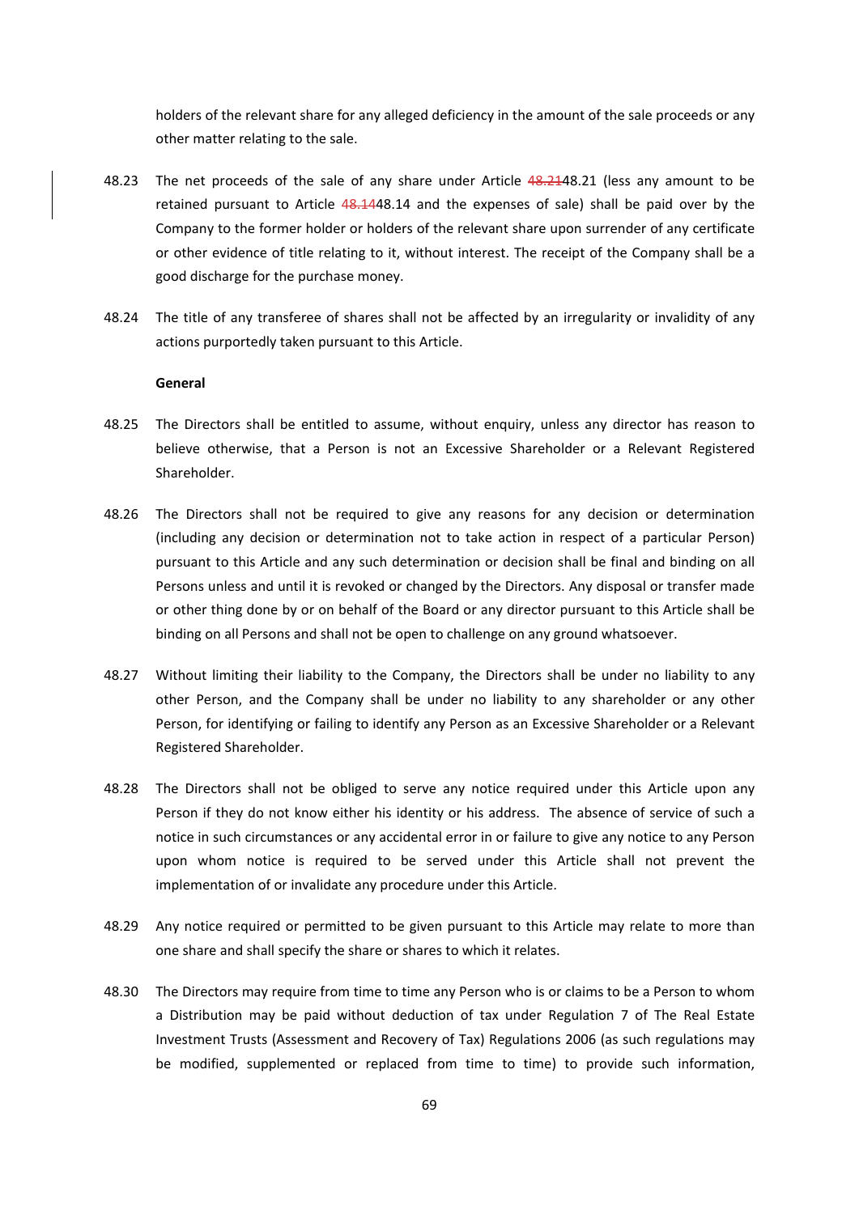holders of the relevant share for any alleged deficiency in the amount of the sale proceeds or any other matter relating to the sale.

48.23 The net proceeds of the sale of any share under Article ~~48.21~~48.21 (less any amount to be retained pursuant to Article ~~48.14~~48.14 and the expenses of sale) shall be paid over by the Company to the former holder or holders of the relevant share upon surrender of any certificate or other evidence of title relating to it, without interest. The receipt of the Company shall be a good discharge for the purchase money.

48.24 The title of any transferee of shares shall not be affected by an irregularity or invalidity of any actions purportedly taken pursuant to this Article.

**General**

48.25 The Directors shall be entitled to assume, without enquiry, unless any director has reason to believe otherwise, that a Person is not an Excessive Shareholder or a Relevant Registered Shareholder.

48.26 The Directors shall not be required to give any reasons for any decision or determination (including any decision or determination not to take action in respect of a particular Person) pursuant to this Article and any such determination or decision shall be final and binding on all Persons unless and until it is revoked or changed by the Directors. Any disposal or transfer made or other thing done by or on behalf of the Board or any director pursuant to this Article shall be binding on all Persons and shall not be open to challenge on any ground whatsoever.

48.27 Without limiting their liability to the Company, the Directors shall be under no liability to any other Person, and the Company shall be under no liability to any shareholder or any other Person, for identifying or failing to identify any Person as an Excessive Shareholder or a Relevant Registered Shareholder.

48.28 The Directors shall not be obliged to serve any notice required under this Article upon any Person if they do not know either his identity or his address. The absence of service of such a notice in such circumstances or any accidental error in or failure to give any notice to any Person upon whom notice is required to be served under this Article shall not prevent the implementation of or invalidate any procedure under this Article.

48.29 Any notice required or permitted to be given pursuant to this Article may relate to more than one share and shall specify the share or shares to which it relates.

48.30 The Directors may require from time to time any Person who is or claims to be a Person to whom a Distribution may be paid without deduction of tax under Regulation 7 of The Real Estate Investment Trusts (Assessment and Recovery of Tax) Regulations 2006 (as such regulations may be modified, supplemented or replaced from time to time) to provide such information,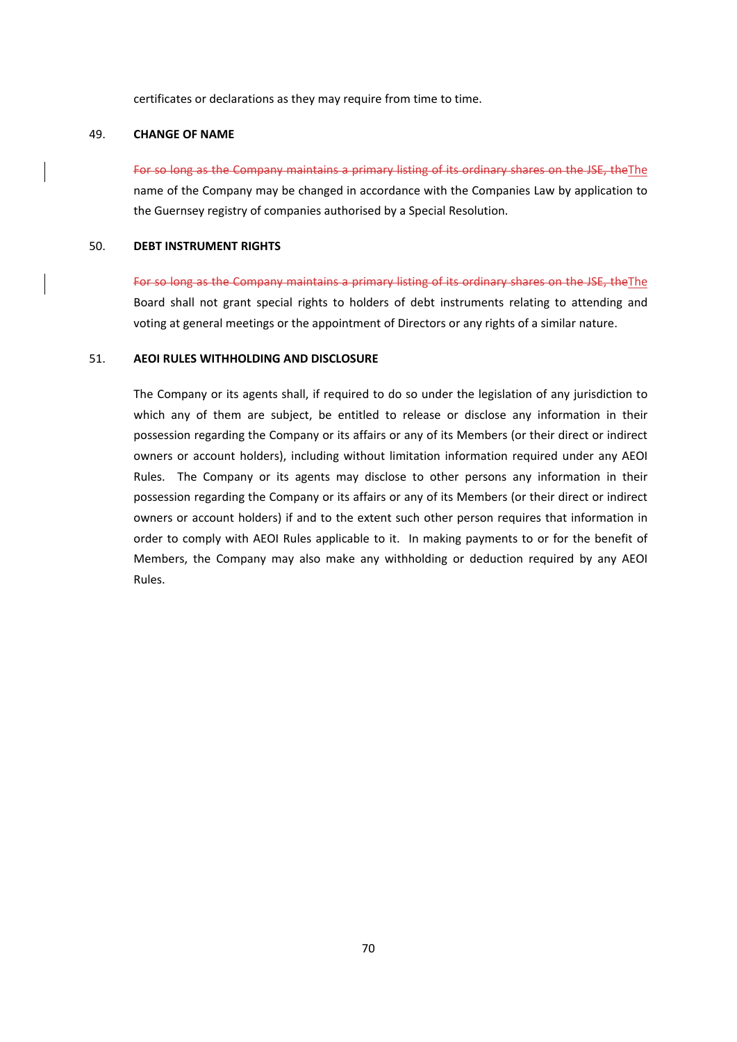certificates or declarations as they may require from time to time.

49. **CHANGE OF NAME**

~~For so long as the Company maintains a primary listing of its ordinary shares on the JSE, the~~The name of the Company may be changed in accordance with the Companies Law by application to the Guernsey registry of companies authorised by a Special Resolution.

50. **DEBT INSTRUMENT RIGHTS**

~~For so long as the Company maintains a primary listing of its ordinary shares on the JSE, the~~The Board shall not grant special rights to holders of debt instruments relating to attending and voting at general meetings or the appointment of Directors or any rights of a similar nature.

51. **AEOI RULES WITHHOLDING AND DISCLOSURE**

The Company or its agents shall, if required to do so under the legislation of any jurisdiction to which any of them are subject, be entitled to release or disclose any information in their possession regarding the Company or its affairs or any of its Members (or their direct or indirect owners or account holders), including without limitation information required under any AEOI Rules. The Company or its agents may disclose to other persons any information in their possession regarding the Company or its affairs or any of its Members (or their direct or indirect owners or account holders) if and to the extent such other person requires that information in order to comply with AEOI Rules applicable to it. In making payments to or for the benefit of Members, the Company may also make any withholding or deduction required by any AEOI Rules.